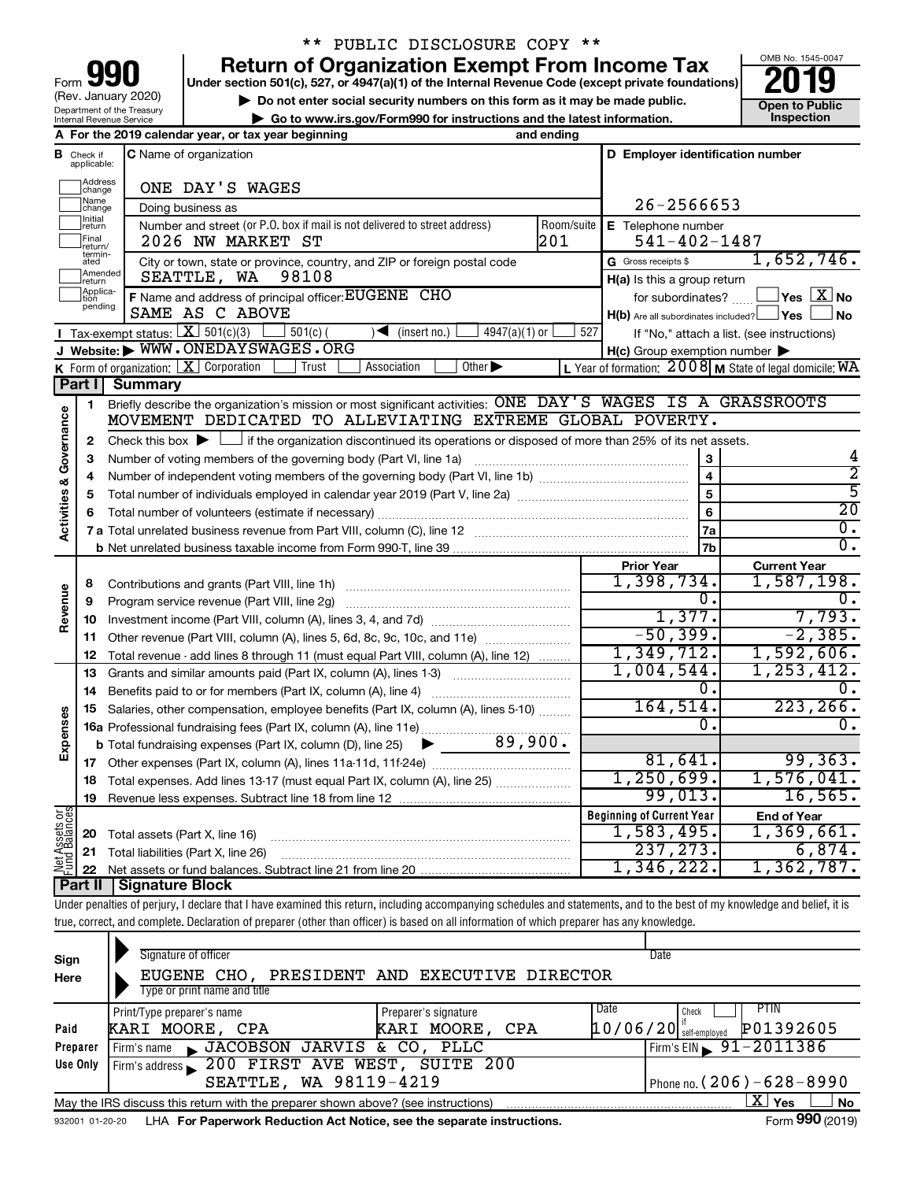** PUBLIC DISCLOSURE COPY **

# Form 990 — Return of Organization Exempt From Income Tax

(Rev. January 2020)

Department of the Treasury
Internal Revenue Service

Under section 501(c), 527, or 4947(a)(1) of the Internal Revenue Code (except private foundations)

▶ Do not enter social security numbers on this form as it may be made public.

▶ Go to www.irs.gov/Form990 for instructions and the latest information.

OMB No. 1545-0047

**2019**

**Open to Public Inspection**

**A** For the 2019 calendar year, or tax year beginning and ending

**B** Check if applicable: Address change, Name change, Initial return, Final return/terminated, Amended return, Application pending

**C** Name of organization: ONE DAY'S WAGES

Doing business as

Number and street (or P.O. box if mail is not delivered to street address): 2026 NW MARKET ST — Room/suite: 201

City or town, state or province, country, and ZIP or foreign postal code: SEATTLE, WA 98108

**D** Employer identification number: 26-2566653

**E** Telephone number: 541-402-1487

**G** Gross receipts $ 1,652,746.

**F** Name and address of principal officer: EUGENE CHO, SAME AS C ABOVE

**H(a)** Is this a group return for subordinates? Yes [ ] No [X]

**H(b)** Are all subordinates included? Yes [ ] No [ ] If "No," attach a list. (see instructions)

**H(c)** Group exemption number ▶

**I** Tax-exempt status: [X] 501(c)(3) [ ] 501(c) ( ) ◀ (insert no.) [ ] 4947(a)(1) or [ ] 527

**J** Website: ▶ WWW.ONEDAYSWAGES.ORG

**K** Form of organization: [X] Corporation [ ] Trust [ ] Association [ ] Other ▶

**L** Year of formation: 2008 **M** State of legal domicile: WA

## Part I Summary

**Activities & Governance**

1 Briefly describe the organization's mission or most significant activities: ONE DAY'S WAGES IS A GRASSROOTS MOVEMENT DEDICATED TO ALLEVIATING EXTREME GLOBAL POVERTY.

2 Check this box ▶ [ ] if the organization discontinued its operations or disposed of more than 25% of its net assets.

| Line | Description | No. | Value |
|---|---|---|---|
| 3 | Number of voting members of the governing body (Part VI, line 1a) | 3 | 4 |
| 4 | Number of independent voting members of the governing body (Part VI, line 1b) | 4 | 2 |
| 5 | Total number of individuals employed in calendar year 2019 (Part V, line 2a) | 5 | 5 |
| 6 | Total number of volunteers (estimate if necessary) | 6 | 20 |
| 7a | Total unrelated business revenue from Part VIII, column (C), line 12 | 7a | 0. |
| 7b | Net unrelated business taxable income from Form 990-T, line 39 | 7b | 0. |

| | Line | Description | Prior Year | Current Year |
|---|---|---|---|---|
| Revenue | 8 | Contributions and grants (Part VIII, line 1h) | 1,398,734. | 1,587,198. |
| | 9 | Program service revenue (Part VIII, line 2g) | 0. | 0. |
| | 10 | Investment income (Part VIII, column (A), lines 3, 4, and 7d) | 1,377. | 7,793. |
| | 11 | Other revenue (Part VIII, column (A), lines 5, 6d, 8c, 9c, 10c, and 11e) | -50,399. | -2,385. |
| | 12 | Total revenue - add lines 8 through 11 (must equal Part VIII, column (A), line 12) | 1,349,712. | 1,592,606. |
| Expenses | 13 | Grants and similar amounts paid (Part IX, column (A), lines 1-3) | 1,004,544. | 1,253,412. |
| | 14 | Benefits paid to or for members (Part IX, column (A), line 4) | 0. | 0. |
| | 15 | Salaries, other compensation, employee benefits (Part IX, column (A), lines 5-10) | 164,514. | 223,266. |
| | 16a | Professional fundraising fees (Part IX, column (A), line 11e) | 0. | 0. |
| | b | Total fundraising expenses (Part IX, column (D), line 25) ▶ 89,900. | | |
| | 17 | Other expenses (Part IX, column (A), lines 11a-11d, 11f-24e) | 81,641. | 99,363. |
| | 18 | Total expenses. Add lines 13-17 (must equal Part IX, column (A), line 25) | 1,250,699. | 1,576,041. |
| | 19 | Revenue less expenses. Subtract line 18 from line 12 | 99,013. | 16,565. |

| | Line | Description | Beginning of Current Year | End of Year |
|---|---|---|---|---|
| Net Assets or Fund Balances | 20 | Total assets (Part X, line 16) | 1,583,495. | 1,369,661. |
| | 21 | Total liabilities (Part X, line 26) | 237,273. | 6,874. |
| | 22 | Net assets or fund balances. Subtract line 21 from line 20 | 1,346,222. | 1,362,787. |

## Part II Signature Block

Under penalties of perjury, I declare that I have examined this return, including accompanying schedules and statements, and to the best of my knowledge and belief, it is true, correct, and complete. Declaration of preparer (other than officer) is based on all information of which preparer has any knowledge.

**Sign Here**

Signature of officer — Date

EUGENE CHO, PRESIDENT AND EXECUTIVE DIRECTOR

Type or print name and title

**Paid Preparer Use Only**

| Print/Type preparer's name | Preparer's signature | Date | Check if self-employed | PTIN |
|---|---|---|---|---|
| KARI MOORE, CPA | KARI MOORE, CPA | 10/06/20 | | P01392605 |

Firm's name ▶ JACOBSON JARVIS & CO, PLLC — Firm's EIN ▶ 91-2011386

Firm's address ▶ 200 FIRST AVE WEST, SUITE 200, SEATTLE, WA 98119-4219 — Phone no. (206)-628-8990

May the IRS discuss this return with the preparer shown above? (see instructions) [X] Yes [ ] No

932001 01-20-20 LHA For Paperwork Reduction Act Notice, see the separate instructions. Form **990** (2019)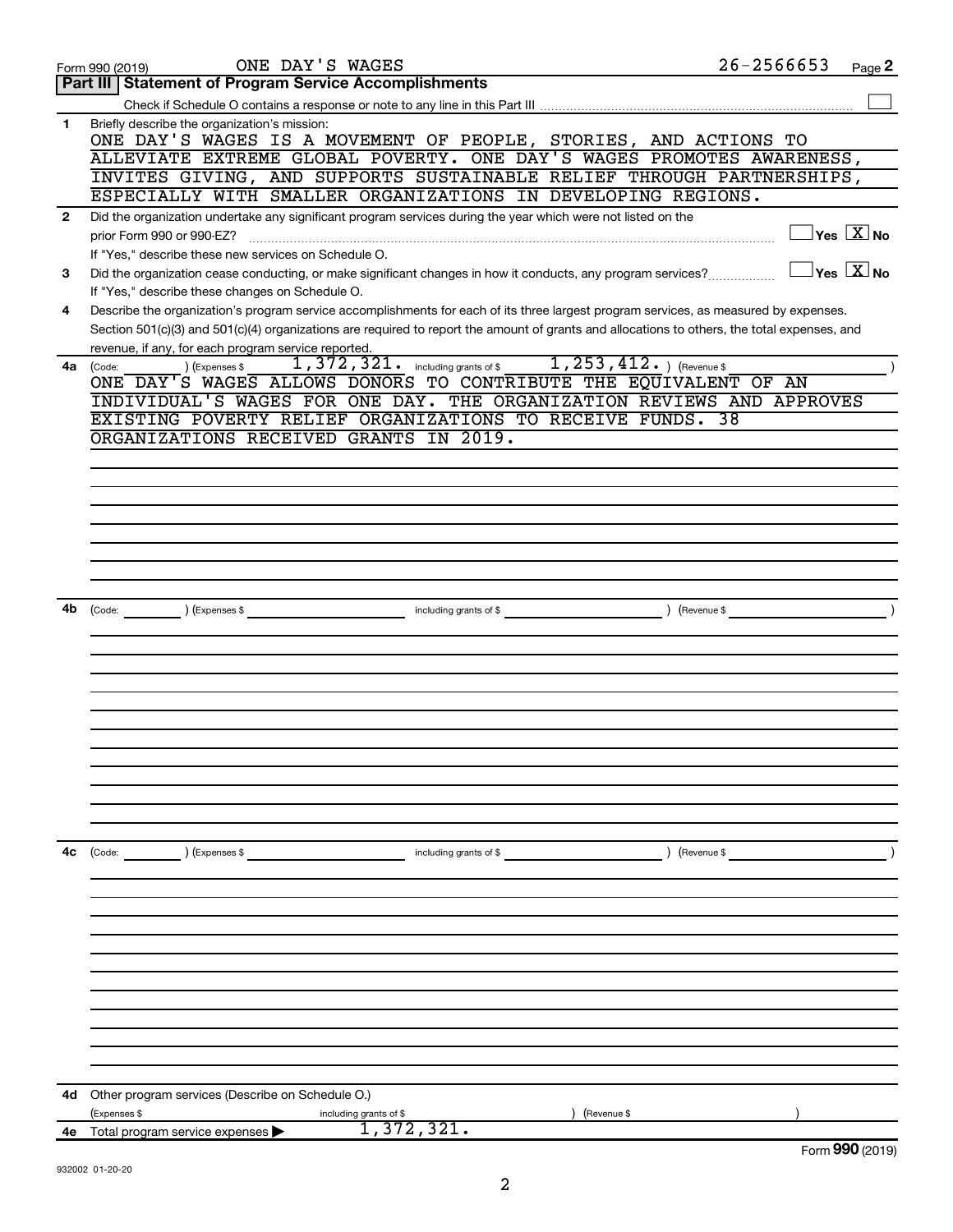Form 990 (2019) ONE DAY'S WAGES 26-2566653 Page 2

## Part III Statement of Program Service Accomplishments

Check if Schedule O contains a response or note to any line in this Part III ☐

**1** Briefly describe the organization's mission:

ONE DAY'S WAGES IS A MOVEMENT OF PEOPLE, STORIES, AND ACTIONS TO ALLEVIATE EXTREME GLOBAL POVERTY. ONE DAY'S WAGES PROMOTES AWARENESS, INVITES GIVING, AND SUPPORTS SUSTAINABLE RELIEF THROUGH PARTNERSHIPS, ESPECIALLY WITH SMALLER ORGANIZATIONS IN DEVELOPING REGIONS.

**2** Did the organization undertake any significant program services during the year which were not listed on the prior Form 990 or 990-EZ? ☐ Yes ☒ No

If "Yes," describe these new services on Schedule O.

**3** Did the organization cease conducting, or make significant changes in how it conducts, any program services? ☐ Yes ☒ No

If "Yes," describe these changes on Schedule O.

**4** Describe the organization's program service accomplishments for each of its three largest program services, as measured by expenses. Section 501(c)(3) and 501(c)(4) organizations are required to report the amount of grants and allocations to others, the total expenses, and revenue, if any, for each program service reported.

**4a** (Code: ) (Expenses $ 1,372,321. including grants of $ 1,253,412. ) (Revenue $ )

ONE DAY'S WAGES ALLOWS DONORS TO CONTRIBUTE THE EQUIVALENT OF AN INDIVIDUAL'S WAGES FOR ONE DAY. THE ORGANIZATION REVIEWS AND APPROVES EXISTING POVERTY RELIEF ORGANIZATIONS TO RECEIVE FUNDS. 38 ORGANIZATIONS RECEIVED GRANTS IN 2019.

**4b** (Code: ) (Expenses $ including grants of $ ) (Revenue $ )

**4c** (Code: ) (Expenses $ including grants of $ ) (Revenue $ )

**4d** Other program services (Describe on Schedule O.)

(Expenses $ including grants of $ ) (Revenue $ )

**4e** Total program service expenses ▶ 1,372,321.

Form 990 (2019)

932002 01-20-20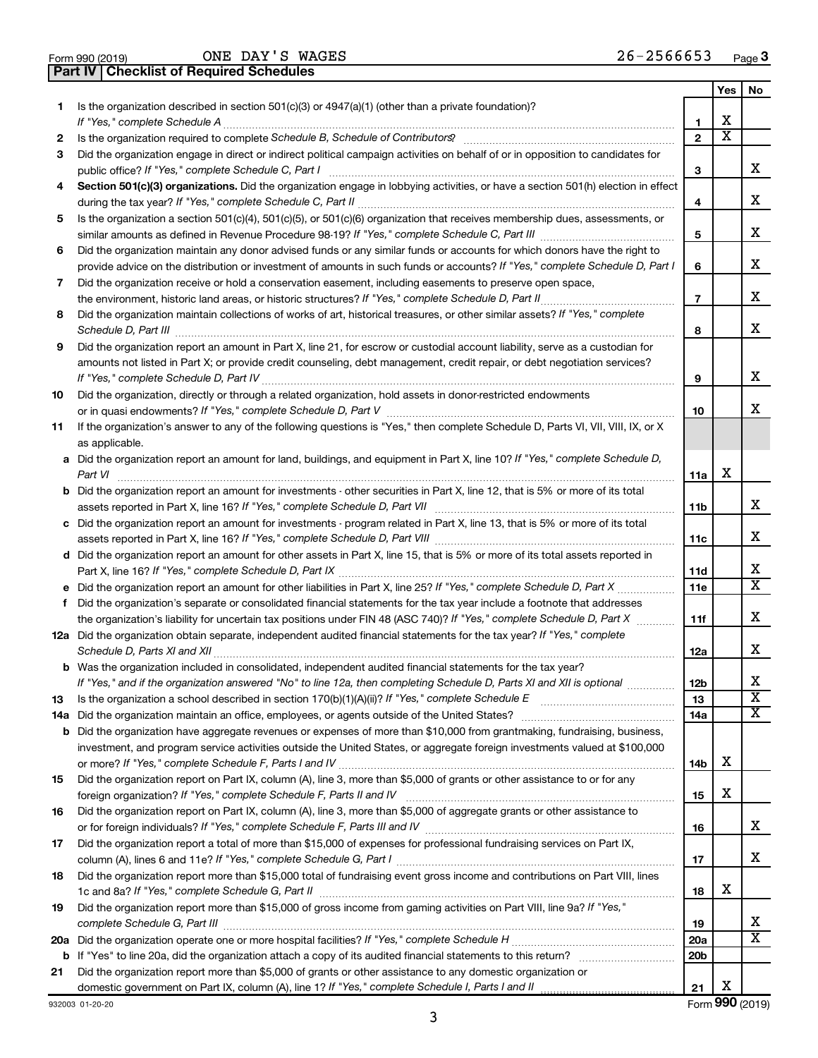Form 990 (2019) ONE DAY'S WAGES 26-2566653 Page 3

## Part IV | Checklist of Required Schedules

| | | | Yes | No |
|---|---|---|---|---|
| 1 | Is the organization described in section 501(c)(3) or 4947(a)(1) (other than a private foundation)? *If "Yes," complete Schedule A* | 1 | X | |
| 2 | Is the organization required to complete *Schedule B, Schedule of Contributors*? | 2 | X | |
| 3 | Did the organization engage in direct or indirect political campaign activities on behalf of or in opposition to candidates for public office? *If "Yes," complete Schedule C, Part I* | 3 | | X |
| 4 | **Section 501(c)(3) organizations.** Did the organization engage in lobbying activities, or have a section 501(h) election in effect during the tax year? *If "Yes," complete Schedule C, Part II* | 4 | | X |
| 5 | Is the organization a section 501(c)(4), 501(c)(5), or 501(c)(6) organization that receives membership dues, assessments, or similar amounts as defined in Revenue Procedure 98-19? *If "Yes," complete Schedule C, Part III* | 5 | | X |
| 6 | Did the organization maintain any donor advised funds or any similar funds or accounts for which donors have the right to provide advice on the distribution or investment of amounts in such funds or accounts? *If "Yes," complete Schedule D, Part I* | 6 | | X |
| 7 | Did the organization receive or hold a conservation easement, including easements to preserve open space, the environment, historic land areas, or historic structures? *If "Yes," complete Schedule D, Part II* | 7 | | X |
| 8 | Did the organization maintain collections of works of art, historical treasures, or other similar assets? *If "Yes," complete Schedule D, Part III* | 8 | | X |
| 9 | Did the organization report an amount in Part X, line 21, for escrow or custodial account liability, serve as a custodian for amounts not listed in Part X; or provide credit counseling, debt management, credit repair, or debt negotiation services? *If "Yes," complete Schedule D, Part IV* | 9 | | X |
| 10 | Did the organization, directly or through a related organization, hold assets in donor-restricted endowments or in quasi endowments? *If "Yes," complete Schedule D, Part V* | 10 | | X |
| 11 | If the organization's answer to any of the following questions is "Yes," then complete Schedule D, Parts VI, VII, VIII, IX, or X as applicable. | | | |
| a | Did the organization report an amount for land, buildings, and equipment in Part X, line 10? *If "Yes," complete Schedule D, Part VI* | 11a | X | |
| b | Did the organization report an amount for investments - other securities in Part X, line 12, that is 5% or more of its total assets reported in Part X, line 16? *If "Yes," complete Schedule D, Part VII* | 11b | | X |
| c | Did the organization report an amount for investments - program related in Part X, line 13, that is 5% or more of its total assets reported in Part X, line 16? *If "Yes," complete Schedule D, Part VIII* | 11c | | X |
| d | Did the organization report an amount for other assets in Part X, line 15, that is 5% or more of its total assets reported in Part X, line 16? *If "Yes," complete Schedule D, Part IX* | 11d | | X |
| e | Did the organization report an amount for other liabilities in Part X, line 25? *If "Yes," complete Schedule D, Part X* | 11e | | X |
| f | Did the organization's separate or consolidated financial statements for the tax year include a footnote that addresses the organization's liability for uncertain tax positions under FIN 48 (ASC 740)? *If "Yes," complete Schedule D, Part X* | 11f | | X |
| 12a | Did the organization obtain separate, independent audited financial statements for the tax year? *If "Yes," complete Schedule D, Parts XI and XII* | 12a | | X |
| b | Was the organization included in consolidated, independent audited financial statements for the tax year? *If "Yes," and if the organization answered "No" to line 12a, then completing Schedule D, Parts XI and XII is optional* | 12b | | X |
| 13 | Is the organization a school described in section 170(b)(1)(A)(ii)? *If "Yes," complete Schedule E* | 13 | | X |
| 14a | Did the organization maintain an office, employees, or agents outside of the United States? | 14a | | X |
| b | Did the organization have aggregate revenues or expenses of more than $10,000 from grantmaking, fundraising, business, investment, and program service activities outside the United States, or aggregate foreign investments valued at $100,000 or more? *If "Yes," complete Schedule F, Parts I and IV* | 14b | X | |
| 15 | Did the organization report on Part IX, column (A), line 3, more than $5,000 of grants or other assistance to or for any foreign organization? *If "Yes," complete Schedule F, Parts II and IV* | 15 | X | |
| 16 | Did the organization report on Part IX, column (A), line 3, more than $5,000 of aggregate grants or other assistance to or for foreign individuals? *If "Yes," complete Schedule F, Parts III and IV* | 16 | | X |
| 17 | Did the organization report a total of more than $15,000 of expenses for professional fundraising services on Part IX, column (A), lines 6 and 11e? *If "Yes," complete Schedule G, Part I* | 17 | | X |
| 18 | Did the organization report more than $15,000 total of fundraising event gross income and contributions on Part VIII, lines 1c and 8a? *If "Yes," complete Schedule G, Part II* | 18 | X | |
| 19 | Did the organization report more than $15,000 of gross income from gaming activities on Part VIII, line 9a? *If "Yes," complete Schedule G, Part III* | 19 | | X |
| 20a | Did the organization operate one or more hospital facilities? *If "Yes," complete Schedule H* | 20a | | X |
| b | If "Yes" to line 20a, did the organization attach a copy of its audited financial statements to this return? | 20b | | |
| 21 | Did the organization report more than $5,000 of grants or other assistance to any domestic organization or domestic government on Part IX, column (A), line 1? *If "Yes," complete Schedule I, Parts I and II* | 21 | X | |

932003 01-20-20 Form **990** (2019)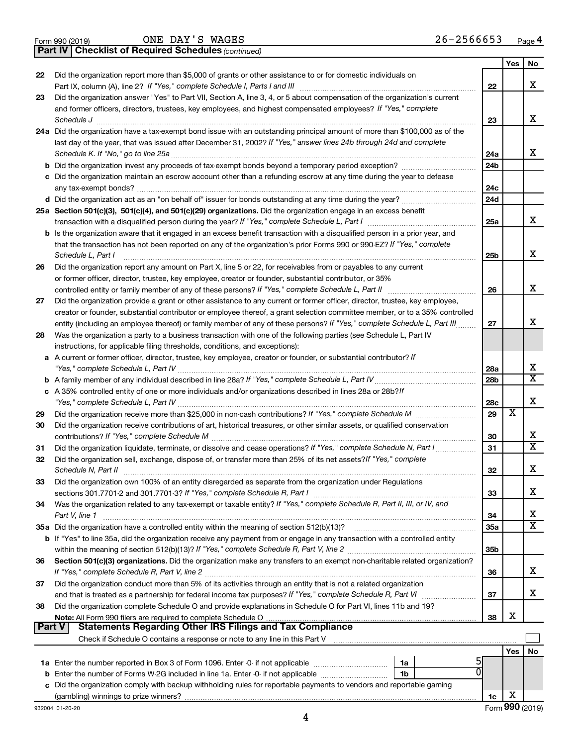Form 990 (2019) ONE DAY'S WAGES 26-2566653 Page 4

**Part IV | Checklist of Required Schedules** *(continued)*

| | | | Yes | No |
|---|---|---|---|---|
| 22 | Did the organization report more than $5,000 of grants or other assistance to or for domestic individuals on Part IX, column (A), line 2? *If "Yes," complete Schedule I, Parts I and III* | 22 | | X |
| 23 | Did the organization answer "Yes" to Part VII, Section A, line 3, 4, or 5 about compensation of the organization's current and former officers, directors, trustees, key employees, and highest compensated employees? *If "Yes," complete Schedule J* | 23 | | X |
| 24a | Did the organization have a tax-exempt bond issue with an outstanding principal amount of more than $100,000 as of the last day of the year, that was issued after December 31, 2002? *If "Yes," answer lines 24b through 24d and complete Schedule K. If "No," go to line 25a* | 24a | | X |
| b | Did the organization invest any proceeds of tax-exempt bonds beyond a temporary period exception? | 24b | | |
| c | Did the organization maintain an escrow account other than a refunding escrow at any time during the year to defease any tax-exempt bonds? | 24c | | |
| d | Did the organization act as an "on behalf of" issuer for bonds outstanding at any time during the year? | 24d | | |
| 25a | **Section 501(c)(3), 501(c)(4), and 501(c)(29) organizations.** Did the organization engage in an excess benefit transaction with a disqualified person during the year? *If "Yes," complete Schedule L, Part I* | 25a | | X |
| b | Is the organization aware that it engaged in an excess benefit transaction with a disqualified person in a prior year, and that the transaction has not been reported on any of the organization's prior Forms 990 or 990-EZ? *If "Yes," complete Schedule L, Part I* | 25b | | X |
| 26 | Did the organization report any amount on Part X, line 5 or 22, for receivables from or payables to any current or former officer, director, trustee, key employee, creator or founder, substantial contributor, or 35% controlled entity or family member of any of these persons? *If "Yes," complete Schedule L, Part II* | 26 | | X |
| 27 | Did the organization provide a grant or other assistance to any current or former officer, director, trustee, key employee, creator or founder, substantial contributor or employee thereof, a grant selection committee member, or to a 35% controlled entity (including an employee thereof) or family member of any of these persons? *If "Yes," complete Schedule L, Part III* | 27 | | X |
| 28 | Was the organization a party to a business transaction with one of the following parties (see Schedule L, Part IV instructions, for applicable filing thresholds, conditions, and exceptions): | | | |
| a | A current or former officer, director, trustee, key employee, creator or founder, or substantial contributor? *If "Yes," complete Schedule L, Part IV* | 28a | | X |
| b | A family member of any individual described in line 28a? *If "Yes," complete Schedule L, Part IV* | 28b | | X |
| c | A 35% controlled entity of one or more individuals and/or organizations described in lines 28a or 28b? *If "Yes," complete Schedule L, Part IV* | 28c | | X |
| 29 | Did the organization receive more than $25,000 in non-cash contributions? *If "Yes," complete Schedule M* | 29 | X | |
| 30 | Did the organization receive contributions of art, historical treasures, or other similar assets, or qualified conservation contributions? *If "Yes," complete Schedule M* | 30 | | X |
| 31 | Did the organization liquidate, terminate, or dissolve and cease operations? *If "Yes," complete Schedule N, Part I* | 31 | | X |
| 32 | Did the organization sell, exchange, dispose of, or transfer more than 25% of its net assets? *If "Yes," complete Schedule N, Part II* | 32 | | X |
| 33 | Did the organization own 100% of an entity disregarded as separate from the organization under Regulations sections 301.7701-2 and 301.7701-3? *If "Yes," complete Schedule R, Part I* | 33 | | X |
| 34 | Was the organization related to any tax-exempt or taxable entity? *If "Yes," complete Schedule R, Part II, III, or IV, and Part V, line 1* | 34 | | X |
| 35a | Did the organization have a controlled entity within the meaning of section 512(b)(13)? | 35a | | X |
| b | If "Yes" to line 35a, did the organization receive any payment from or engage in any transaction with a controlled entity within the meaning of section 512(b)(13)? *If "Yes," complete Schedule R, Part V, line 2* | 35b | | |
| 36 | **Section 501(c)(3) organizations.** Did the organization make any transfers to an exempt non-charitable related organization? *If "Yes," complete Schedule R, Part V, line 2* | 36 | | X |
| 37 | Did the organization conduct more than 5% of its activities through an entity that is not a related organization and that is treated as a partnership for federal income tax purposes? *If "Yes," complete Schedule R, Part VI* | 37 | | X |
| 38 | Did the organization complete Schedule O and provide explanations in Schedule O for Part VI, lines 11b and 19? **Note:** All Form 990 filers are required to complete Schedule O | 38 | X | |

**Part V | Statements Regarding Other IRS Filings and Tax Compliance**

Check if Schedule O contains a response or note to any line in this Part V ☐

| | | | | | Yes | No |
|---|---|---|---|---|---|---|
| 1a | Enter the number reported in Box 3 of Form 1096. Enter -0- if not applicable | 1a | 5 | | | |
| b | Enter the number of Forms W-2G included in line 1a. Enter -0- if not applicable | 1b | 0 | | | |
| c | Did the organization comply with backup withholding rules for reportable payments to vendors and reportable gaming (gambling) winnings to prize winners? | | | 1c | X | |

932004 01-20-20 Form **990** (2019)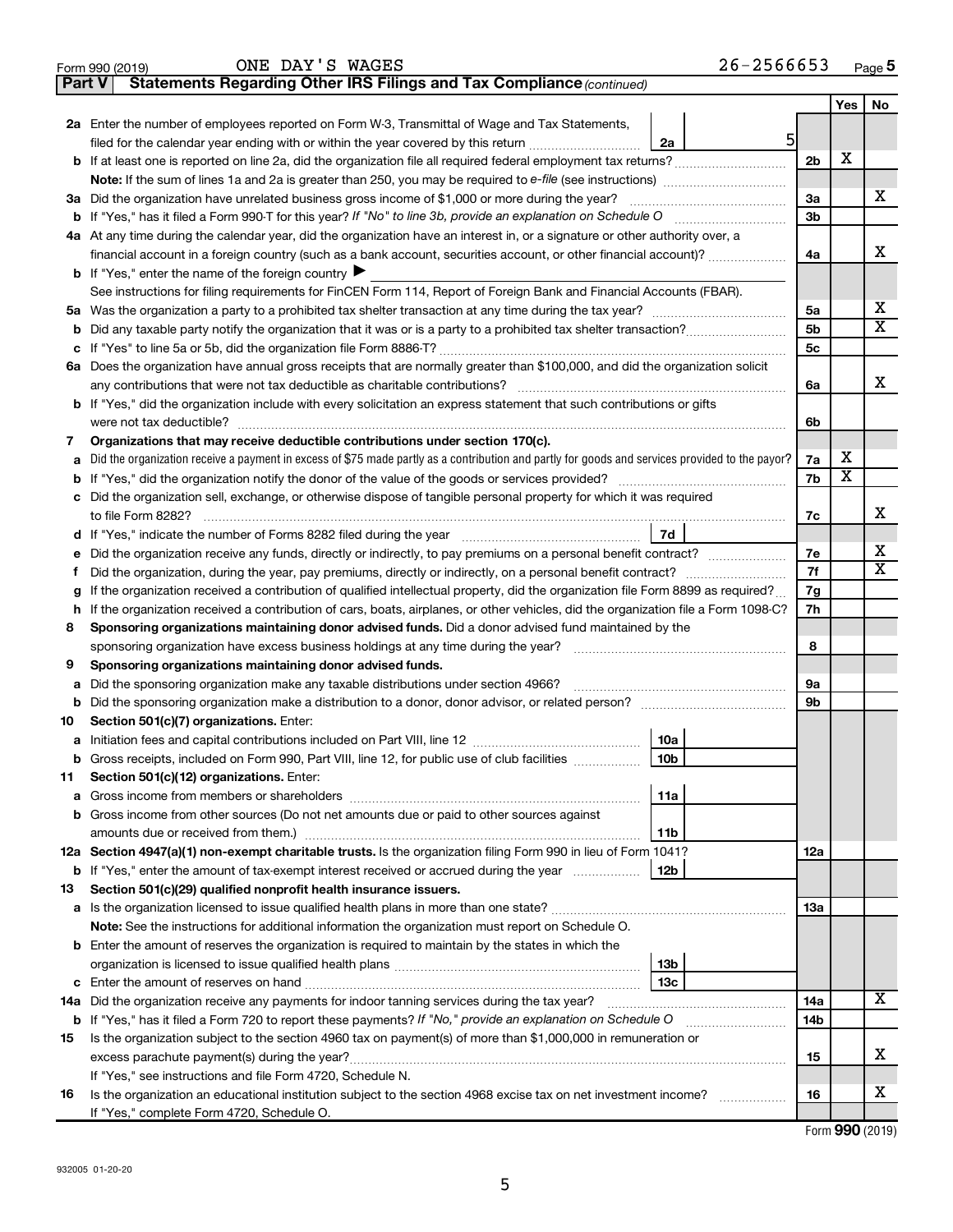Form 990 (2019) ONE DAY'S WAGES 26-2566653 Page **5**

**Part V Statements Regarding Other IRS Filings and Tax Compliance** *(continued)*

| | | | | Yes | No |
|---|---|---|---|---|---|
| **2a** | Enter the number of employees reported on Form W-3, Transmittal of Wage and Tax Statements, filed for the calendar year ending with or within the year covered by this return | 2a 5 | | | |
| **b** | If at least one is reported on line 2a, did the organization file all required federal employment tax returns? | | 2b | X | |
| | **Note:** If the sum of lines 1a and 2a is greater than 250, you may be required to *e-file* (see instructions) | | | | |
| **3a** | Did the organization have unrelated business gross income of $1,000 or more during the year? | | 3a | | X |
| **b** | If "Yes," has it filed a Form 990-T for this year? *If "No" to line 3b, provide an explanation on Schedule O* | | 3b | | |
| **4a** | At any time during the calendar year, did the organization have an interest in, or a signature or other authority over, a financial account in a foreign country (such as a bank account, securities account, or other financial account)? | | 4a | | X |
| **b** | If "Yes," enter the name of the foreign country ▶ | | | | |
| | See instructions for filing requirements for FinCEN Form 114, Report of Foreign Bank and Financial Accounts (FBAR). | | | | |
| **5a** | Was the organization a party to a prohibited tax shelter transaction at any time during the tax year? | | 5a | | X |
| **b** | Did any taxable party notify the organization that it was or is a party to a prohibited tax shelter transaction? | | 5b | | X |
| **c** | If "Yes" to line 5a or 5b, did the organization file Form 8886-T? | | 5c | | |
| **6a** | Does the organization have annual gross receipts that are normally greater than $100,000, and did the organization solicit any contributions that were not tax deductible as charitable contributions? | | 6a | | X |
| **b** | If "Yes," did the organization include with every solicitation an express statement that such contributions or gifts were not tax deductible? | | 6b | | |
| **7** | **Organizations that may receive deductible contributions under section 170(c).** | | | | |
| **a** | Did the organization receive a payment in excess of $75 made partly as a contribution and partly for goods and services provided to the payor? | | 7a | X | |
| **b** | If "Yes," did the organization notify the donor of the value of the goods or services provided? | | 7b | X | |
| **c** | Did the organization sell, exchange, or otherwise dispose of tangible personal property for which it was required to file Form 8282? | | 7c | | X |
| **d** | If "Yes," indicate the number of Forms 8282 filed during the year | 7d | | | |
| **e** | Did the organization receive any funds, directly or indirectly, to pay premiums on a personal benefit contract? | | 7e | | X |
| **f** | Did the organization, during the year, pay premiums, directly or indirectly, on a personal benefit contract? | | 7f | | X |
| **g** | If the organization received a contribution of qualified intellectual property, did the organization file Form 8899 as required? | | 7g | | |
| **h** | If the organization received a contribution of cars, boats, airplanes, or other vehicles, did the organization file a Form 1098-C? | | 7h | | |
| **8** | **Sponsoring organizations maintaining donor advised funds.** Did a donor advised fund maintained by the sponsoring organization have excess business holdings at any time during the year? | | 8 | | |
| **9** | **Sponsoring organizations maintaining donor advised funds.** | | | | |
| **a** | Did the sponsoring organization make any taxable distributions under section 4966? | | 9a | | |
| **b** | Did the sponsoring organization make a distribution to a donor, donor advisor, or related person? | | 9b | | |
| **10** | **Section 501(c)(7) organizations.** Enter: | | | | |
| **a** | Initiation fees and capital contributions included on Part VIII, line 12 | 10a | | | |
| **b** | Gross receipts, included on Form 990, Part VIII, line 12, for public use of club facilities | 10b | | | |
| **11** | **Section 501(c)(12) organizations.** Enter: | | | | |
| **a** | Gross income from members or shareholders | 11a | | | |
| **b** | Gross income from other sources (Do not net amounts due or paid to other sources against amounts due or received from them.) | 11b | | | |
| **12a** | **Section 4947(a)(1) non-exempt charitable trusts.** Is the organization filing Form 990 in lieu of Form 1041? | | 12a | | |
| **b** | If "Yes," enter the amount of tax-exempt interest received or accrued during the year | 12b | | | |
| **13** | **Section 501(c)(29) qualified nonprofit health insurance issuers.** | | | | |
| **a** | Is the organization licensed to issue qualified health plans in more than one state? | | 13a | | |
| | **Note:** See the instructions for additional information the organization must report on Schedule O. | | | | |
| **b** | Enter the amount of reserves the organization is required to maintain by the states in which the organization is licensed to issue qualified health plans | 13b | | | |
| **c** | Enter the amount of reserves on hand | 13c | | | |
| **14a** | Did the organization receive any payments for indoor tanning services during the tax year? | | 14a | | X |
| **b** | If "Yes," has it filed a Form 720 to report these payments? *If "No," provide an explanation on Schedule O* | | 14b | | |
| **15** | Is the organization subject to the section 4960 tax on payment(s) of more than $1,000,000 in remuneration or excess parachute payment(s) during the year? | | 15 | | X |
| | If "Yes," see instructions and file Form 4720, Schedule N. | | | | |
| **16** | Is the organization an educational institution subject to the section 4968 excise tax on net investment income? | | 16 | | X |
| | If "Yes," complete Form 4720, Schedule O. | | | | |

Form **990** (2019)

932005 01-20-20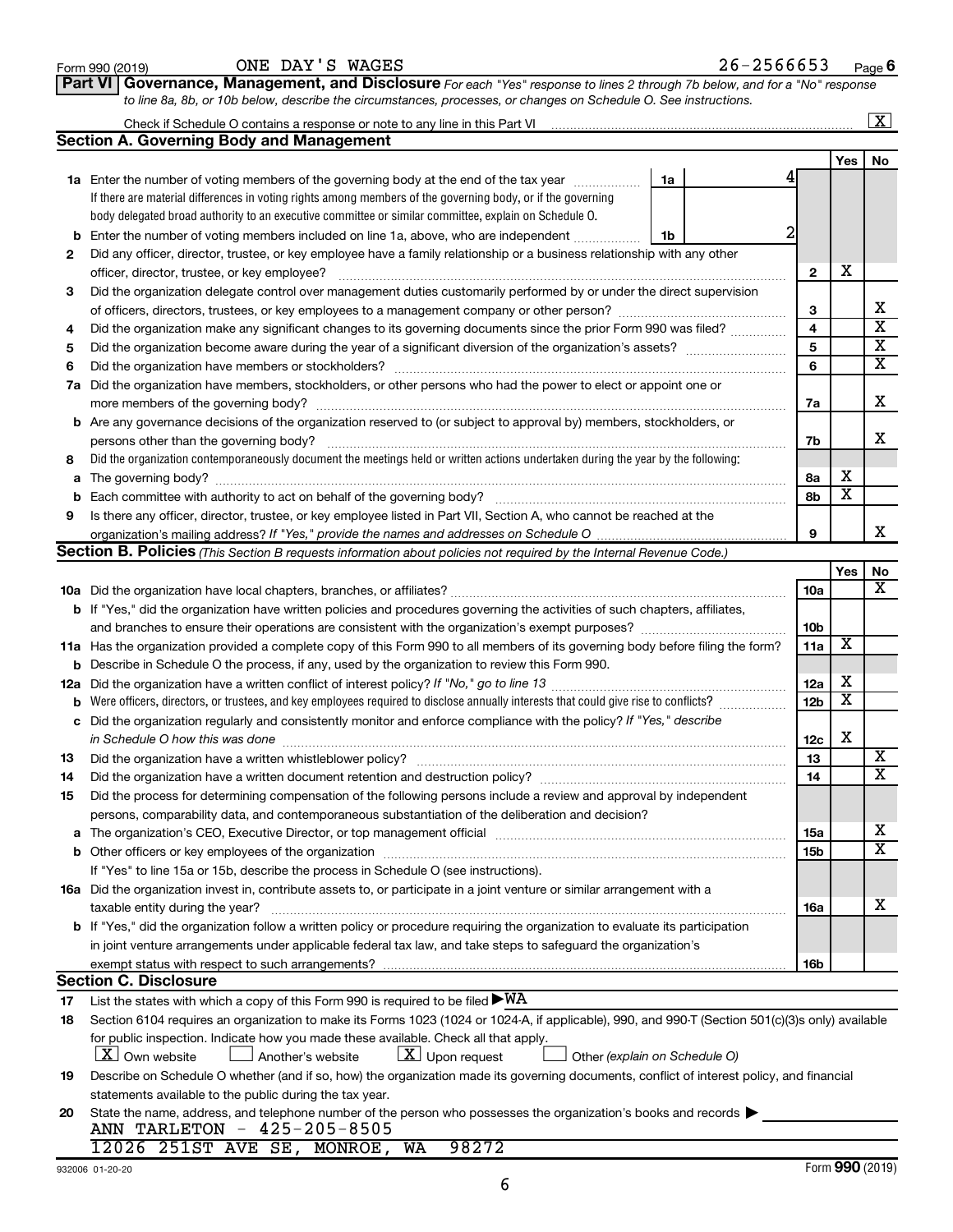Form 990 (2019) ONE DAY'S WAGES 26-2566653 Page 6

**Part VI Governance, Management, and Disclosure** *For each "Yes" response to lines 2 through 7b below, and for a "No" response to line 8a, 8b, or 10b below, describe the circumstances, processes, or changes on Schedule O. See instructions.*

Check if Schedule O contains a response or note to any line in this Part VI ..... [X]

## Section A. Governing Body and Management

| | | | | Yes | No |
|---|---|---|---|---|---|
| **1a** | Enter the number of voting members of the governing body at the end of the tax year. If there are material differences in voting rights among members of the governing body, or if the governing body delegated broad authority to an executive committee or similar committee, explain on Schedule O. | 1a 4 | | | |
| **b** | Enter the number of voting members included on line 1a, above, who are independent | 1b 2 | | | |
| **2** | Did any officer, director, trustee, or key employee have a family relationship or a business relationship with any other officer, director, trustee, or key employee? | | 2 | X | |
| **3** | Did the organization delegate control over management duties customarily performed by or under the direct supervision of officers, directors, trustees, or key employees to a management company or other person? | | 3 | | X |
| **4** | Did the organization make any significant changes to its governing documents since the prior Form 990 was filed? | | 4 | | X |
| **5** | Did the organization become aware during the year of a significant diversion of the organization's assets? | | 5 | | X |
| **6** | Did the organization have members or stockholders? | | 6 | | X |
| **7a** | Did the organization have members, stockholders, or other persons who had the power to elect or appoint one or more members of the governing body? | | 7a | | X |
| **b** | Are any governance decisions of the organization reserved to (or subject to approval by) members, stockholders, or persons other than the governing body? | | 7b | | X |
| **8** | Did the organization contemporaneously document the meetings held or written actions undertaken during the year by the following: | | | | |
| **a** | The governing body? | | 8a | X | |
| **b** | Each committee with authority to act on behalf of the governing body? | | 8b | X | |
| **9** | Is there any officer, director, trustee, or key employee listed in Part VII, Section A, who cannot be reached at the organization's mailing address? *If "Yes," provide the names and addresses on Schedule O* | | 9 | | X |

## Section B. Policies *(This Section B requests information about policies not required by the Internal Revenue Code.)*

| | | | Yes | No |
|---|---|---|---|---|
| **10a** | Did the organization have local chapters, branches, or affiliates? | 10a | | X |
| **b** | If "Yes," did the organization have written policies and procedures governing the activities of such chapters, affiliates, and branches to ensure their operations are consistent with the organization's exempt purposes? | 10b | | |
| **11a** | Has the organization provided a complete copy of this Form 990 to all members of its governing body before filing the form? | 11a | X | |
| **b** | Describe in Schedule O the process, if any, used by the organization to review this Form 990. | | | |
| **12a** | Did the organization have a written conflict of interest policy? *If "No," go to line 13* | 12a | X | |
| **b** | Were officers, directors, or trustees, and key employees required to disclose annually interests that could give rise to conflicts? | 12b | X | |
| **c** | Did the organization regularly and consistently monitor and enforce compliance with the policy? *If "Yes," describe in Schedule O how this was done* | 12c | X | |
| **13** | Did the organization have a written whistleblower policy? | 13 | | X |
| **14** | Did the organization have a written document retention and destruction policy? | 14 | | X |
| **15** | Did the process for determining compensation of the following persons include a review and approval by independent persons, comparability data, and contemporaneous substantiation of the deliberation and decision? | | | |
| **a** | The organization's CEO, Executive Director, or top management official | 15a | | X |
| **b** | Other officers or key employees of the organization | 15b | | X |
| | If "Yes" to line 15a or 15b, describe the process in Schedule O (see instructions). | | | |
| **16a** | Did the organization invest in, contribute assets to, or participate in a joint venture or similar arrangement with a taxable entity during the year? | 16a | | X |
| **b** | If "Yes," did the organization follow a written policy or procedure requiring the organization to evaluate its participation in joint venture arrangements under applicable federal tax law, and take steps to safeguard the organization's exempt status with respect to such arrangements? | 16b | | |

## Section C. Disclosure

**17** List the states with which a copy of this Form 990 is required to be filed ▶ WA

**18** Section 6104 requires an organization to make its Forms 1023 (1024 or 1024-A, if applicable), 990, and 990-T (Section 501(c)(3)s only) available for public inspection. Indicate how you made these available. Check all that apply.

[X] Own website [ ] Another's website [X] Upon request [ ] Other *(explain on Schedule O)*

**19** Describe on Schedule O whether (and if so, how) the organization made its governing documents, conflict of interest policy, and financial statements available to the public during the tax year.

**20** State the name, address, and telephone number of the person who possesses the organization's books and records ▶

ANN TARLETON - 425-205-8505
12026 251ST AVE SE, MONROE, WA 98272

932006 01-20-20 Form **990** (2019)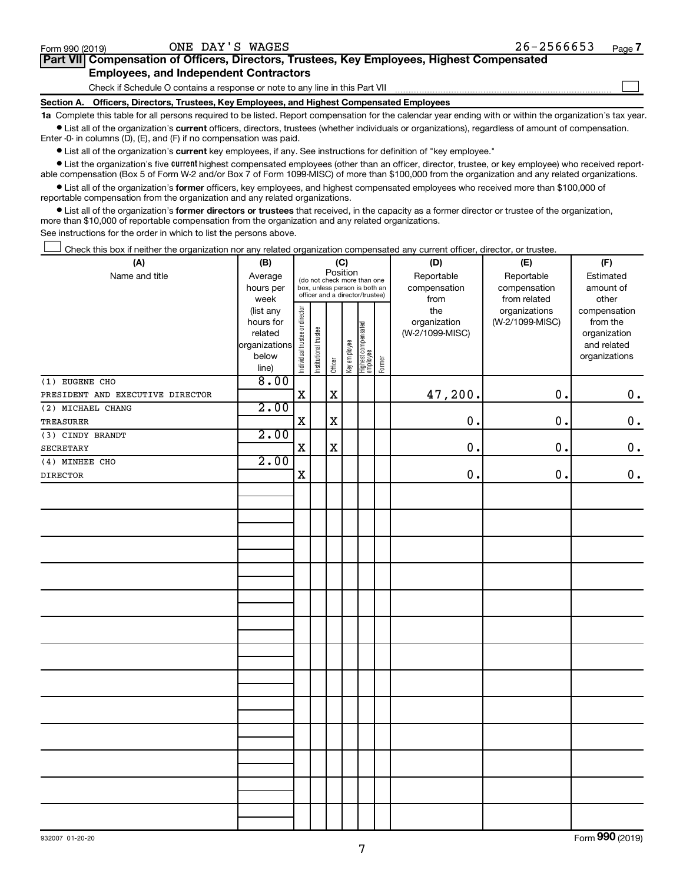Form 990 (2019) ONE DAY'S WAGES 26-2566653

## Part VII Compensation of Officers, Directors, Trustees, Key Employees, Highest Compensated Employees, and Independent Contractors

Check if Schedule O contains a response or note to any line in this Part VII ☐

### Section A. Officers, Directors, Trustees, Key Employees, and Highest Compensated Employees

**1a** Complete this table for all persons required to be listed. Report compensation for the calendar year ending with or within the organization's tax year.

- List all of the organization's **current** officers, directors, trustees (whether individuals or organizations), regardless of amount of compensation. Enter -0- in columns (D), (E), and (F) if no compensation was paid.
- List all of the organization's **current** key employees, if any. See instructions for definition of "key employee."
- List the organization's five **current** highest compensated employees (other than an officer, director, trustee, or key employee) who received reportable compensation (Box 5 of Form W-2 and/or Box 7 of Form 1099-MISC) of more than $100,000 from the organization and any related organizations.
- List all of the organization's **former** officers, key employees, and highest compensated employees who received more than $100,000 of reportable compensation from the organization and any related organizations.
- List all of the organization's **former directors or trustees** that received, in the capacity as a former director or trustee of the organization, more than $10,000 of reportable compensation from the organization and any related organizations.

See instructions for the order in which to list the persons above.

☐ Check this box if neither the organization nor any related organization compensated any current officer, director, or trustee.

| (A) Name and title | (B) Average hours per week (list any hours for related organizations below line) | (C) Position: Individual trustee or director | Institutional trustee | Officer | Key employee | Highest compensated employee | Former | (D) Reportable compensation from the organization (W-2/1099-MISC) | (E) Reportable compensation from related organizations (W-2/1099-MISC) | (F) Estimated amount of other compensation from the organization and related organizations |
|---|---|---|---|---|---|---|---|---|---|---|
| (1) EUGENE CHO<br>PRESIDENT AND EXECUTIVE DIRECTOR | 8.00 | X | | X | | | | 47,200. | 0. | 0. |
| (2) MICHAEL CHANG<br>TREASURER | 2.00 | X | | X | | | | 0. | 0. | 0. |
| (3) CINDY BRANDT<br>SECRETARY | 2.00 | X | | X | | | | 0. | 0. | 0. |
| (4) MINHEE CHO<br>DIRECTOR | 2.00 | X | | | | | | 0. | 0. | 0. |

932007 01-20-20

Form **990** (2019)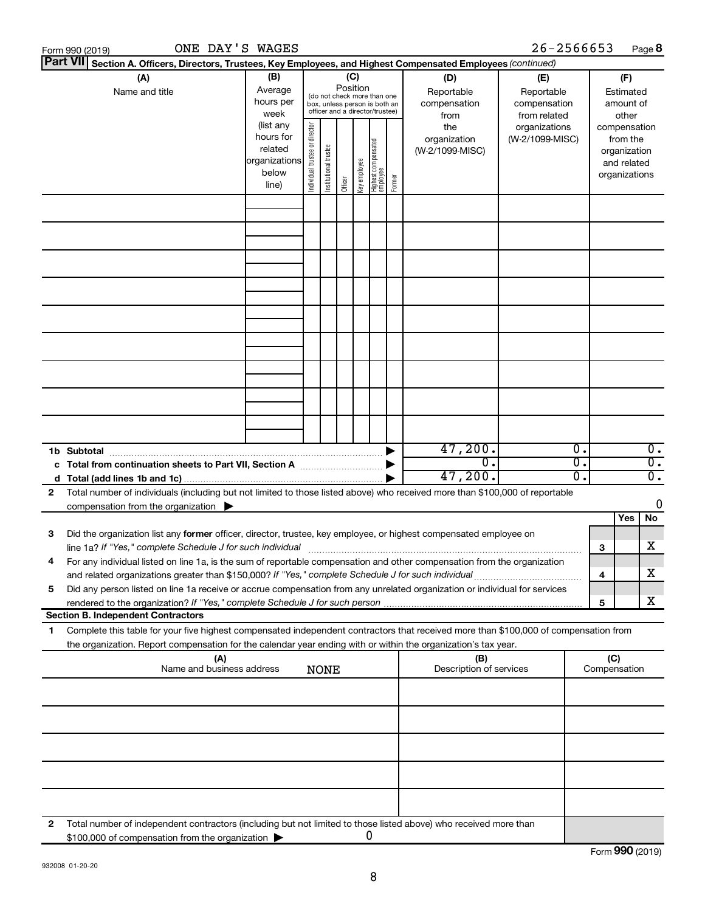Form 990 (2019) ONE DAY'S WAGES 26-2566653 Page **8**

**Part VII** **Section A. Officers, Directors, Trustees, Key Employees, and Highest Compensated Employees** *(continued)*

| (A) Name and title | (B) Average hours per week (list any hours for related organizations below line) | (C) Position (do not check more than one box, unless person is both an officer and a director/trustee): Individual trustee or director | Institutional trustee | Officer | Key employee | Highest compensated employee | Former | (D) Reportable compensation from the organization (W-2/1099-MISC) | (E) Reportable compensation from related organizations (W-2/1099-MISC) | (F) Estimated amount of other compensation from the organization and related organizations |
|---|---|---|---|---|---|---|---|---|---|---|
| | | | | | | | | | | |
| | | | | | | | | | | |
| | | | | | | | | | | |
| | | | | | | | | | | |
| | | | | | | | | | | |
| | | | | | | | | | | |
| | | | | | | | | | | |
| | | | | | | | | | | |
| | | | | | | | | | | |
| **1b Subtotal** | | | | | | | | 47,200. | 0. | 0. |
| **c Total from continuation sheets to Part VII, Section A** | | | | | | | | 0. | 0. | 0. |
| **d Total (add lines 1b and 1c)** | | | | | | | | 47,200. | 0. | 0. |

**2** Total number of individuals (including but not limited to those listed above) who received more than $100,000 of reportable compensation from the organization ▶ 0

| | | | Yes | No |
|---|---|---|---|---|
| **3** | Did the organization list any **former** officer, director, trustee, key employee, or highest compensated employee on line 1a? *If "Yes," complete Schedule J for such individual* | **3** | | X |
| **4** | For any individual listed on line 1a, is the sum of reportable compensation and other compensation from the organization and related organizations greater than $150,000? *If "Yes," complete Schedule J for such individual* | **4** | | X |
| **5** | Did any person listed on line 1a receive or accrue compensation from any unrelated organization or individual for services rendered to the organization? *If "Yes," complete Schedule J for such person* | **5** | | X |

**Section B. Independent Contractors**

**1** Complete this table for your five highest compensated independent contractors that received more than $100,000 of compensation from the organization. Report compensation for the calendar year ending with or within the organization's tax year.

| (A) Name and business address NONE | (B) Description of services | (C) Compensation |
|---|---|---|
| | | |
| | | |
| | | |
| | | |
| | | |

**2** Total number of independent contractors (including but not limited to those listed above) who received more than $100,000 of compensation from the organization ▶ 0

Form **990** (2019)

932008 01-20-20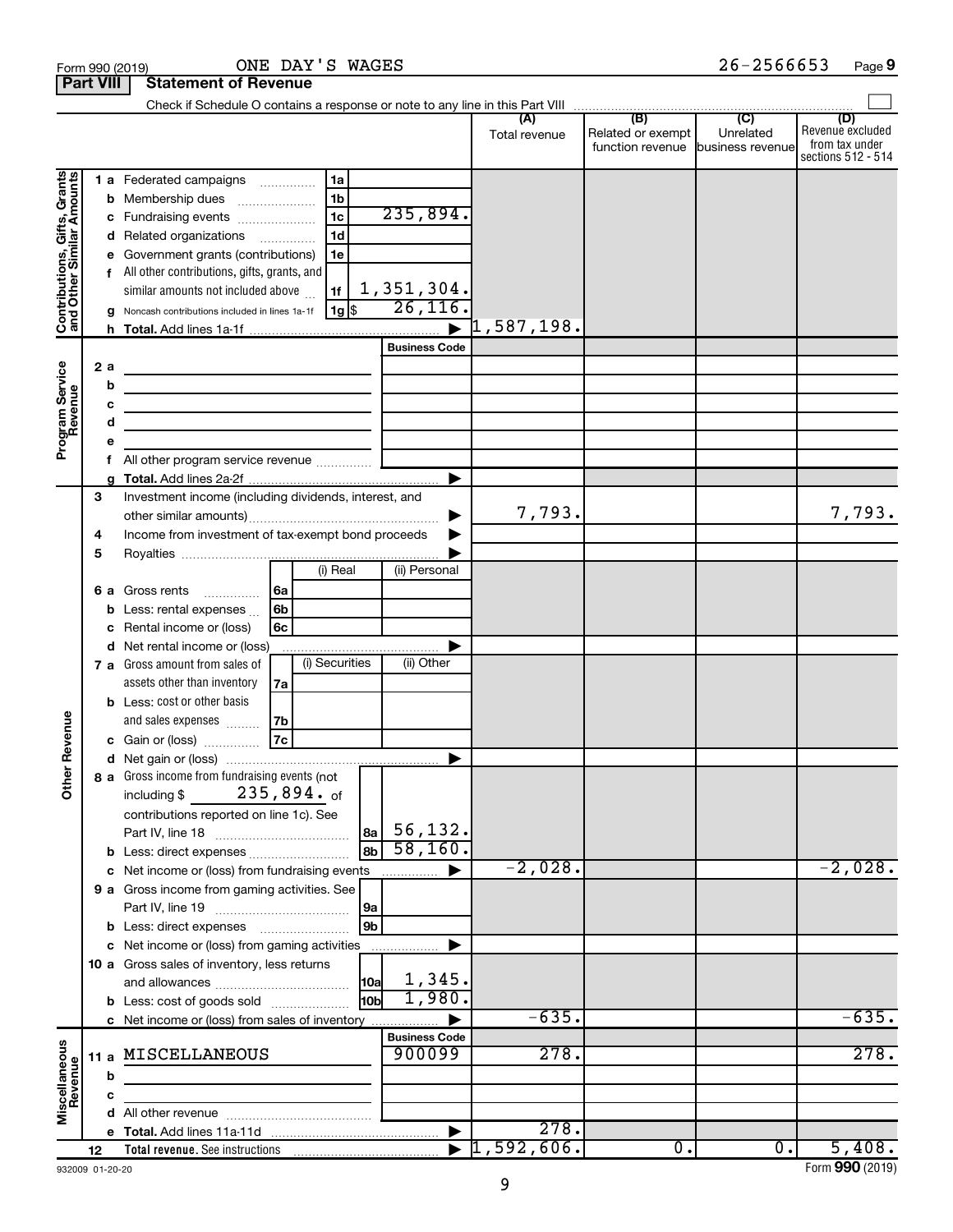Form 990 (2019) ONE DAY'S WAGES 26-2566653 Page **9**

**Part VIII Statement of Revenue**

Check if Schedule O contains a response or note to any line in this Part VIII ☐

| | | | | (A) Total revenue | (B) Related or exempt function revenue | (C) Unrelated business revenue | (D) Revenue excluded from tax under sections 512 - 514 |
|---|---|---|---|---|---|---|---|
| **Contributions, Gifts, Grants and Other Similar Amounts** | 1 a Federated campaigns | 1a | | | | | |
| | b Membership dues | 1b | | | | | |
| | c Fundraising events | 1c | 235,894. | | | | |
| | d Related organizations | 1d | | | | | |
| | e Government grants (contributions) | 1e | | | | | |
| | f All other contributions, gifts, grants, and similar amounts not included above | 1f | 1,351,304. | | | | |
| | g Noncash contributions included in lines 1a-1f | 1g $ | 26,116. | | | | |
| | h **Total.** Add lines 1a-1f | | ▶ | 1,587,198. | | | |
| **Program Service Revenue** | | | Business Code | | | | |
| | 2 a | | | | | | |
| | b | | | | | | |
| | c | | | | | | |
| | d | | | | | | |
| | e | | | | | | |
| | f All other program service revenue | | | | | | |
| | g **Total.** Add lines 2a-2f | | ▶ | | | | |
| **Other Revenue** | 3 Investment income (including dividends, interest, and other similar amounts) | | ▶ | 7,793. | | | 7,793. |
| | 4 Income from investment of tax-exempt bond proceeds | | ▶ | | | | |
| | 5 Royalties | | ▶ | | | | |
| | | (i) Real | (ii) Personal | | | | |
| | 6 a Gross rents 6a | | | | | | |
| | b Less: rental expenses 6b | | | | | | |
| | c Rental income or (loss) 6c | | | | | | |
| | d Net rental income or (loss) | | ▶ | | | | |
| | | (i) Securities | (ii) Other | | | | |
| | 7 a Gross amount from sales of assets other than inventory 7a | | | | | | |
| | b Less: cost or other basis and sales expenses 7b | | | | | | |
| | c Gain or (loss) 7c | | | | | | |
| | d Net gain or (loss) | | ▶ | | | | |
| | 8 a Gross income from fundraising events (not including $ 235,894. of contributions reported on line 1c). See Part IV, line 18 | 8a | 56,132. | | | | |
| | b Less: direct expenses | 8b | 58,160. | | | | |
| | c Net income or (loss) from fundraising events | | ▶ | -2,028. | | | -2,028. |
| | 9 a Gross income from gaming activities. See Part IV, line 19 | 9a | | | | | |
| | b Less: direct expenses | 9b | | | | | |
| | c Net income or (loss) from gaming activities | | ▶ | | | | |
| | 10 a Gross sales of inventory, less returns and allowances | 10a | 1,345. | | | | |
| | b Less: cost of goods sold | 10b | 1,980. | | | | |
| | c Net income or (loss) from sales of inventory | | ▶ | -635. | | | -635. |
| **Miscellaneous Revenue** | | | Business Code | | | | |
| | 11 a MISCELLANEOUS | | 900099 | 278. | | | 278. |
| | b | | | | | | |
| | c | | | | | | |
| | d All other revenue | | | | | | |
| | e **Total.** Add lines 11a-11d | | ▶ | 278. | | | |
| | 12 **Total revenue.** See instructions | | ▶ | 1,592,606. | 0. | 0. | 5,408. |

932009 01-20-20 Form **990** (2019)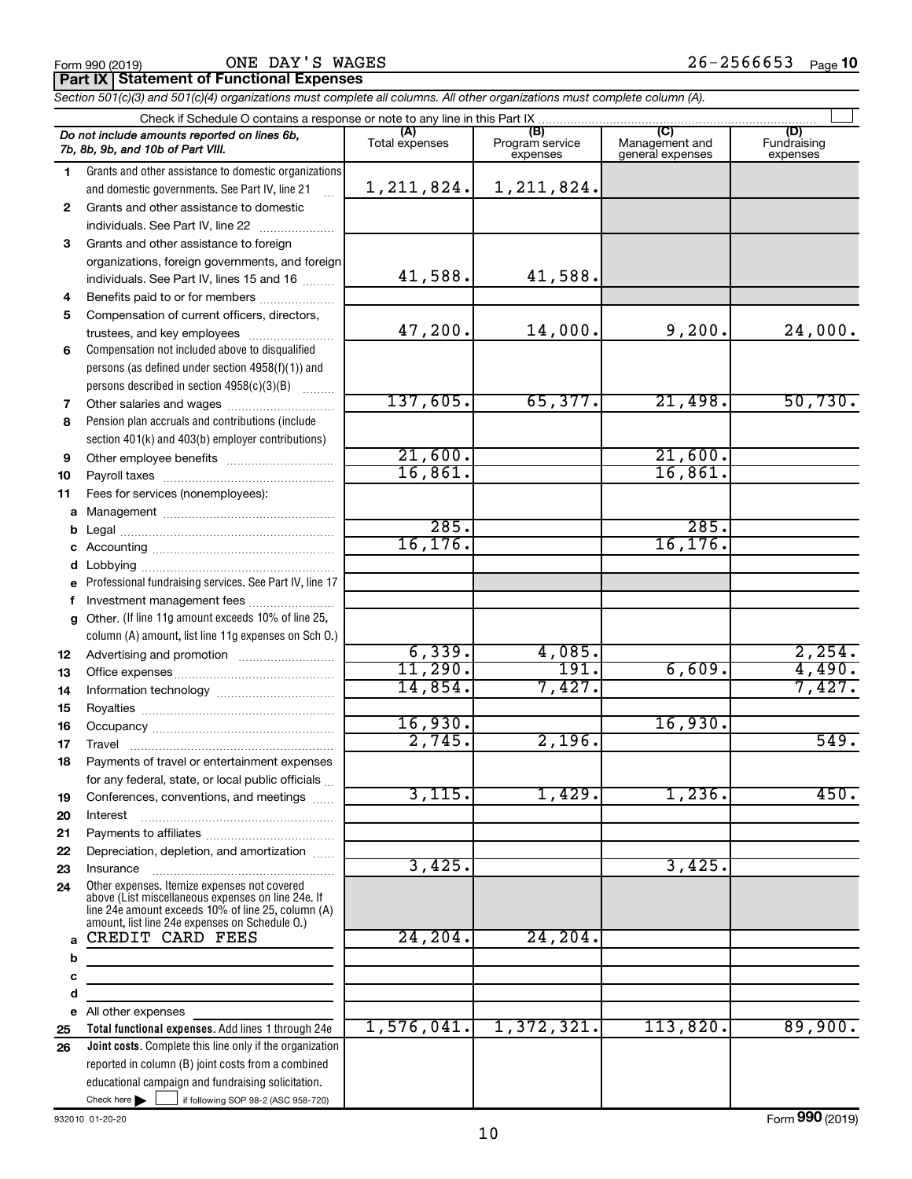Form 990 (2019) ONE DAY'S WAGES 26-2566653

## Part IX Statement of Functional Expenses

*Section 501(c)(3) and 501(c)(4) organizations must complete all columns. All other organizations must complete column (A).*

Check if Schedule O contains a response or note to any line in this Part IX

| | *Do not include amounts reported on lines 6b, 7b, 8b, 9b, and 10b of Part VIII.* | (A) Total expenses | (B) Program service expenses | (C) Management and general expenses | (D) Fundraising expenses |
|---|---|---|---|---|---|
| 1 | Grants and other assistance to domestic organizations and domestic governments. See Part IV, line 21 | 1,211,824. | 1,211,824. | | |
| 2 | Grants and other assistance to domestic individuals. See Part IV, line 22 | | | | |
| 3 | Grants and other assistance to foreign organizations, foreign governments, and foreign individuals. See Part IV, lines 15 and 16 | 41,588. | 41,588. | | |
| 4 | Benefits paid to or for members | | | | |
| 5 | Compensation of current officers, directors, trustees, and key employees | 47,200. | 14,000. | 9,200. | 24,000. |
| 6 | Compensation not included above to disqualified persons (as defined under section 4958(f)(1)) and persons described in section 4958(c)(3)(B) | | | | |
| 7 | Other salaries and wages | 137,605. | 65,377. | 21,498. | 50,730. |
| 8 | Pension plan accruals and contributions (include section 401(k) and 403(b) employer contributions) | | | | |
| 9 | Other employee benefits | 21,600. | | 21,600. | |
| 10 | Payroll taxes | 16,861. | | 16,861. | |
| 11 | Fees for services (nonemployees): | | | | |
| a | Management | | | | |
| b | Legal | 285. | | 285. | |
| c | Accounting | 16,176. | | 16,176. | |
| d | Lobbying | | | | |
| e | Professional fundraising services. See Part IV, line 17 | | | | |
| f | Investment management fees | | | | |
| g | Other. (If line 11g amount exceeds 10% of line 25, column (A) amount, list line 11g expenses on Sch O.) | | | | |
| 12 | Advertising and promotion | 6,339. | 4,085. | | 2,254. |
| 13 | Office expenses | 11,290. | 191. | 6,609. | 4,490. |
| 14 | Information technology | 14,854. | 7,427. | | 7,427. |
| 15 | Royalties | | | | |
| 16 | Occupancy | 16,930. | | 16,930. | |
| 17 | Travel | 2,745. | 2,196. | | 549. |
| 18 | Payments of travel or entertainment expenses for any federal, state, or local public officials | | | | |
| 19 | Conferences, conventions, and meetings | 3,115. | 1,429. | 1,236. | 450. |
| 20 | Interest | | | | |
| 21 | Payments to affiliates | | | | |
| 22 | Depreciation, depletion, and amortization | | | | |
| 23 | Insurance | 3,425. | | 3,425. | |
| 24 | Other expenses. Itemize expenses not covered above (List miscellaneous expenses on line 24e. If line 24e amount exceeds 10% of line 25, column (A) amount, list line 24e expenses on Schedule O.) | | | | |
| a | CREDIT CARD FEES | 24,204. | 24,204. | | |
| b | | | | | |
| c | | | | | |
| d | | | | | |
| e | All other expenses | | | | |
| 25 | **Total functional expenses.** Add lines 1 through 24e | 1,576,041. | 1,372,321. | 113,820. | 89,900. |
| 26 | **Joint costs.** Complete this line only if the organization reported in column (B) joint costs from a combined educational campaign and fundraising solicitation. Check here ☐ if following SOP 98-2 (ASC 958-720) | | | | |

932010 01-20-20 Form **990** (2019)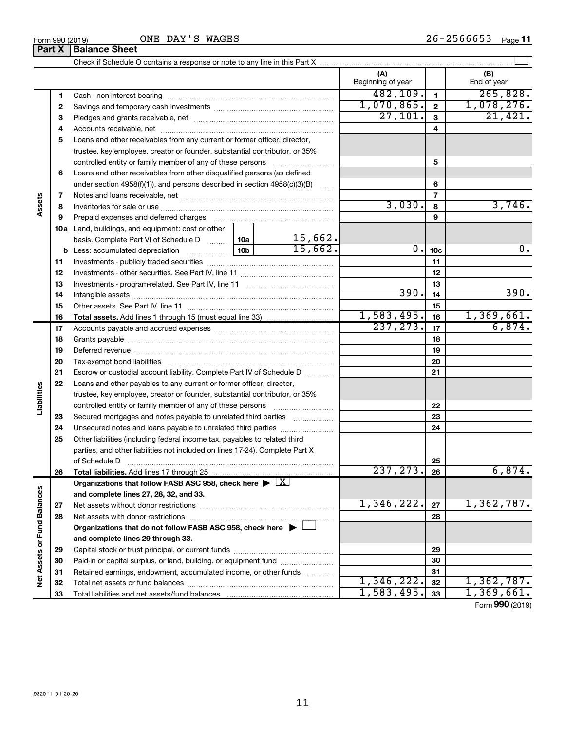Form 990 (2019) ONE DAY'S WAGES 26-2566653 Page 11

**Part X | Balance Sheet**

Check if Schedule O contains a response or note to any line in this Part X ☐

| | | | | (A) Beginning of year | | (B) End of year |
|---|---|---|---|---|---|---|
| **Assets** | 1 | Cash - non-interest-bearing | | 482,109. | 1 | 265,828. |
| | 2 | Savings and temporary cash investments | | 1,070,865. | 2 | 1,078,276. |
| | 3 | Pledges and grants receivable, net | | 27,101. | 3 | 21,421. |
| | 4 | Accounts receivable, net | | | 4 | |
| | 5 | Loans and other receivables from any current or former officer, director, trustee, key employee, creator or founder, substantial contributor, or 35% controlled entity or family member of any of these persons | | | 5 | |
| | 6 | Loans and other receivables from other disqualified persons (as defined under section 4958(f)(1)), and persons described in section 4958(c)(3)(B) | | | 6 | |
| | 7 | Notes and loans receivable, net | | | 7 | |
| | 8 | Inventories for sale or use | | 3,030. | 8 | 3,746. |
| | 9 | Prepaid expenses and deferred charges | | | 9 | |
| | 10a | Land, buildings, and equipment: cost or other basis. Complete Part VI of Schedule D | 10a 15,662. | | | |
| | b | Less: accumulated depreciation | 10b 15,662. | 0. | 10c | 0. |
| | 11 | Investments - publicly traded securities | | | 11 | |
| | 12 | Investments - other securities. See Part IV, line 11 | | | 12 | |
| | 13 | Investments - program-related. See Part IV, line 11 | | | 13 | |
| | 14 | Intangible assets | | 390. | 14 | 390. |
| | 15 | Other assets. See Part IV, line 11 | | | 15 | |
| | 16 | **Total assets.** Add lines 1 through 15 (must equal line 33) | | 1,583,495. | 16 | 1,369,661. |
| **Liabilities** | 17 | Accounts payable and accrued expenses | | 237,273. | 17 | 6,874. |
| | 18 | Grants payable | | | 18 | |
| | 19 | Deferred revenue | | | 19 | |
| | 20 | Tax-exempt bond liabilities | | | 20 | |
| | 21 | Escrow or custodial account liability. Complete Part IV of Schedule D | | | 21 | |
| | 22 | Loans and other payables to any current or former officer, director, trustee, key employee, creator or founder, substantial contributor, or 35% controlled entity or family member of any of these persons | | | 22 | |
| | 23 | Secured mortgages and notes payable to unrelated third parties | | | 23 | |
| | 24 | Unsecured notes and loans payable to unrelated third parties | | | 24 | |
| | 25 | Other liabilities (including federal income tax, payables to related third parties, and other liabilities not included on lines 17-24). Complete Part X of Schedule D | | | 25 | |
| | 26 | **Total liabilities.** Add lines 17 through 25 | | 237,273. | 26 | 6,874. |
| **Net Assets or Fund Balances** | | **Organizations that follow FASB ASC 958, check here** ▶ ☒ **and complete lines 27, 28, 32, and 33.** | | | | |
| | 27 | Net assets without donor restrictions | | 1,346,222. | 27 | 1,362,787. |
| | 28 | Net assets with donor restrictions | | | 28 | |
| | | **Organizations that do not follow FASB ASC 958, check here** ▶ ☐ **and complete lines 29 through 33.** | | | | |
| | 29 | Capital stock or trust principal, or current funds | | | 29 | |
| | 30 | Paid-in or capital surplus, or land, building, or equipment fund | | | 30 | |
| | 31 | Retained earnings, endowment, accumulated income, or other funds | | | 31 | |
| | 32 | Total net assets or fund balances | | 1,346,222. | 32 | 1,362,787. |
| | 33 | Total liabilities and net assets/fund balances | | 1,583,495. | 33 | 1,369,661. |

Form **990** (2019)

932011 01-20-20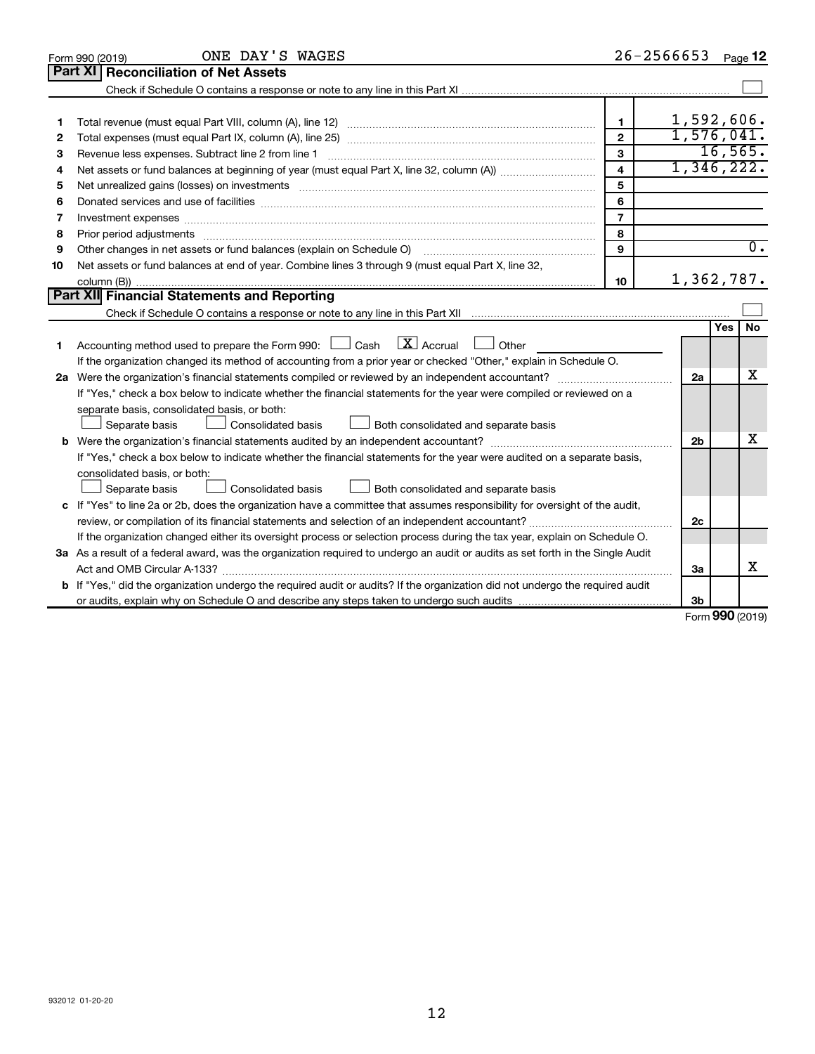Form 990 (2019) ONE DAY'S WAGES 26-2566653 Page **12**

## Part XI Reconciliation of Net Assets

Check if Schedule O contains a response or note to any line in this Part XI ☐

| | | | |
|---|---|---|---|
| 1 | Total revenue (must equal Part VIII, column (A), line 12) | 1 | 1,592,606. |
| 2 | Total expenses (must equal Part IX, column (A), line 25) | 2 | 1,576,041. |
| 3 | Revenue less expenses. Subtract line 2 from line 1 | 3 | 16,565. |
| 4 | Net assets or fund balances at beginning of year (must equal Part X, line 32, column (A)) | 4 | 1,346,222. |
| 5 | Net unrealized gains (losses) on investments | 5 | |
| 6 | Donated services and use of facilities | 6 | |
| 7 | Investment expenses | 7 | |
| 8 | Prior period adjustments | 8 | |
| 9 | Other changes in net assets or fund balances (explain on Schedule O) | 9 | 0. |
| 10 | Net assets or fund balances at end of year. Combine lines 3 through 9 (must equal Part X, line 32, column (B)) | 10 | 1,362,787. |

## Part XII Financial Statements and Reporting

Check if Schedule O contains a response or note to any line in this Part XII ☐

| | | | Yes | No |
|---|---|---|---|---|
| 1 | Accounting method used to prepare the Form 990: ☐ Cash ☒ Accrual ☐ Other<br>If the organization changed its method of accounting from a prior year or checked "Other," explain in Schedule O. | | | |
| 2a | Were the organization's financial statements compiled or reviewed by an independent accountant?<br>If "Yes," check a box below to indicate whether the financial statements for the year were compiled or reviewed on a separate basis, consolidated basis, or both:<br>☐ Separate basis ☐ Consolidated basis ☐ Both consolidated and separate basis | 2a | | X |
| b | Were the organization's financial statements audited by an independent accountant?<br>If "Yes," check a box below to indicate whether the financial statements for the year were audited on a separate basis, consolidated basis, or both:<br>☐ Separate basis ☐ Consolidated basis ☐ Both consolidated and separate basis | 2b | | X |
| c | If "Yes" to line 2a or 2b, does the organization have a committee that assumes responsibility for oversight of the audit, review, or compilation of its financial statements and selection of an independent accountant?<br>If the organization changed either its oversight process or selection process during the tax year, explain on Schedule O. | 2c | | |
| 3a | As a result of a federal award, was the organization required to undergo an audit or audits as set forth in the Single Audit Act and OMB Circular A-133? | 3a | | X |
| b | If "Yes," did the organization undergo the required audit or audits? If the organization did not undergo the required audit or audits, explain why on Schedule O and describe any steps taken to undergo such audits | 3b | | |

Form **990** (2019)

932012 01-20-20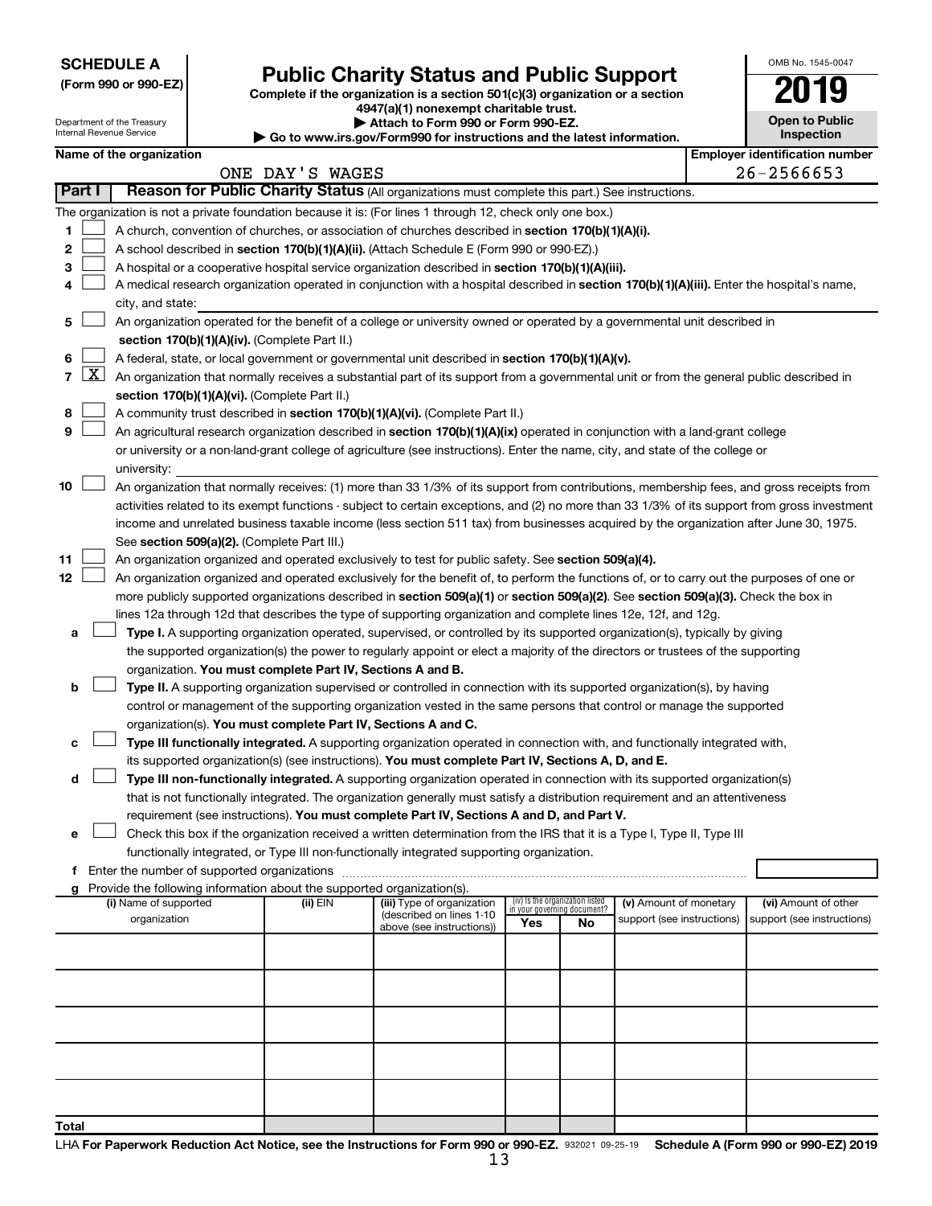**SCHEDULE A**
**(Form 990 or 990-EZ)**

Department of the Treasury
Internal Revenue Service

# Public Charity Status and Public Support

**Complete if the organization is a section 501(c)(3) organization or a section 4947(a)(1) nonexempt charitable trust.**
**▶ Attach to Form 990 or Form 990-EZ.**
**▶ Go to www.irs.gov/Form990 for instructions and the latest information.**

OMB No. 1545-0047

**2019**

**Open to Public Inspection**

**Name of the organization:** ONE DAY'S WAGES

**Employer identification number:** 26-2566653

## Part I — Reason for Public Charity Status (All organizations must complete this part.) See instructions.

The organization is not a private foundation because it is: (For lines 1 through 12, check only one box.)

1. ☐ A church, convention of churches, or association of churches described in **section 170(b)(1)(A)(i).**
2. ☐ A school described in **section 170(b)(1)(A)(ii).** (Attach Schedule E (Form 990 or 990-EZ).)
3. ☐ A hospital or a cooperative hospital service organization described in **section 170(b)(1)(A)(iii).**
4. ☐ A medical research organization operated in conjunction with a hospital described in **section 170(b)(1)(A)(iii).** Enter the hospital's name, city, and state:
5. ☐ An organization operated for the benefit of a college or university owned or operated by a governmental unit described in **section 170(b)(1)(A)(iv).** (Complete Part II.)
6. ☐ A federal, state, or local government or governmental unit described in **section 170(b)(1)(A)(v).**
7. ☒ An organization that normally receives a substantial part of its support from a governmental unit or from the general public described in **section 170(b)(1)(A)(vi).** (Complete Part II.)
8. ☐ A community trust described in **section 170(b)(1)(A)(vi).** (Complete Part II.)
9. ☐ An agricultural research organization described in **section 170(b)(1)(A)(ix)** operated in conjunction with a land-grant college or university or a non-land-grant college of agriculture (see instructions). Enter the name, city, and state of the college or university:
10. ☐ An organization that normally receives: (1) more than 33 1/3% of its support from contributions, membership fees, and gross receipts from activities related to its exempt functions - subject to certain exceptions, and (2) no more than 33 1/3% of its support from gross investment income and unrelated business taxable income (less section 511 tax) from businesses acquired by the organization after June 30, 1975. See **section 509(a)(2).** (Complete Part III.)
11. ☐ An organization organized and operated exclusively to test for public safety. See **section 509(a)(4).**
12. ☐ An organization organized and operated exclusively for the benefit of, to perform the functions of, or to carry out the purposes of one or more publicly supported organizations described in **section 509(a)(1)** or **section 509(a)(2).** See **section 509(a)(3).** Check the box in lines 12a through 12d that describes the type of supporting organization and complete lines 12e, 12f, and 12g.
   - **a** ☐ **Type I.** A supporting organization operated, supervised, or controlled by its supported organization(s), typically by giving the supported organization(s) the power to regularly appoint or elect a majority of the directors or trustees of the supporting organization. **You must complete Part IV, Sections A and B.**
   - **b** ☐ **Type II.** A supporting organization supervised or controlled in connection with its supported organization(s), by having control or management of the supporting organization vested in the same persons that control or manage the supported organization(s). **You must complete Part IV, Sections A and C.**
   - **c** ☐ **Type III functionally integrated.** A supporting organization operated in connection with, and functionally integrated with, its supported organization(s) (see instructions). **You must complete Part IV, Sections A, D, and E.**
   - **d** ☐ **Type III non-functionally integrated.** A supporting organization operated in connection with its supported organization(s) that is not functionally integrated. The organization generally must satisfy a distribution requirement and an attentiveness requirement (see instructions). **You must complete Part IV, Sections A and D, and Part V.**
   - **e** ☐ Check this box if the organization received a written determination from the IRS that it is a Type I, Type II, Type III functionally integrated, or Type III non-functionally integrated supporting organization.
   - **f** Enter the number of supported organizations
   - **g** Provide the following information about the supported organization(s).

| (i) Name of supported organization | (ii) EIN | (iii) Type of organization (described on lines 1-10 above (see instructions)) | (iv) Is the organization listed in your governing document? Yes | No | (v) Amount of monetary support (see instructions) | (vi) Amount of other support (see instructions) |
|---|---|---|---|---|---|---|
| | | | | | | |
| | | | | | | |
| | | | | | | |
| | | | | | | |
| | | | | | | |
| **Total** | | | | | | |

LHA **For Paperwork Reduction Act Notice, see the Instructions for Form 990 or 990-EZ.** 932021 09-25-19 **Schedule A (Form 990 or 990-EZ) 2019**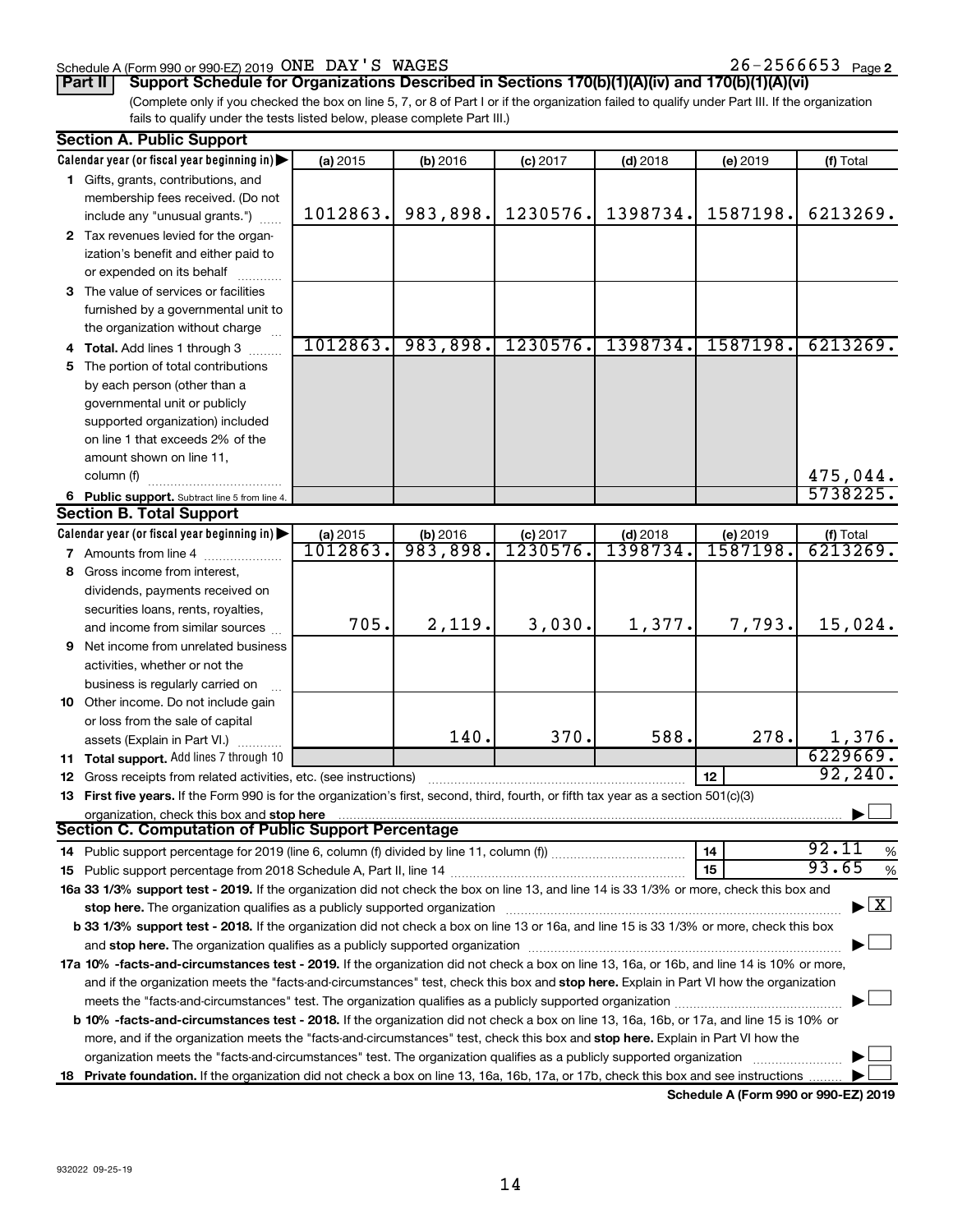Schedule A (Form 990 or 990-EZ) 2019 ONE DAY'S WAGES 26-2566653 Page 2

**Part II Support Schedule for Organizations Described in Sections 170(b)(1)(A)(iv) and 170(b)(1)(A)(vi)**

(Complete only if you checked the box on line 5, 7, or 8 of Part I or if the organization failed to qualify under Part III. If the organization fails to qualify under the tests listed below, please complete Part III.)

**Section A. Public Support**

| Calendar year (or fiscal year beginning in) | (a) 2015 | (b) 2016 | (c) 2017 | (d) 2018 | (e) 2019 | (f) Total |
|---|---|---|---|---|---|---|
| 1 Gifts, grants, contributions, and membership fees received. (Do not include any "unusual grants.") | 1012863. | 983,898. | 1230576. | 1398734. | 1587198. | 6213269. |
| 2 Tax revenues levied for the organization's benefit and either paid to or expended on its behalf | | | | | | |
| 3 The value of services or facilities furnished by a governmental unit to the organization without charge | | | | | | |
| 4 **Total.** Add lines 1 through 3 | 1012863. | 983,898. | 1230576. | 1398734. | 1587198. | 6213269. |
| 5 The portion of total contributions by each person (other than a governmental unit or publicly supported organization) included on line 1 that exceeds 2% of the amount shown on line 11, column (f) | | | | | | 475,044. |
| 6 **Public support.** Subtract line 5 from line 4. | | | | | | 5738225. |

**Section B. Total Support**

| Calendar year (or fiscal year beginning in) | (a) 2015 | (b) 2016 | (c) 2017 | (d) 2018 | (e) 2019 | (f) Total |
|---|---|---|---|---|---|---|
| 7 Amounts from line 4 | 1012863. | 983,898. | 1230576. | 1398734. | 1587198. | 6213269. |
| 8 Gross income from interest, dividends, payments received on securities loans, rents, royalties, and income from similar sources | 705. | 2,119. | 3,030. | 1,377. | 7,793. | 15,024. |
| 9 Net income from unrelated business activities, whether or not the business is regularly carried on | | | | | | |
| 10 Other income. Do not include gain or loss from the sale of capital assets (Explain in Part VI.) | | 140. | 370. | 588. | 278. | 1,376. |
| 11 **Total support.** Add lines 7 through 10 | | | | | | 6229669. |
| 12 Gross receipts from related activities, etc. (see instructions) | | | | | 12 | 92,240. |

13 **First five years.** If the Form 990 is for the organization's first, second, third, fourth, or fifth tax year as a section 501(c)(3) organization, check this box and **stop here** ☐

**Section C. Computation of Public Support Percentage**

14 Public support percentage for 2019 (line 6, column (f) divided by line 11, column (f)) — **14** — 92.11 %

15 Public support percentage from 2018 Schedule A, Part II, line 14 — **15** — 93.65 %

**16a 33 1/3% support test - 2019.** If the organization did not check the box on line 13, and line 14 is 33 1/3% or more, check this box and **stop here.** The organization qualifies as a publicly supported organization ☒

**b 33 1/3% support test - 2018.** If the organization did not check a box on line 13 or 16a, and line 15 is 33 1/3% or more, check this box and **stop here.** The organization qualifies as a publicly supported organization ☐

**17a 10% -facts-and-circumstances test - 2019.** If the organization did not check a box on line 13, 16a, or 16b, and line 14 is 10% or more, and if the organization meets the "facts-and-circumstances" test, check this box and **stop here.** Explain in Part VI how the organization meets the "facts-and-circumstances" test. The organization qualifies as a publicly supported organization ☐

**b 10% -facts-and-circumstances test - 2018.** If the organization did not check a box on line 13, 16a, 16b, or 17a, and line 15 is 10% or more, and if the organization meets the "facts-and-circumstances" test, check this box and **stop here.** Explain in Part VI how the organization meets the "facts-and-circumstances" test. The organization qualifies as a publicly supported organization ☐

**18 Private foundation.** If the organization did not check a box on line 13, 16a, 16b, 17a, or 17b, check this box and see instructions ☐

**Schedule A (Form 990 or 990-EZ) 2019**

932022 09-25-19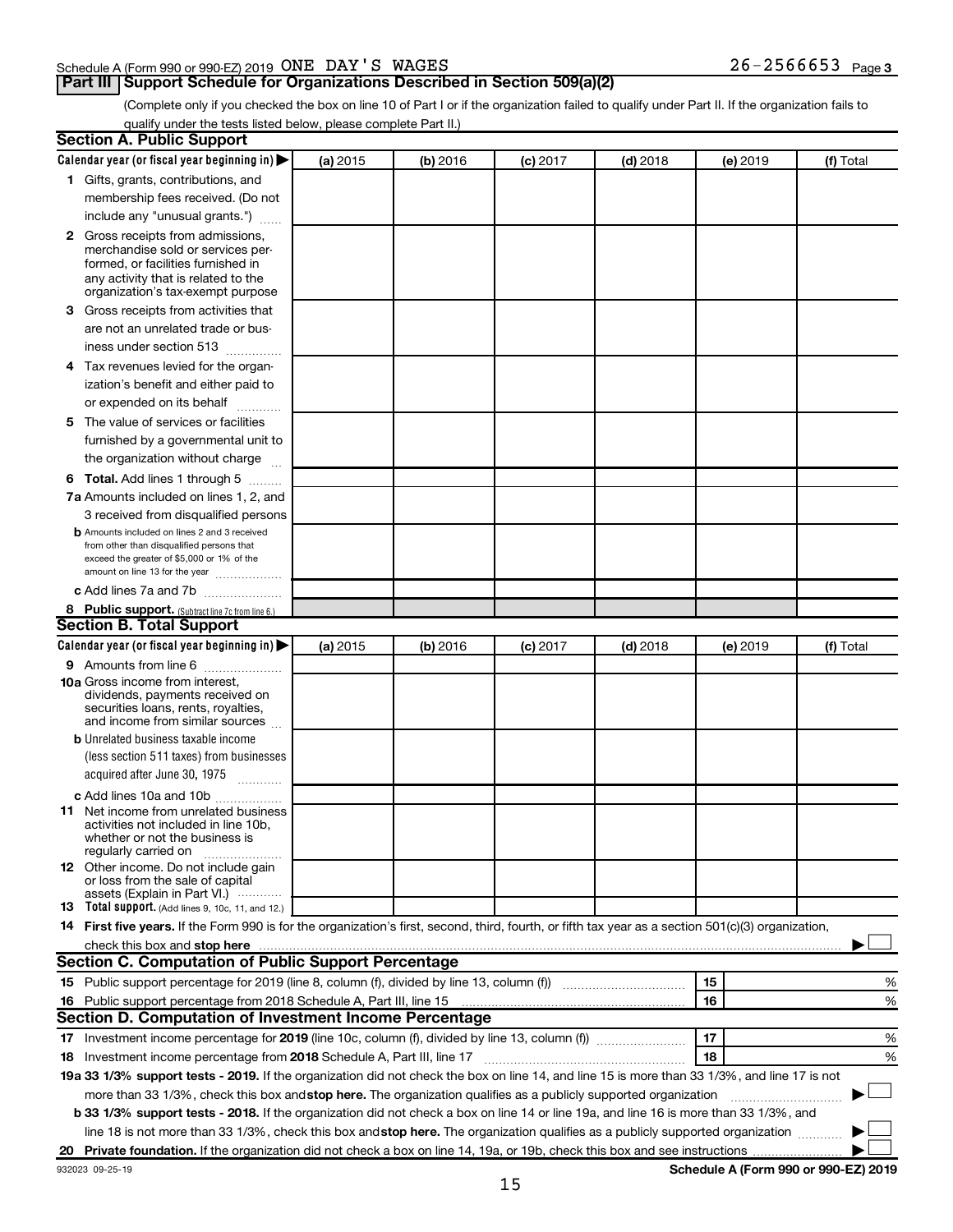Schedule A (Form 990 or 990-EZ) 2019 ONE DAY'S WAGES 26-2566653 Page 3

## Part III Support Schedule for Organizations Described in Section 509(a)(2)

(Complete only if you checked the box on line 10 of Part I or if the organization failed to qualify under Part II. If the organization fails to qualify under the tests listed below, please complete Part II.)

### Section A. Public Support

| Calendar year (or fiscal year beginning in) ▶ | (a) 2015 | (b) 2016 | (c) 2017 | (d) 2018 | (e) 2019 | (f) Total |
|---|---|---|---|---|---|---|
| **1** Gifts, grants, contributions, and membership fees received. (Do not include any "unusual grants.") | | | | | | |
| **2** Gross receipts from admissions, merchandise sold or services performed, or facilities furnished in any activity that is related to the organization's tax-exempt purpose | | | | | | |
| **3** Gross receipts from activities that are not an unrelated trade or business under section 513 | | | | | | |
| **4** Tax revenues levied for the organization's benefit and either paid to or expended on its behalf | | | | | | |
| **5** The value of services or facilities furnished by a governmental unit to the organization without charge | | | | | | |
| **6 Total.** Add lines 1 through 5 | | | | | | |
| **7a** Amounts included on lines 1, 2, and 3 received from disqualified persons | | | | | | |
| **b** Amounts included on lines 2 and 3 received from other than disqualified persons that exceed the greater of $5,000 or 1% of the amount on line 13 for the year | | | | | | |
| **c** Add lines 7a and 7b | | | | | | |
| **8 Public support.** (Subtract line 7c from line 6.) | | | | | | |

### Section B. Total Support

| Calendar year (or fiscal year beginning in) ▶ | (a) 2015 | (b) 2016 | (c) 2017 | (d) 2018 | (e) 2019 | (f) Total |
|---|---|---|---|---|---|---|
| **9** Amounts from line 6 | | | | | | |
| **10a** Gross income from interest, dividends, payments received on securities loans, rents, royalties, and income from similar sources | | | | | | |
| **b** Unrelated business taxable income (less section 511 taxes) from businesses acquired after June 30, 1975 | | | | | | |
| **c** Add lines 10a and 10b | | | | | | |
| **11** Net income from unrelated business activities not included in line 10b, whether or not the business is regularly carried on | | | | | | |
| **12** Other income. Do not include gain or loss from the sale of capital assets (Explain in Part VI.) | | | | | | |
| **13 Total support.** (Add lines 9, 10c, 11, and 12.) | | | | | | |

**14 First five years.** If the Form 990 is for the organization's first, second, third, fourth, or fifth tax year as a section 501(c)(3) organization, check this box and **stop here** ▶ ☐

### Section C. Computation of Public Support Percentage

**15** Public support percentage for 2019 (line 8, column (f), divided by line 13, column (f)) — **15** ______ %

**16** Public support percentage from 2018 Schedule A, Part III, line 15 — **16** ______ %

### Section D. Computation of Investment Income Percentage

**17** Investment income percentage for **2019** (line 10c, column (f), divided by line 13, column (f)) — **17** ______ %

**18** Investment income percentage from **2018** Schedule A, Part III, line 17 — **18** ______ %

**19a 33 1/3% support tests - 2019.** If the organization did not check the box on line 14, and line 15 is more than 33 1/3%, and line 17 is not more than 33 1/3%, check this box and **stop here.** The organization qualifies as a publicly supported organization ▶ ☐

**b 33 1/3% support tests - 2018.** If the organization did not check a box on line 14 or line 19a, and line 16 is more than 33 1/3%, and line 18 is not more than 33 1/3%, check this box and **stop here.** The organization qualifies as a publicly supported organization ▶ ☐

**20 Private foundation.** If the organization did not check a box on line 14, 19a, or 19b, check this box and see instructions ▶ ☐

932023 09-25-19

**Schedule A (Form 990 or 990-EZ) 2019**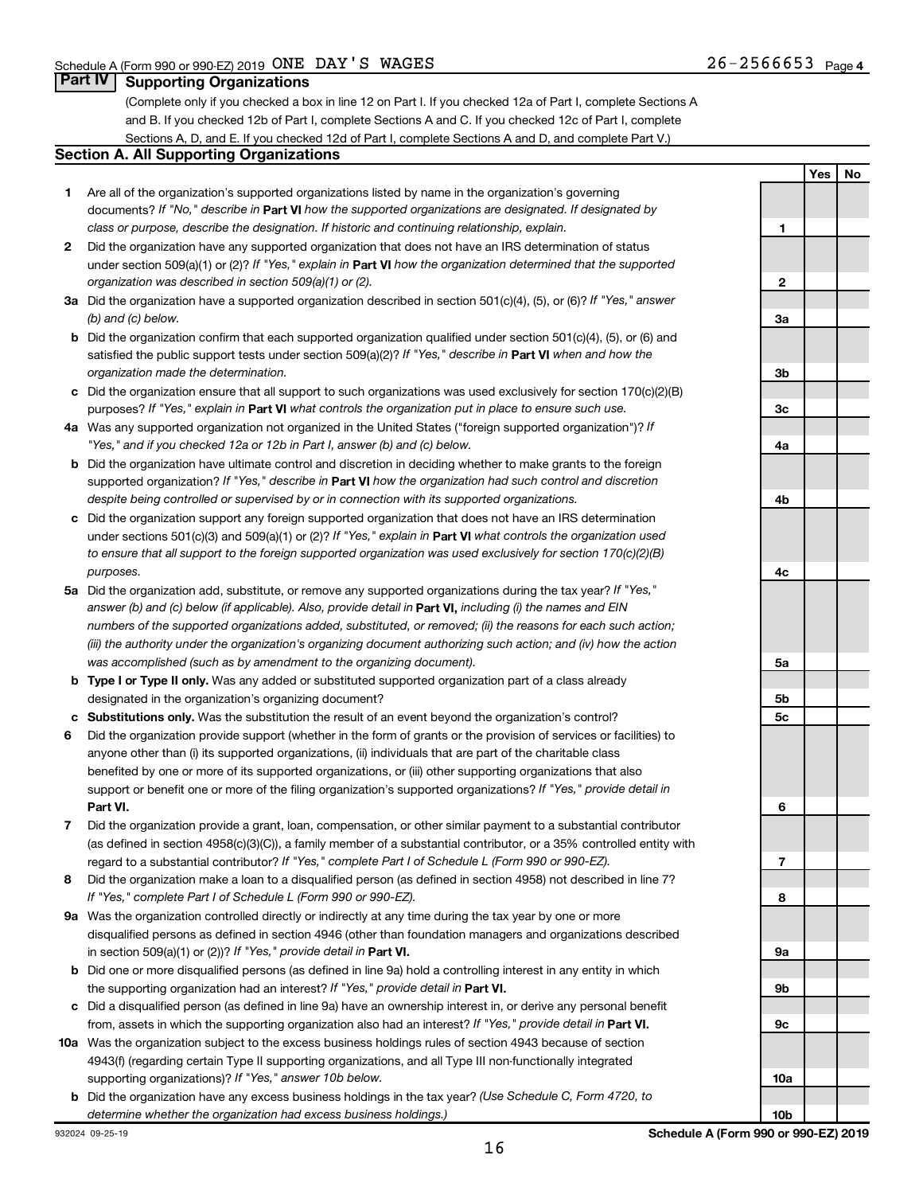Schedule A (Form 990 or 990-EZ) 2019 ONE DAY'S WAGES 26-2566653 Page 4

## Part IV Supporting Organizations

(Complete only if you checked a box in line 12 on Part I. If you checked 12a of Part I, complete Sections A and B. If you checked 12b of Part I, complete Sections A and C. If you checked 12c of Part I, complete Sections A, D, and E. If you checked 12d of Part I, complete Sections A and D, and complete Part V.)

### Section A. All Supporting Organizations

| | | | Yes | No |
|---|---|---|---|---|
| 1 | Are all of the organization's supported organizations listed by name in the organization's governing documents? *If "No," describe in* **Part VI** *how the supported organizations are designated. If designated by class or purpose, describe the designation. If historic and continuing relationship, explain.* | 1 | | |
| 2 | Did the organization have any supported organization that does not have an IRS determination of status under section 509(a)(1) or (2)? *If "Yes," explain in* **Part VI** *how the organization determined that the supported organization was described in section 509(a)(1) or (2).* | 2 | | |
| 3a | Did the organization have a supported organization described in section 501(c)(4), (5), or (6)? *If "Yes," answer (b) and (c) below.* | 3a | | |
| b | Did the organization confirm that each supported organization qualified under section 501(c)(4), (5), or (6) and satisfied the public support tests under section 509(a)(2)? *If "Yes," describe in* **Part VI** *when and how the organization made the determination.* | 3b | | |
| c | Did the organization ensure that all support to such organizations was used exclusively for section 170(c)(2)(B) purposes? *If "Yes," explain in* **Part VI** *what controls the organization put in place to ensure such use.* | 3c | | |
| 4a | Was any supported organization not organized in the United States ("foreign supported organization")? *If "Yes," and if you checked 12a or 12b in Part I, answer (b) and (c) below.* | 4a | | |
| b | Did the organization have ultimate control and discretion in deciding whether to make grants to the foreign supported organization? *If "Yes," describe in* **Part VI** *how the organization had such control and discretion despite being controlled or supervised by or in connection with its supported organizations.* | 4b | | |
| c | Did the organization support any foreign supported organization that does not have an IRS determination under sections 501(c)(3) and 509(a)(1) or (2)? *If "Yes," explain in* **Part VI** *what controls the organization used to ensure that all support to the foreign supported organization was used exclusively for section 170(c)(2)(B) purposes.* | 4c | | |
| 5a | Did the organization add, substitute, or remove any supported organizations during the tax year? *If "Yes," answer (b) and (c) below (if applicable). Also, provide detail in* **Part VI,** *including (i) the names and EIN numbers of the supported organizations added, substituted, or removed; (ii) the reasons for each such action; (iii) the authority under the organization's organizing document authorizing such action; and (iv) how the action was accomplished (such as by amendment to the organizing document).* | 5a | | |
| b | **Type I or Type II only.** Was any added or substituted supported organization part of a class already designated in the organization's organizing document? | 5b | | |
| c | **Substitutions only.** Was the substitution the result of an event beyond the organization's control? | 5c | | |
| 6 | Did the organization provide support (whether in the form of grants or the provision of services or facilities) to anyone other than (i) its supported organizations, (ii) individuals that are part of the charitable class benefited by one or more of its supported organizations, or (iii) other supporting organizations that also support or benefit one or more of the filing organization's supported organizations? *If "Yes," provide detail in* **Part VI.** | 6 | | |
| 7 | Did the organization provide a grant, loan, compensation, or other similar payment to a substantial contributor (as defined in section 4958(c)(3)(C)), a family member of a substantial contributor, or a 35% controlled entity with regard to a substantial contributor? *If "Yes," complete Part I of Schedule L (Form 990 or 990-EZ).* | 7 | | |
| 8 | Did the organization make a loan to a disqualified person (as defined in section 4958) not described in line 7? *If "Yes," complete Part I of Schedule L (Form 990 or 990-EZ).* | 8 | | |
| 9a | Was the organization controlled directly or indirectly at any time during the tax year by one or more disqualified persons as defined in section 4946 (other than foundation managers and organizations described in section 509(a)(1) or (2))? *If "Yes," provide detail in* **Part VI.** | 9a | | |
| b | Did one or more disqualified persons (as defined in line 9a) hold a controlling interest in any entity in which the supporting organization had an interest? *If "Yes," provide detail in* **Part VI.** | 9b | | |
| c | Did a disqualified person (as defined in line 9a) have an ownership interest in, or derive any personal benefit from, assets in which the supporting organization also had an interest? *If "Yes," provide detail in* **Part VI.** | 9c | | |
| 10a | Was the organization subject to the excess business holdings rules of section 4943 because of section 4943(f) (regarding certain Type II supporting organizations, and all Type III non-functionally integrated supporting organizations)? *If "Yes," answer 10b below.* | 10a | | |
| b | Did the organization have any excess business holdings in the tax year? *(Use Schedule C, Form 4720, to determine whether the organization had excess business holdings.)* | 10b | | |

932024 09-25-19 **Schedule A (Form 990 or 990-EZ) 2019**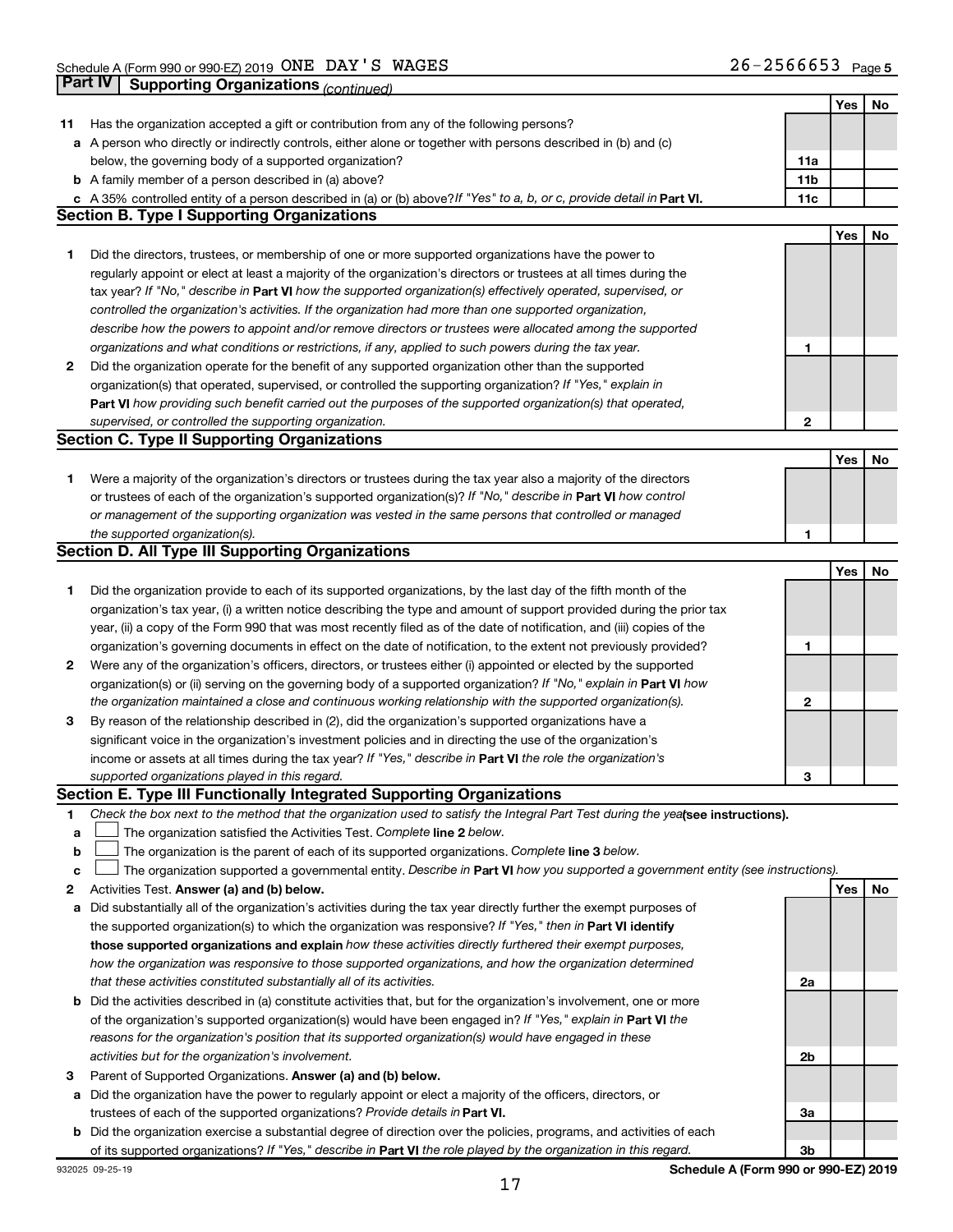Schedule A (Form 990 or 990-EZ) 2019 ONE DAY'S WAGES 26-2566653 Page 5

## Part IV Supporting Organizations *(continued)*

| | | | Yes | No |
|---|---|---|---|---|
| **11** | Has the organization accepted a gift or contribution from any of the following persons? | | | |
| **a** | A person who directly or indirectly controls, either alone or together with persons described in (b) and (c) below, the governing body of a supported organization? | **11a** | | |
| **b** | A family member of a person described in (a) above? | **11b** | | |
| **c** | A 35% controlled entity of a person described in (a) or (b) above? *If "Yes" to a, b, or c, provide detail in* **Part VI.** | **11c** | | |

### Section B. Type I Supporting Organizations

| | | | Yes | No |
|---|---|---|---|---|
| **1** | Did the directors, trustees, or membership of one or more supported organizations have the power to regularly appoint or elect at least a majority of the organization's directors or trustees at all times during the tax year? *If "No," describe in* **Part VI** *how the supported organization(s) effectively operated, supervised, or controlled the organization's activities. If the organization had more than one supported organization, describe how the powers to appoint and/or remove directors or trustees were allocated among the supported organizations and what conditions or restrictions, if any, applied to such powers during the tax year.* | **1** | | |
| **2** | Did the organization operate for the benefit of any supported organization other than the supported organization(s) that operated, supervised, or controlled the supporting organization? *If "Yes," explain in* **Part VI** *how providing such benefit carried out the purposes of the supported organization(s) that operated, supervised, or controlled the supporting organization.* | **2** | | |

### Section C. Type II Supporting Organizations

| | | | Yes | No |
|---|---|---|---|---|
| **1** | Were a majority of the organization's directors or trustees during the tax year also a majority of the directors or trustees of each of the organization's supported organization(s)? *If "No," describe in* **Part VI** *how control or management of the supporting organization was vested in the same persons that controlled or managed the supported organization(s).* | **1** | | |

### Section D. All Type III Supporting Organizations

| | | | Yes | No |
|---|---|---|---|---|
| **1** | Did the organization provide to each of its supported organizations, by the last day of the fifth month of the organization's tax year, (i) a written notice describing the type and amount of support provided during the prior tax year, (ii) a copy of the Form 990 that was most recently filed as of the date of notification, and (iii) copies of the organization's governing documents in effect on the date of notification, to the extent not previously provided? | **1** | | |
| **2** | Were any of the organization's officers, directors, or trustees either (i) appointed or elected by the supported organization(s) or (ii) serving on the governing body of a supported organization? *If "No," explain in* **Part VI** *how the organization maintained a close and continuous working relationship with the supported organization(s).* | **2** | | |
| **3** | By reason of the relationship described in (2), did the organization's supported organizations have a significant voice in the organization's investment policies and in directing the use of the organization's income or assets at all times during the tax year? *If "Yes," describe in* **Part VI** *the role the organization's supported organizations played in this regard.* | **3** | | |

### Section E. Type III Functionally Integrated Supporting Organizations

**1** *Check the box next to the method that the organization used to satisfy the Integral Part Test during the year* **(see instructions).**

- **a** ☐ The organization satisfied the Activities Test. *Complete* **line 2** *below.*
- **b** ☐ The organization is the parent of each of its supported organizations. *Complete* **line 3** *below.*
- **c** ☐ The organization supported a governmental entity. *Describe in* **Part VI** *how you supported a government entity (see instructions).*

| | | | Yes | No |
|---|---|---|---|---|
| **2** | Activities Test. **Answer (a) and (b) below.** | | | |
| **a** | Did substantially all of the organization's activities during the tax year directly further the exempt purposes of the supported organization(s) to which the organization was responsive? *If "Yes," then in* **Part VI identify those supported organizations and explain** *how these activities directly furthered their exempt purposes, how the organization was responsive to those supported organizations, and how the organization determined that these activities constituted substantially all of its activities.* | **2a** | | |
| **b** | Did the activities described in (a) constitute activities that, but for the organization's involvement, one or more of the organization's supported organization(s) would have been engaged in? *If "Yes," explain in* **Part VI** *the reasons for the organization's position that its supported organization(s) would have engaged in these activities but for the organization's involvement.* | **2b** | | |
| **3** | Parent of Supported Organizations. **Answer (a) and (b) below.** | | | |
| **a** | Did the organization have the power to regularly appoint or elect a majority of the officers, directors, or trustees of each of the supported organizations? *Provide details in* **Part VI.** | **3a** | | |
| **b** | Did the organization exercise a substantial degree of direction over the policies, programs, and activities of each of its supported organizations? *If "Yes," describe in* **Part VI** *the role played by the organization in this regard.* | **3b** | | |

932025 09-25-19 **Schedule A (Form 990 or 990-EZ) 2019**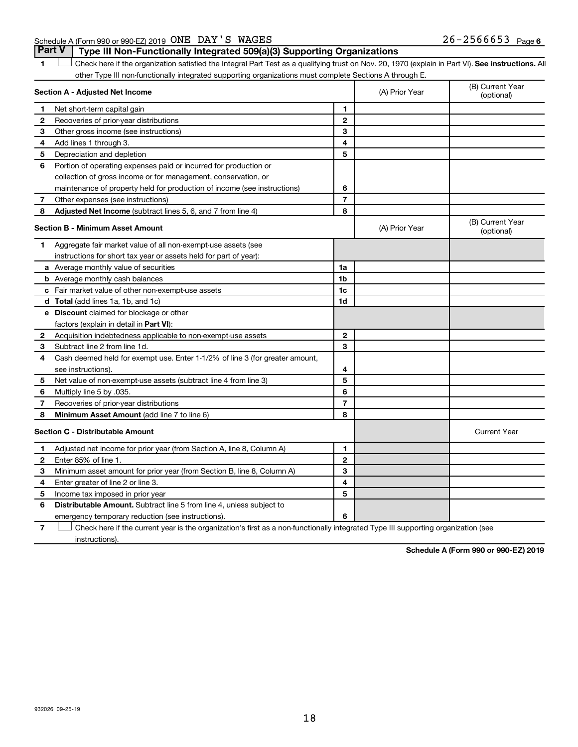Schedule A (Form 990 or 990-EZ) 2019 ONE DAY'S WAGES 26-2566653 Page 6

## Part V Type III Non-Functionally Integrated 509(a)(3) Supporting Organizations

1 ☐ Check here if the organization satisfied the Integral Part Test as a qualifying trust on Nov. 20, 1970 (explain in Part VI). **See instructions.** All other Type III non-functionally integrated supporting organizations must complete Sections A through E.

| **Section A - Adjusted Net Income** | | (A) Prior Year | (B) Current Year (optional) |
|---|---|---|---|
| 1 Net short-term capital gain | 1 | | |
| 2 Recoveries of prior-year distributions | 2 | | |
| 3 Other gross income (see instructions) | 3 | | |
| 4 Add lines 1 through 3. | 4 | | |
| 5 Depreciation and depletion | 5 | | |
| 6 Portion of operating expenses paid or incurred for production or collection of gross income or for management, conservation, or maintenance of property held for production of income (see instructions) | 6 | | |
| 7 Other expenses (see instructions) | 7 | | |
| 8 **Adjusted Net Income** (subtract lines 5, 6, and 7 from line 4) | 8 | | |

| **Section B - Minimum Asset Amount** | | (A) Prior Year | (B) Current Year (optional) |
|---|---|---|---|
| 1 Aggregate fair market value of all non-exempt-use assets (see instructions for short tax year or assets held for part of year): | | | |
| a Average monthly value of securities | 1a | | |
| b Average monthly cash balances | 1b | | |
| c Fair market value of other non-exempt-use assets | 1c | | |
| d **Total** (add lines 1a, 1b, and 1c) | 1d | | |
| e **Discount** claimed for blockage or other factors (explain in detail in **Part VI**): | | | |
| 2 Acquisition indebtedness applicable to non-exempt-use assets | 2 | | |
| 3 Subtract line 2 from line 1d. | 3 | | |
| 4 Cash deemed held for exempt use. Enter 1-1/2% of line 3 (for greater amount, see instructions). | 4 | | |
| 5 Net value of non-exempt-use assets (subtract line 4 from line 3) | 5 | | |
| 6 Multiply line 5 by .035. | 6 | | |
| 7 Recoveries of prior-year distributions | 7 | | |
| 8 **Minimum Asset Amount** (add line 7 to line 6) | 8 | | |

| **Section C - Distributable Amount** | | | Current Year |
|---|---|---|---|
| 1 Adjusted net income for prior year (from Section A, line 8, Column A) | 1 | | |
| 2 Enter 85% of line 1. | 2 | | |
| 3 Minimum asset amount for prior year (from Section B, line 8, Column A) | 3 | | |
| 4 Enter greater of line 2 or line 3. | 4 | | |
| 5 Income tax imposed in prior year | 5 | | |
| 6 **Distributable Amount.** Subtract line 5 from line 4, unless subject to emergency temporary reduction (see instructions). | 6 | | |

7 ☐ Check here if the current year is the organization's first as a non-functionally integrated Type III supporting organization (see instructions).

**Schedule A (Form 990 or 990-EZ) 2019**

932026 09-25-19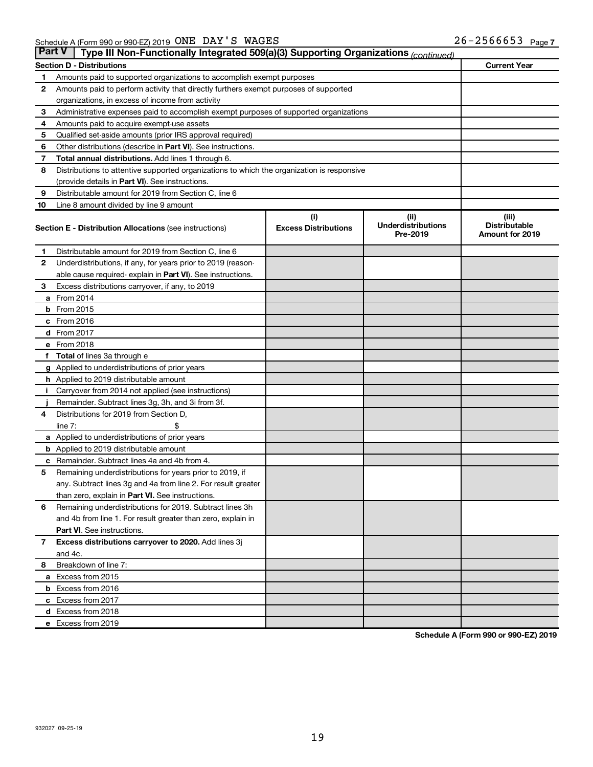Schedule A (Form 990 or 990-EZ) 2019 ONE DAY'S WAGES 26-2566653 Page 7

**Part V | Type III Non-Functionally Integrated 509(a)(3) Supporting Organizations** *(continued)*

| Section D - Distributions | | Current Year |
|---|---|---|
| 1 | Amounts paid to supported organizations to accomplish exempt purposes | |
| 2 | Amounts paid to perform activity that directly furthers exempt purposes of supported organizations, in excess of income from activity | |
| 3 | Administrative expenses paid to accomplish exempt purposes of supported organizations | |
| 4 | Amounts paid to acquire exempt-use assets | |
| 5 | Qualified set-aside amounts (prior IRS approval required) | |
| 6 | Other distributions (describe in **Part VI**). See instructions. | |
| 7 | **Total annual distributions.** Add lines 1 through 6. | |
| 8 | Distributions to attentive supported organizations to which the organization is responsive (provide details in **Part VI**). See instructions. | |
| 9 | Distributable amount for 2019 from Section C, line 6 | |
| 10 | Line 8 amount divided by line 9 amount | |

| Section E - Distribution Allocations (see instructions) | | (i) Excess Distributions | (ii) Underdistributions Pre-2019 | (iii) Distributable Amount for 2019 |
|---|---|---|---|---|
| 1 | Distributable amount for 2019 from Section C, line 6 | | | |
| 2 | Underdistributions, if any, for years prior to 2019 (reasonable cause required- explain in **Part VI**). See instructions. | | | |
| 3 | Excess distributions carryover, if any, to 2019 | | | |
| a | From 2014 | | | |
| b | From 2015 | | | |
| c | From 2016 | | | |
| d | From 2017 | | | |
| e | From 2018 | | | |
| f | **Total** of lines 3a through e | | | |
| g | Applied to underdistributions of prior years | | | |
| h | Applied to 2019 distributable amount | | | |
| i | Carryover from 2014 not applied (see instructions) | | | |
| j | Remainder. Subtract lines 3g, 3h, and 3i from 3f. | | | |
| 4 | Distributions for 2019 from Section D, line 7: $ | | | |
| a | Applied to underdistributions of prior years | | | |
| b | Applied to 2019 distributable amount | | | |
| c | Remainder. Subtract lines 4a and 4b from 4. | | | |
| 5 | Remaining underdistributions for years prior to 2019, if any. Subtract lines 3g and 4a from line 2. For result greater than zero, explain in **Part VI.** See instructions. | | | |
| 6 | Remaining underdistributions for 2019. Subtract lines 3h and 4b from line 1. For result greater than zero, explain in **Part VI**. See instructions. | | | |
| 7 | **Excess distributions carryover to 2020.** Add lines 3j and 4c. | | | |
| 8 | Breakdown of line 7: | | | |
| a | Excess from 2015 | | | |
| b | Excess from 2016 | | | |
| c | Excess from 2017 | | | |
| d | Excess from 2018 | | | |
| e | Excess from 2019 | | | |

**Schedule A (Form 990 or 990-EZ) 2019**

932027 09-25-19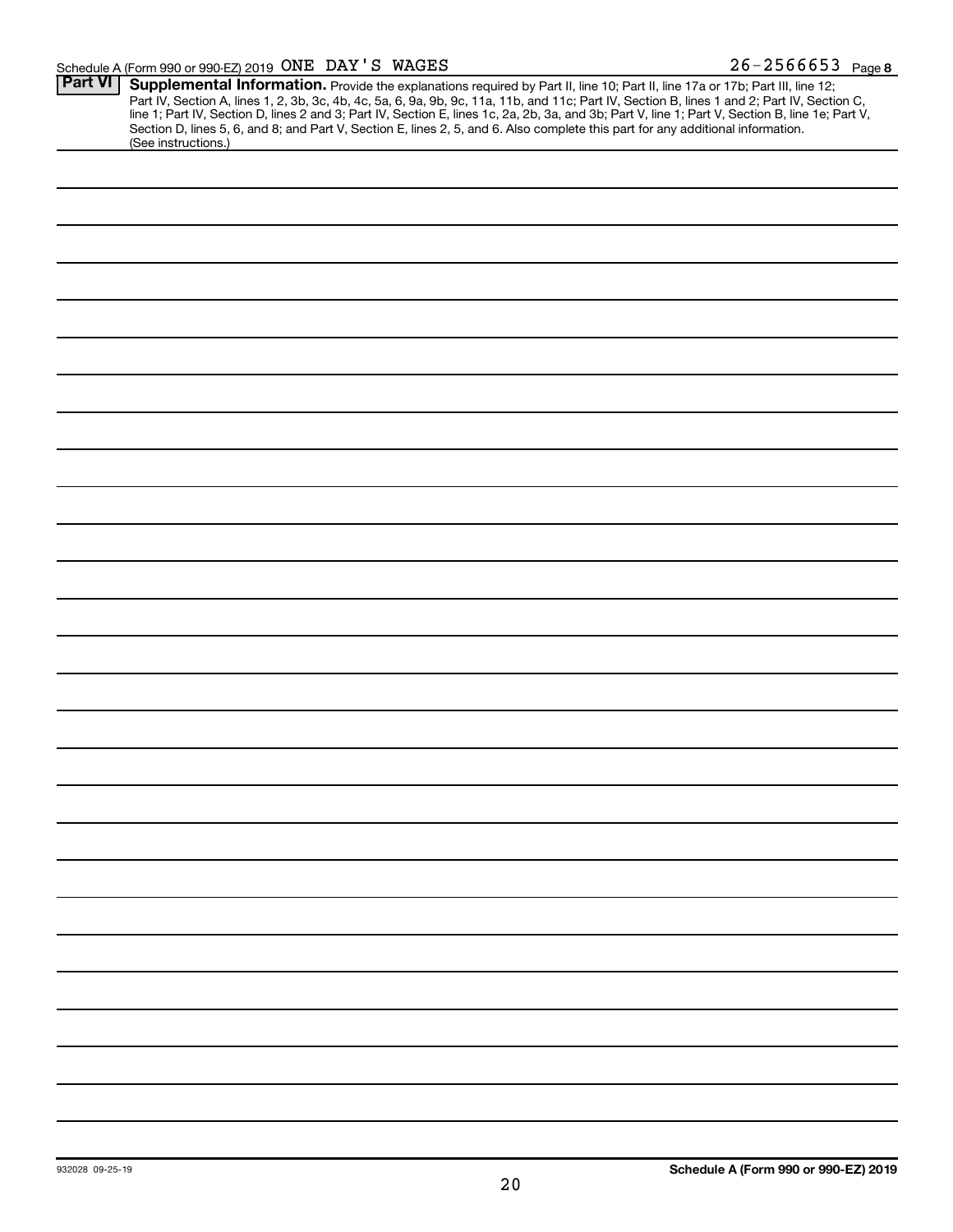Schedule A (Form 990 or 990-EZ) 2019 ONE DAY'S WAGES 26-2566653 Page 8

**Part VI** **Supplemental Information.** Provide the explanations required by Part II, line 10; Part II, line 17a or 17b; Part III, line 12; Part IV, Section A, lines 1, 2, 3b, 3c, 4b, 4c, 5a, 6, 9a, 9b, 9c, 11a, 11b, and 11c; Part IV, Section B, lines 1 and 2; Part IV, Section C, line 1; Part IV, Section D, lines 2 and 3; Part IV, Section E, lines 1c, 2a, 2b, 3a, and 3b; Part V, line 1; Part V, Section B, line 1e; Part V, Section D, lines 5, 6, and 8; and Part V, Section E, lines 2, 5, and 6. Also complete this part for any additional information. (See instructions.)

932028 09-25-19 **Schedule A (Form 990 or 990-EZ) 2019**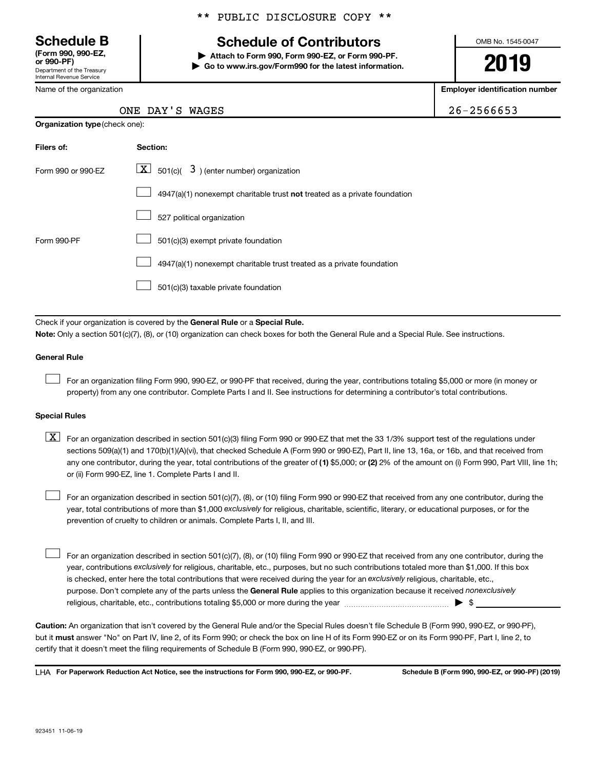** PUBLIC DISCLOSURE COPY **

# Schedule B

**(Form 990, 990-EZ, or 990-PF)**
Department of the Treasury
Internal Revenue Service

## Schedule of Contributors

▶ **Attach to Form 990, Form 990-EZ, or Form 990-PF.**
▶ **Go to www.irs.gov/Form990 for the latest information.**

OMB No. 1545-0047

**2019**

| Name of the organization | Employer identification number |
|---|---|
| ONE DAY'S WAGES | 26-2566653 |

**Organization type** (check one):

| Filers of: | Section: |
|---|---|
| Form 990 or 990-EZ | [X] 501(c)( 3 ) (enter number) organization |
| | [ ] 4947(a)(1) nonexempt charitable trust **not** treated as a private foundation |
| | [ ] 527 political organization |
| Form 990-PF | [ ] 501(c)(3) exempt private foundation |
| | [ ] 4947(a)(1) nonexempt charitable trust treated as a private foundation |
| | [ ] 501(c)(3) taxable private foundation |

Check if your organization is covered by the **General Rule** or a **Special Rule.**

**Note:** Only a section 501(c)(7), (8), or (10) organization can check boxes for both the General Rule and a Special Rule. See instructions.

**General Rule**

[ ] For an organization filing Form 990, 990-EZ, or 990-PF that received, during the year, contributions totaling $5,000 or more (in money or property) from any one contributor. Complete Parts I and II. See instructions for determining a contributor's total contributions.

**Special Rules**

[X] For an organization described in section 501(c)(3) filing Form 990 or 990-EZ that met the 33 1/3% support test of the regulations under sections 509(a)(1) and 170(b)(1)(A)(vi), that checked Schedule A (Form 990 or 990-EZ), Part II, line 13, 16a, or 16b, and that received from any one contributor, during the year, total contributions of the greater of **(1)** $5,000; or **(2)** 2% of the amount on (i) Form 990, Part VIII, line 1h; or (ii) Form 990-EZ, line 1. Complete Parts I and II.

[ ] For an organization described in section 501(c)(7), (8), or (10) filing Form 990 or 990-EZ that received from any one contributor, during the year, total contributions of more than $1,000 *exclusively* for religious, charitable, scientific, literary, or educational purposes, or for the prevention of cruelty to children or animals. Complete Parts I, II, and III.

[ ] For an organization described in section 501(c)(7), (8), or (10) filing Form 990 or 990-EZ that received from any one contributor, during the year, contributions *exclusively* for religious, charitable, etc., purposes, but no such contributions totaled more than $1,000. If this box is checked, enter here the total contributions that were received during the year for an *exclusively* religious, charitable, etc., purpose. Don't complete any of the parts unless the **General Rule** applies to this organization because it received *nonexclusively* religious, charitable, etc., contributions totaling $5,000 or more during the year ▶ $ ____________

**Caution:** An organization that isn't covered by the General Rule and/or the Special Rules doesn't file Schedule B (Form 990, 990-EZ, or 990-PF), but it **must** answer "No" on Part IV, line 2, of its Form 990; or check the box on line H of its Form 990-EZ or on its Form 990-PF, Part I, line 2, to certify that it doesn't meet the filing requirements of Schedule B (Form 990, 990-EZ, or 990-PF).

LHA **For Paperwork Reduction Act Notice, see the instructions for Form 990, 990-EZ, or 990-PF.** **Schedule B (Form 990, 990-EZ, or 990-PF) (2019)**

923451 11-06-19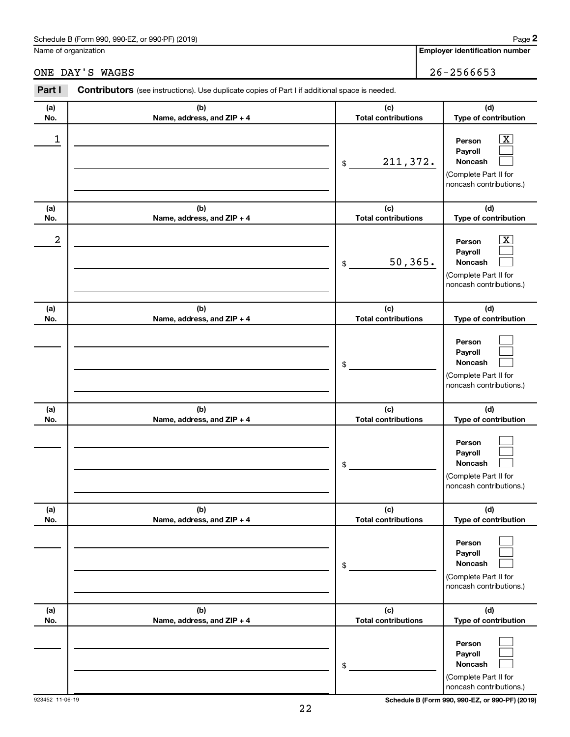Schedule B (Form 990, 990-EZ, or 990-PF) (2019) Page **2**

Name of organization: ONE DAY'S WAGES

**Employer identification number:** 26-2566653

**Part I** **Contributors** (see instructions). Use duplicate copies of Part I if additional space is needed.

| (a) No. | (b) Name, address, and ZIP + 4 | (c) Total contributions | (d) Type of contribution |
|---|---|---|---|
| 1 | | $ 211,372. | Person [X] Payroll [ ] Noncash [ ] (Complete Part II for noncash contributions.) |
| 2 | | $ 50,365. | Person [X] Payroll [ ] Noncash [ ] (Complete Part II for noncash contributions.) |
| | | $ | Person [ ] Payroll [ ] Noncash [ ] (Complete Part II for noncash contributions.) |
| | | $ | Person [ ] Payroll [ ] Noncash [ ] (Complete Part II for noncash contributions.) |
| | | $ | Person [ ] Payroll [ ] Noncash [ ] (Complete Part II for noncash contributions.) |
| | | $ | Person [ ] Payroll [ ] Noncash [ ] (Complete Part II for noncash contributions.) |

923452 11-06-19 Schedule B (Form 990, 990-EZ, or 990-PF) (2019)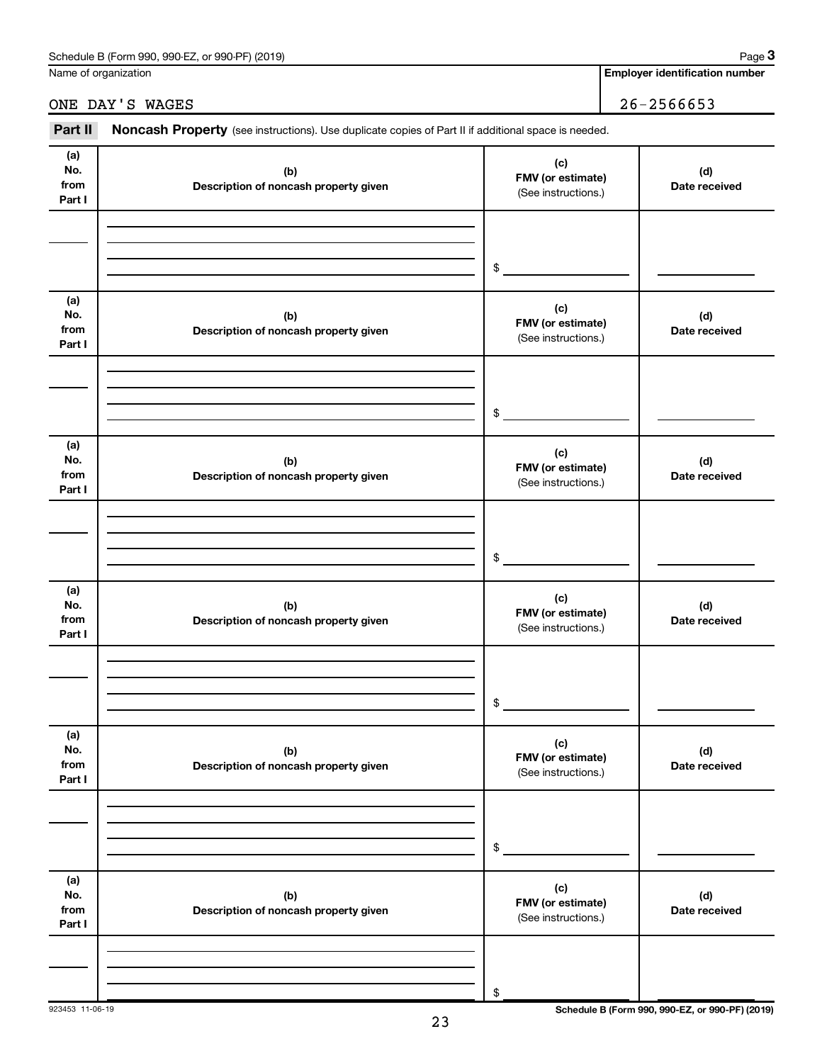Schedule B (Form 990, 990-EZ, or 990-PF) (2019) Page **3**

Name of organization: ONE DAY'S WAGES

**Employer identification number**: 26-2566653

**Part II** **Noncash Property** (see instructions). Use duplicate copies of Part II if additional space is needed.

| (a) No. from Part I | (b) Description of noncash property given | (c) FMV (or estimate) (See instructions.) | (d) Date received |
|---|---|---|---|
| | | $ | |

| (a) No. from Part I | (b) Description of noncash property given | (c) FMV (or estimate) (See instructions.) | (d) Date received |
|---|---|---|---|
| | | $ | |

| (a) No. from Part I | (b) Description of noncash property given | (c) FMV (or estimate) (See instructions.) | (d) Date received |
|---|---|---|---|
| | | $ | |

| (a) No. from Part I | (b) Description of noncash property given | (c) FMV (or estimate) (See instructions.) | (d) Date received |
|---|---|---|---|
| | | $ | |

| (a) No. from Part I | (b) Description of noncash property given | (c) FMV (or estimate) (See instructions.) | (d) Date received |
|---|---|---|---|
| | | $ | |

| (a) No. from Part I | (b) Description of noncash property given | (c) FMV (or estimate) (See instructions.) | (d) Date received |
|---|---|---|---|
| | | $ | |

923453 11-06-19

**Schedule B (Form 990, 990-EZ, or 990-PF) (2019)**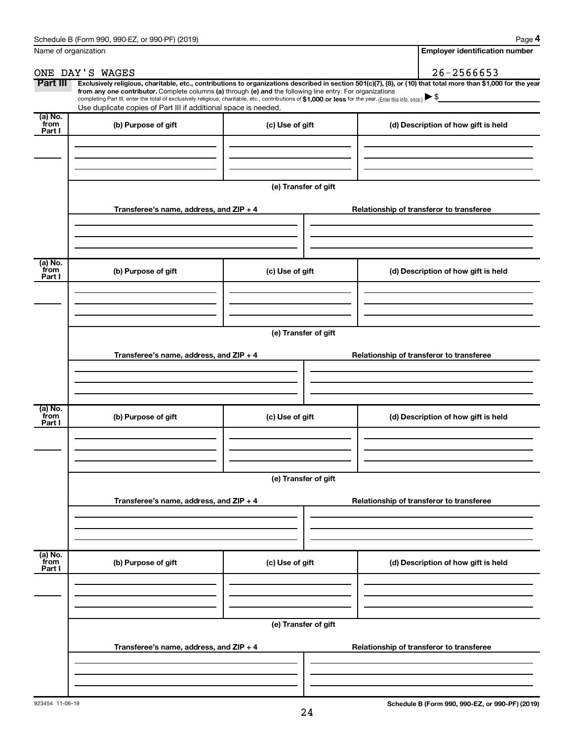Name of organization

ONE DAY'S WAGES

**Employer identification number**

26-2566653

**Part III** **Exclusively religious, charitable, etc., contributions to organizations described in section 501(c)(7), (8), or (10) that total more than $1,000 for the year from any one contributor.** Complete columns **(a)** through **(e)** and the following line entry. For organizations completing Part III, enter the total of exclusively religious, charitable, etc., contributions of **$1,000 or less** for the year. (Enter this info. once.) ▶ $

Use duplicate copies of Part III if additional space is needed.

| (a) No. from Part I | (b) Purpose of gift | (c) Use of gift | (d) Description of how gift is held |
|---|---|---|---|
| | | | |

(e) Transfer of gift

| Transferee's name, address, and ZIP + 4 | Relationship of transferor to transferee |
|---|---|
| | |

| (a) No. from Part I | (b) Purpose of gift | (c) Use of gift | (d) Description of how gift is held |
|---|---|---|---|
| | | | |

(e) Transfer of gift

| Transferee's name, address, and ZIP + 4 | Relationship of transferor to transferee |
|---|---|
| | |

| (a) No. from Part I | (b) Purpose of gift | (c) Use of gift | (d) Description of how gift is held |
|---|---|---|---|
| | | | |

(e) Transfer of gift

| Transferee's name, address, and ZIP + 4 | Relationship of transferor to transferee |
|---|---|
| | |

| (a) No. from Part I | (b) Purpose of gift | (c) Use of gift | (d) Description of how gift is held |
|---|---|---|---|
| | | | |

(e) Transfer of gift

| Transferee's name, address, and ZIP + 4 | Relationship of transferor to transferee |
|---|---|
| | |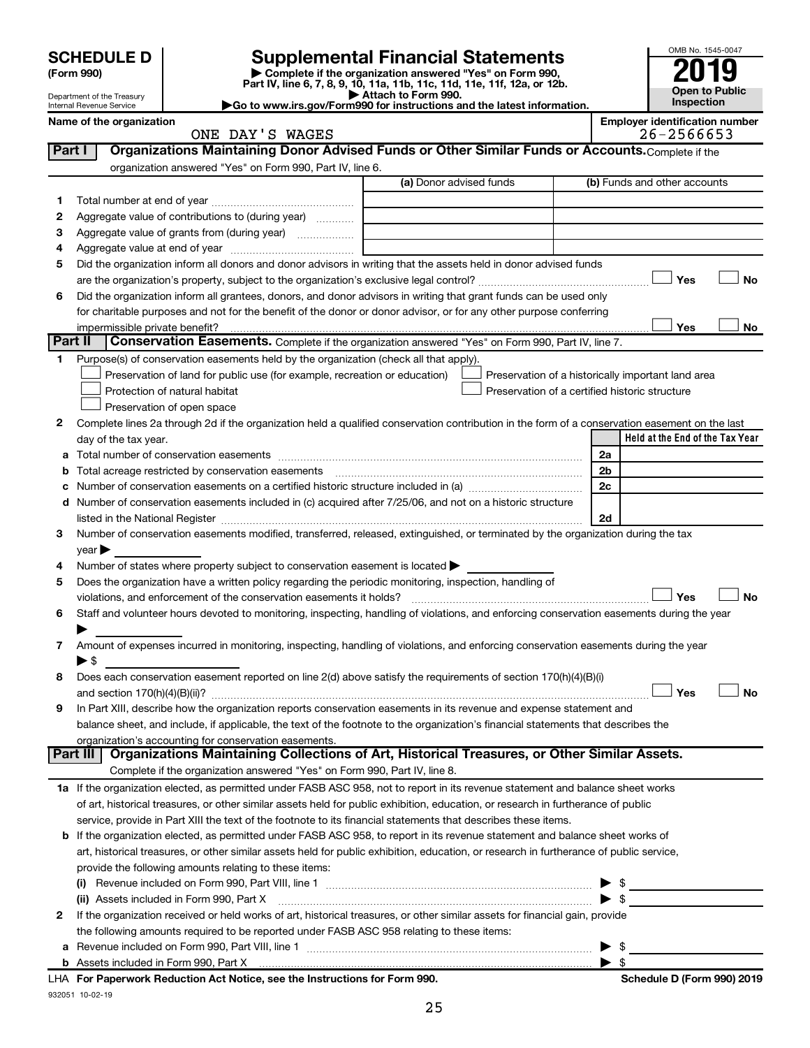# SCHEDULE D (Form 990)

Department of the Treasury
Internal Revenue Service

# Supplemental Financial Statements

▶ Complete if the organization answered "Yes" on Form 990, Part IV, line 6, 7, 8, 9, 10, 11a, 11b, 11c, 11d, 11e, 11f, 12a, or 12b.
▶ Attach to Form 990.
▶Go to www.irs.gov/Form990 for instructions and the latest information.

OMB No. 1545-0047

**2019**

**Open to Public Inspection**

**Name of the organization:** ONE DAY'S WAGES

**Employer identification number:** 26-2566653

## Part I Organizations Maintaining Donor Advised Funds or Other Similar Funds or Accounts.

Complete if the organization answered "Yes" on Form 990, Part IV, line 6.

| | | (a) Donor advised funds | (b) Funds and other accounts |
|---|---|---|---|
| 1 | Total number at end of year | | |
| 2 | Aggregate value of contributions to (during year) | | |
| 3 | Aggregate value of grants from (during year) | | |
| 4 | Aggregate value at end of year | | |

5 Did the organization inform all donors and donor advisors in writing that the assets held in donor advised funds are the organization's property, subject to the organization's exclusive legal control? ☐ Yes ☐ No

6 Did the organization inform all grantees, donors, and donor advisors in writing that grant funds can be used only for charitable purposes and not for the benefit of the donor or donor advisor, or for any other purpose conferring impermissible private benefit? ☐ Yes ☐ No

## Part II Conservation Easements.

Complete if the organization answered "Yes" on Form 990, Part IV, line 7.

1 Purpose(s) of conservation easements held by the organization (check all that apply).

- ☐ Preservation of land for public use (for example, recreation or education)
- ☐ Protection of natural habitat
- ☐ Preservation of open space
- ☐ Preservation of a historically important land area
- ☐ Preservation of a certified historic structure

2 Complete lines 2a through 2d if the organization held a qualified conservation contribution in the form of a conservation easement on the last day of the tax year.

| | | | Held at the End of the Tax Year |
|---|---|---|---|
| a | Total number of conservation easements | 2a | |
| b | Total acreage restricted by conservation easements | 2b | |
| c | Number of conservation easements on a certified historic structure included in (a) | 2c | |
| d | Number of conservation easements included in (c) acquired after 7/25/06, and not on a historic structure listed in the National Register | 2d | |

3 Number of conservation easements modified, transferred, released, extinguished, or terminated by the organization during the tax year ▶

4 Number of states where property subject to conservation easement is located ▶

5 Does the organization have a written policy regarding the periodic monitoring, inspection, handling of violations, and enforcement of the conservation easements it holds? ☐ Yes ☐ No

6 Staff and volunteer hours devoted to monitoring, inspecting, handling of violations, and enforcing conservation easements during the year ▶

7 Amount of expenses incurred in monitoring, inspecting, handling of violations, and enforcing conservation easements during the year ▶ $

8 Does each conservation easement reported on line 2(d) above satisfy the requirements of section 170(h)(4)(B)(i) and section 170(h)(4)(B)(ii)? ☐ Yes ☐ No

9 In Part XIII, describe how the organization reports conservation easements in its revenue and expense statement and balance sheet, and include, if applicable, the text of the footnote to the organization's financial statements that describes the organization's accounting for conservation easements.

## Part III Organizations Maintaining Collections of Art, Historical Treasures, or Other Similar Assets.

Complete if the organization answered "Yes" on Form 990, Part IV, line 8.

1a If the organization elected, as permitted under FASB ASC 958, not to report in its revenue statement and balance sheet works of art, historical treasures, or other similar assets held for public exhibition, education, or research in furtherance of public service, provide in Part XIII the text of the footnote to its financial statements that describes these items.

b If the organization elected, as permitted under FASB ASC 958, to report in its revenue statement and balance sheet works of art, historical treasures, or other similar assets held for public exhibition, education, or research in furtherance of public service, provide the following amounts relating to these items:

(i) Revenue included on Form 990, Part VIII, line 1 ▶ $

(ii) Assets included in Form 990, Part X ▶ $

2 If the organization received or held works of art, historical treasures, or other similar assets for financial gain, provide the following amounts required to be reported under FASB ASC 958 relating to these items:

a Revenue included on Form 990, Part VIII, line 1 ▶ $

b Assets included in Form 990, Part X ▶ $

LHA For Paperwork Reduction Act Notice, see the Instructions for Form 990.

Schedule D (Form 990) 2019

932051 10-02-19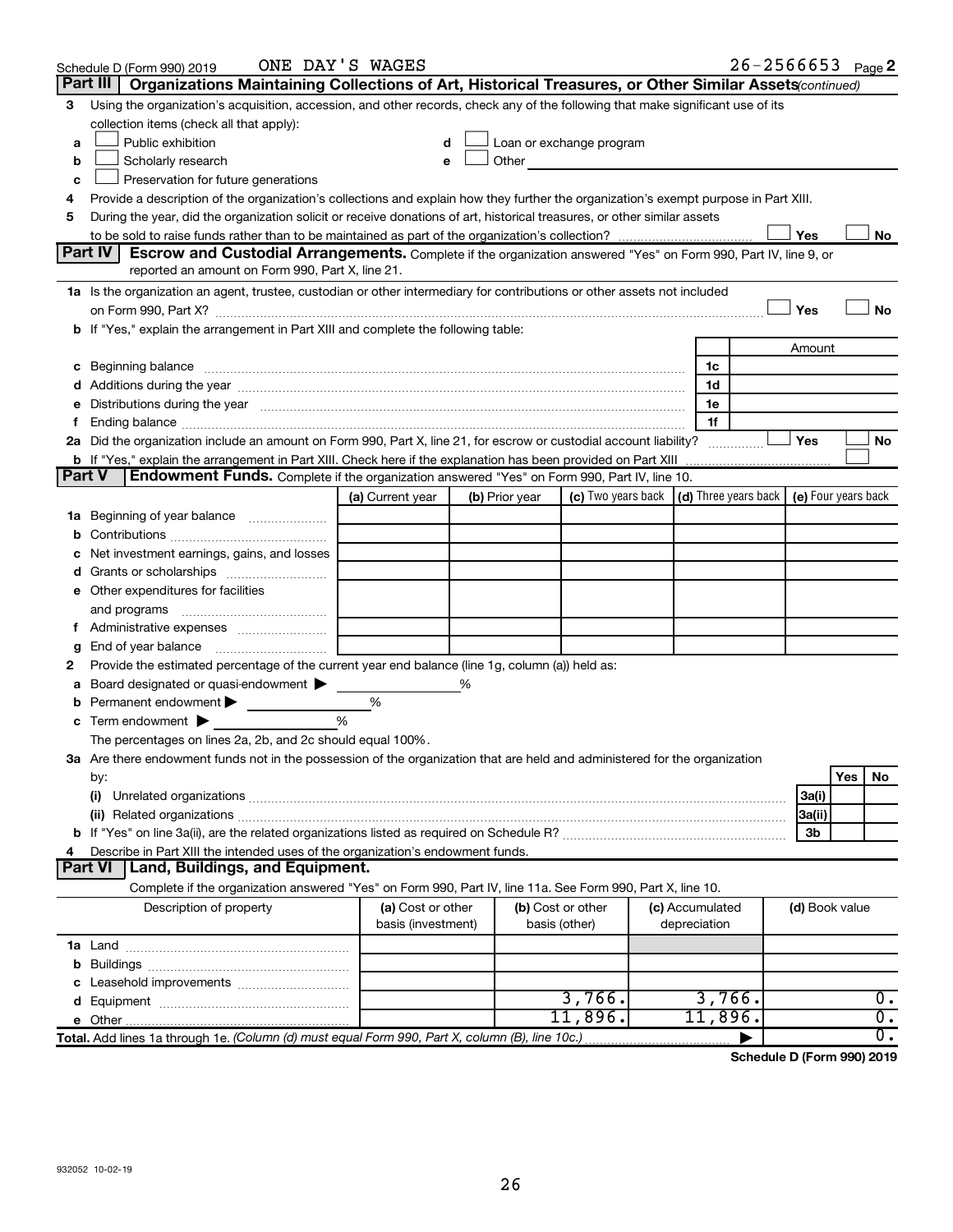Schedule D (Form 990) 2019 ONE DAY'S WAGES 26-2566653 Page 2

## Part III | Organizations Maintaining Collections of Art, Historical Treasures, or Other Similar Assets *(continued)*

3 Using the organization's acquisition, accession, and other records, check any of the following that make significant use of its collection items (check all that apply):

- a ☐ Public exhibition
- b ☐ Scholarly research
- c ☐ Preservation for future generations
- d ☐ Loan or exchange program
- e ☐ Other

4 Provide a description of the organization's collections and explain how they further the organization's exempt purpose in Part XIII.

5 During the year, did the organization solicit or receive donations of art, historical treasures, or other similar assets to be sold to raise funds rather than to be maintained as part of the organization's collection? ☐ Yes ☐ No

## Part IV | Escrow and Custodial Arrangements.

Complete if the organization answered "Yes" on Form 990, Part IV, line 9, or reported an amount on Form 990, Part X, line 21.

1a Is the organization an agent, trustee, custodian or other intermediary for contributions or other assets not included on Form 990, Part X? ☐ Yes ☐ No

b If "Yes," explain the arrangement in Part XIII and complete the following table:

| | | Amount |
|---|---|---|
| c Beginning balance | 1c | |
| d Additions during the year | 1d | |
| e Distributions during the year | 1e | |
| f Ending balance | 1f | |

2a Did the organization include an amount on Form 990, Part X, line 21, for escrow or custodial account liability? ☐ Yes ☐ No

b If "Yes," explain the arrangement in Part XIII. Check here if the explanation has been provided on Part XIII ☐

## Part V | Endowment Funds.

Complete if the organization answered "Yes" on Form 990, Part IV, line 10.

| | (a) Current year | (b) Prior year | (c) Two years back | (d) Three years back | (e) Four years back |
|---|---|---|---|---|---|
| 1a Beginning of year balance | | | | | |
| b Contributions | | | | | |
| c Net investment earnings, gains, and losses | | | | | |
| d Grants or scholarships | | | | | |
| e Other expenditures for facilities and programs | | | | | |
| f Administrative expenses | | | | | |
| g End of year balance | | | | | |

2 Provide the estimated percentage of the current year end balance (line 1g, column (a)) held as:

- a Board designated or quasi-endowment ▶ %
- b Permanent endowment ▶ %
- c Term endowment ▶ %

The percentages on lines 2a, 2b, and 2c should equal 100%.

3a Are there endowment funds not in the possession of the organization that are held and administered for the organization by:

| | | Yes | No |
|---|---|---|---|
| (i) Unrelated organizations | 3a(i) | | |
| (ii) Related organizations | 3a(ii) | | |
| b If "Yes" on line 3a(ii), are the related organizations listed as required on Schedule R? | 3b | | |

4 Describe in Part XIII the intended uses of the organization's endowment funds.

## Part VI | Land, Buildings, and Equipment.

Complete if the organization answered "Yes" on Form 990, Part IV, line 11a. See Form 990, Part X, line 10.

| Description of property | (a) Cost or other basis (investment) | (b) Cost or other basis (other) | (c) Accumulated depreciation | (d) Book value |
|---|---|---|---|---|
| 1a Land | | | | |
| b Buildings | | | | |
| c Leasehold improvements | | | | |
| d Equipment | | 3,766. | 3,766. | 0. |
| e Other | | 11,896. | 11,896. | 0. |
| **Total.** Add lines 1a through 1e. *(Column (d) must equal Form 990, Part X, column (B), line 10c.)* | | | ▶ | 0. |

**Schedule D (Form 990) 2019**

932052 10-02-19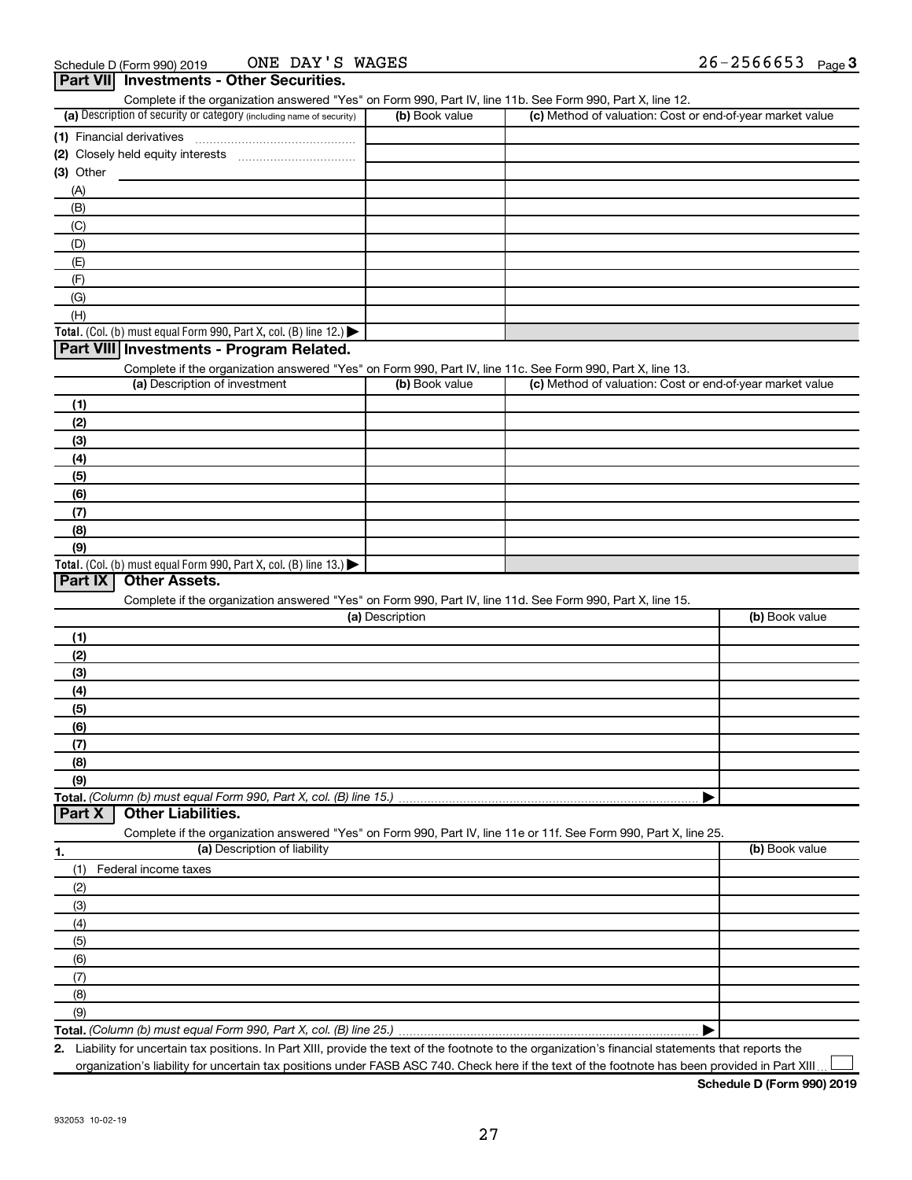Schedule D (Form 990) 2019 ONE DAY'S WAGES 26-2566653 Page 3

## Part VII Investments - Other Securities.

Complete if the organization answered "Yes" on Form 990, Part IV, line 11b. See Form 990, Part X, line 12.

| (a) Description of security or category (including name of security) | (b) Book value | (c) Method of valuation: Cost or end-of-year market value |
|---|---|---|
| (1) Financial derivatives | | |
| (2) Closely held equity interests | | |
| (3) Other | | |
| (A) | | |
| (B) | | |
| (C) | | |
| (D) | | |
| (E) | | |
| (F) | | |
| (G) | | |
| (H) | | |
| **Total.** (Col. (b) must equal Form 990, Part X, col. (B) line 12.) ▶ | | |

## Part VIII Investments - Program Related.

Complete if the organization answered "Yes" on Form 990, Part IV, line 11c. See Form 990, Part X, line 13.

| (a) Description of investment | (b) Book value | (c) Method of valuation: Cost or end-of-year market value |
|---|---|---|
| (1) | | |
| (2) | | |
| (3) | | |
| (4) | | |
| (5) | | |
| (6) | | |
| (7) | | |
| (8) | | |
| (9) | | |
| **Total.** (Col. (b) must equal Form 990, Part X, col. (B) line 13.) ▶ | | |

## Part IX Other Assets.

Complete if the organization answered "Yes" on Form 990, Part IV, line 11d. See Form 990, Part X, line 15.

| (a) Description | (b) Book value |
|---|---|
| (1) | |
| (2) | |
| (3) | |
| (4) | |
| (5) | |
| (6) | |
| (7) | |
| (8) | |
| (9) | |
| **Total.** *(Column (b) must equal Form 990, Part X, col. (B) line 15.)* ▶ | |

## Part X Other Liabilities.

Complete if the organization answered "Yes" on Form 990, Part IV, line 11e or 11f. See Form 990, Part X, line 25.

| 1. (a) Description of liability | (b) Book value |
|---|---|
| (1) Federal income taxes | |
| (2) | |
| (3) | |
| (4) | |
| (5) | |
| (6) | |
| (7) | |
| (8) | |
| (9) | |
| **Total.** *(Column (b) must equal Form 990, Part X, col. (B) line 25.)* ▶ | |

**2.** Liability for uncertain tax positions. In Part XIII, provide the text of the footnote to the organization's financial statements that reports the organization's liability for uncertain tax positions under FASB ASC 740. Check here if the text of the footnote has been provided in Part XIII ☐

**Schedule D (Form 990) 2019**

932053 10-02-19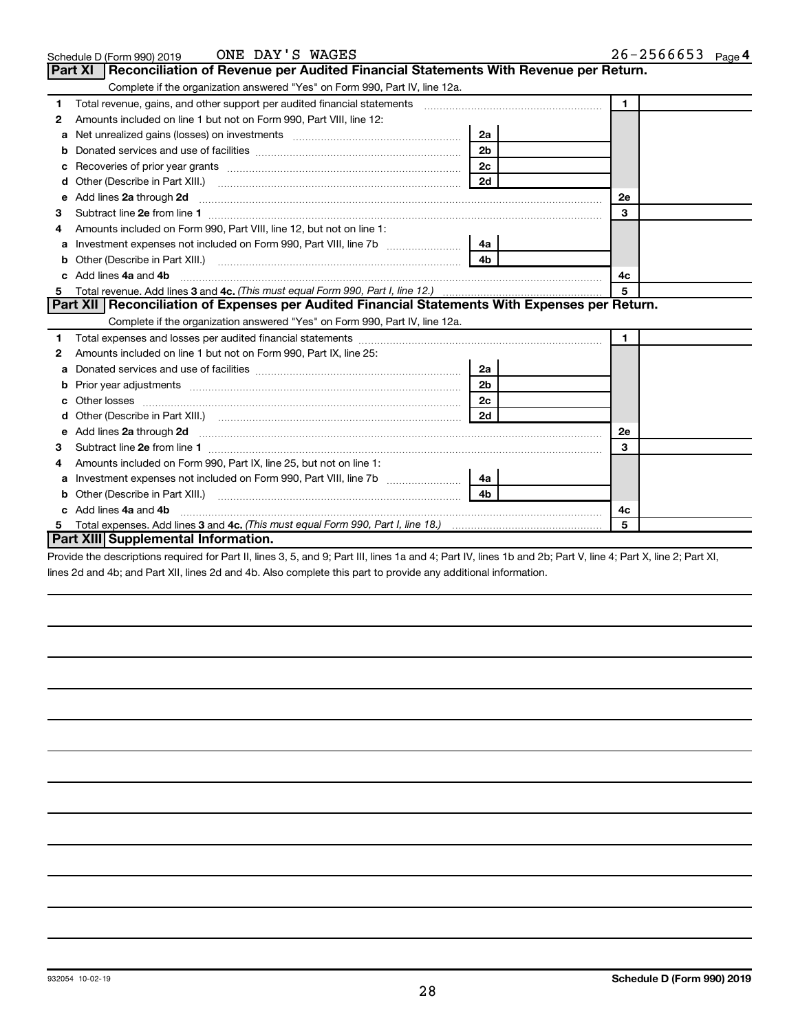Schedule D (Form 990) 2019 ONE DAY'S WAGES 26-2566653 Page 4

## Part XI Reconciliation of Revenue per Audited Financial Statements With Revenue per Return.

Complete if the organization answered "Yes" on Form 990, Part IV, line 12a.

| | | | | | |
|---|---|---|---|---|---|
| 1 | Total revenue, gains, and other support per audited financial statements | | | 1 | |
| 2 | Amounts included on line 1 but not on Form 990, Part VIII, line 12: | | | | |
| a | Net unrealized gains (losses) on investments | 2a | | | |
| b | Donated services and use of facilities | 2b | | | |
| c | Recoveries of prior year grants | 2c | | | |
| d | Other (Describe in Part XIII.) | 2d | | | |
| e | Add lines 2a through 2d | | | 2e | |
| 3 | Subtract line 2e from line 1 | | | 3 | |
| 4 | Amounts included on Form 990, Part VIII, line 12, but not on line 1: | | | | |
| a | Investment expenses not included on Form 990, Part VIII, line 7b | 4a | | | |
| b | Other (Describe in Part XIII.) | 4b | | | |
| c | Add lines 4a and 4b | | | 4c | |
| 5 | Total revenue. Add lines 3 and 4c. *(This must equal Form 990, Part I, line 12.)* | | | 5 | |

## Part XII Reconciliation of Expenses per Audited Financial Statements With Expenses per Return.

Complete if the organization answered "Yes" on Form 990, Part IV, line 12a.

| | | | | | |
|---|---|---|---|---|---|
| 1 | Total expenses and losses per audited financial statements | | | 1 | |
| 2 | Amounts included on line 1 but not on Form 990, Part IX, line 25: | | | | |
| a | Donated services and use of facilities | 2a | | | |
| b | Prior year adjustments | 2b | | | |
| c | Other losses | 2c | | | |
| d | Other (Describe in Part XIII.) | 2d | | | |
| e | Add lines 2a through 2d | | | 2e | |
| 3 | Subtract line 2e from line 1 | | | 3 | |
| 4 | Amounts included on Form 990, Part IX, line 25, but not on line 1: | | | | |
| a | Investment expenses not included on Form 990, Part VIII, line 7b | 4a | | | |
| b | Other (Describe in Part XIII.) | 4b | | | |
| c | Add lines 4a and 4b | | | 4c | |
| 5 | Total expenses. Add lines 3 and 4c. *(This must equal Form 990, Part I, line 18.)* | | | 5 | |

## Part XIII Supplemental Information.

Provide the descriptions required for Part II, lines 3, 5, and 9; Part III, lines 1a and 4; Part IV, lines 1b and 2b; Part V, line 4; Part X, line 2; Part XI, lines 2d and 4b; and Part XII, lines 2d and 4b. Also complete this part to provide any additional information.

932054 10-02-19 **Schedule D (Form 990) 2019**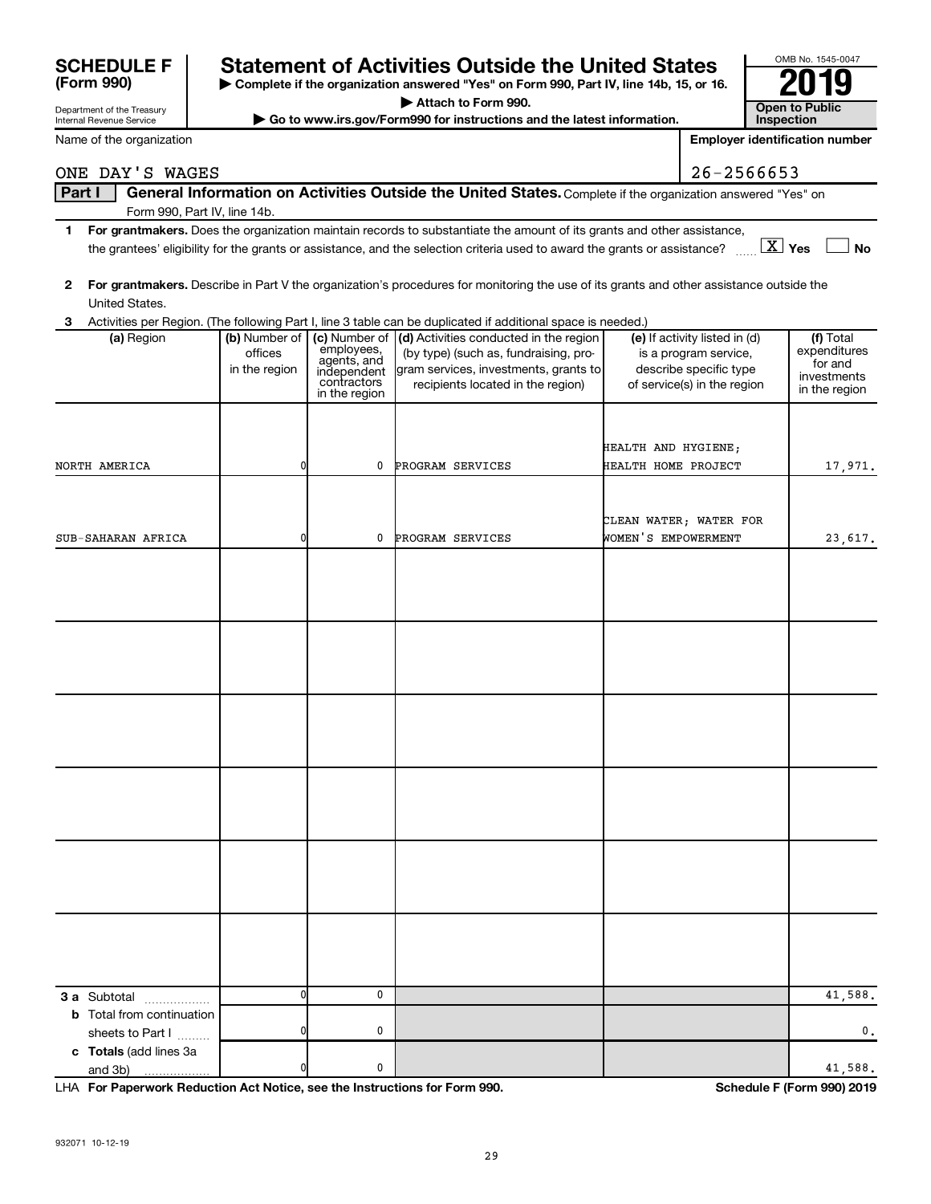**SCHEDULE F (Form 990)**

Department of the Treasury
Internal Revenue Service

# Statement of Activities Outside the United States

▶ Complete if the organization answered "Yes" on Form 990, Part IV, line 14b, 15, or 16.
▶ Attach to Form 990.
▶ Go to www.irs.gov/Form990 for instructions and the latest information.

OMB No. 1545-0047

**2019**

**Open to Public Inspection**

Name of the organization: ONE DAY'S WAGES

Employer identification number: 26-2566653

**Part I — General Information on Activities Outside the United States.** Complete if the organization answered "Yes" on Form 990, Part IV, line 14b.

**1** **For grantmakers.** Does the organization maintain records to substantiate the amount of its grants and other assistance, the grantees' eligibility for the grants or assistance, and the selection criteria used to award the grants or assistance? [X] Yes [ ] No

**2** **For grantmakers.** Describe in Part V the organization's procedures for monitoring the use of its grants and other assistance outside the United States.

**3** Activities per Region. (The following Part I, line 3 table can be duplicated if additional space is needed.)

| (a) Region | (b) Number of offices in the region | (c) Number of employees, agents, and independent contractors in the region | (d) Activities conducted in the region (by type) (such as, fundraising, program services, investments, grants to recipients located in the region) | (e) If activity listed in (d) is a program service, describe specific type of service(s) in the region | (f) Total expenditures for and investments in the region |
|---|---|---|---|---|---|
| NORTH AMERICA | 0 | 0 | PROGRAM SERVICES | HEALTH AND HYGIENE; HEALTH HOME PROJECT | 17,971. |
| SUB-SAHARAN AFRICA | 0 | 0 | PROGRAM SERVICES | CLEAN WATER; WATER FOR WOMEN'S EMPOWERMENT | 23,617. |
| | | | | | |
| | | | | | |
| | | | | | |
| | | | | | |
| | | | | | |
| | | | | | |
| **3 a** Subtotal | 0 | 0 | | | 41,588. |
| **b** Total from continuation sheets to Part I | 0 | 0 | | | 0. |
| **c Totals** (add lines 3a and 3b) | 0 | 0 | | | 41,588. |

LHA **For Paperwork Reduction Act Notice, see the Instructions for Form 990.** **Schedule F (Form 990) 2019**

932071 10-12-19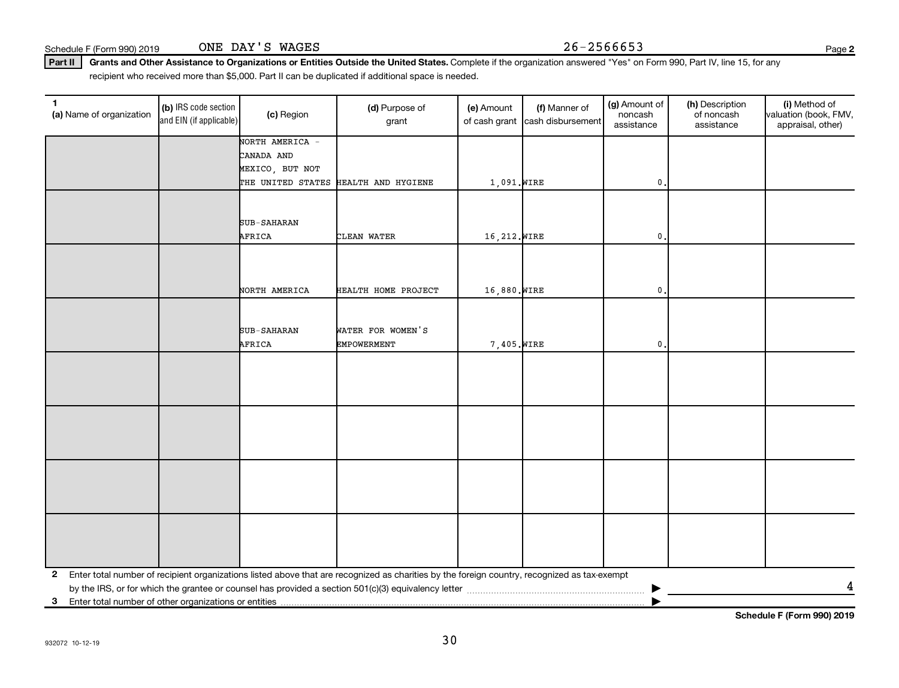Schedule F (Form 990) 2019 ONE DAY'S WAGES 26-2566653

**Part II Grants and Other Assistance to Organizations or Entities Outside the United States.** Complete if the organization answered "Yes" on Form 990, Part IV, line 15, for any recipient who received more than $5,000. Part II can be duplicated if additional space is needed.

| 1 (a) Name of organization | (b) IRS code section and EIN (if applicable) | (c) Region | (d) Purpose of grant | (e) Amount of cash grant | (f) Manner of cash disbursement | (g) Amount of noncash assistance | (h) Description of noncash assistance | (i) Method of valuation (book, FMV, appraisal, other) |
|---|---|---|---|---|---|---|---|---|
| | | NORTH AMERICA - CANADA AND MEXICO, BUT NOT THE UNITED STATES | HEALTH AND HYGIENE | 1,091. | WIRE | 0. | | |
| | | SUB-SAHARAN AFRICA | CLEAN WATER | 16,212. | WIRE | 0. | | |
| | | NORTH AMERICA | HEALTH HOME PROJECT | 16,880. | WIRE | 0. | | |
| | | SUB-SAHARAN AFRICA | WATER FOR WOMEN'S EMPOWERMENT | 7,405. | WIRE | 0. | | |
| | | | | | | | | |
| | | | | | | | | |
| | | | | | | | | |
| | | | | | | | | |

**2** Enter total number of recipient organizations listed above that are recognized as charities by the foreign country, recognized as tax-exempt by the IRS, or for which the grantee or counsel has provided a section 501(c)(3) equivalency letter ▶ 4

**3** Enter total number of other organizations or entities ▶

932072 10-12-19

**Schedule F (Form 990) 2019**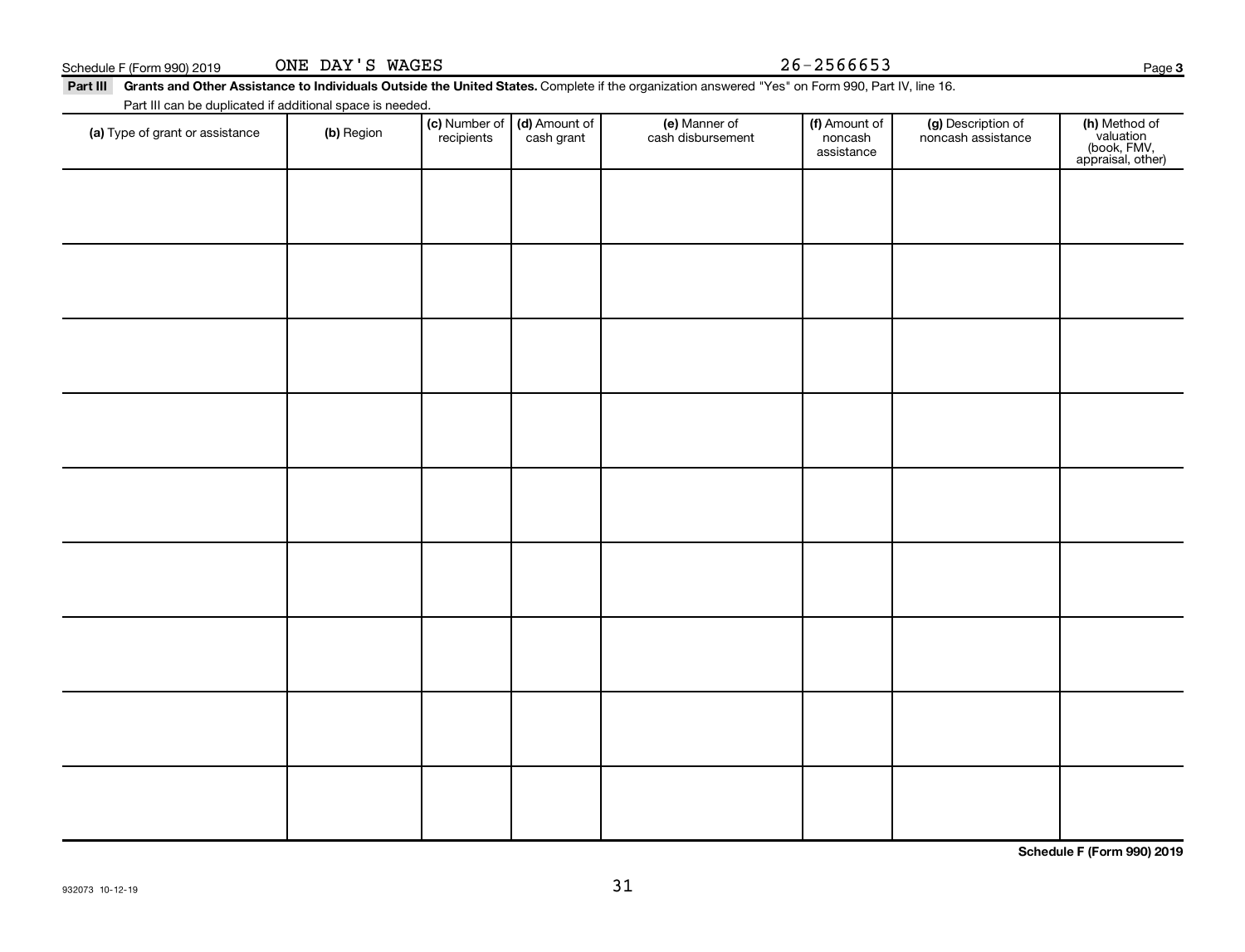Schedule F (Form 990) 2019 ONE DAY'S WAGES 26-2566653

**Part III** **Grants and Other Assistance to Individuals Outside the United States.** Complete if the organization answered "Yes" on Form 990, Part IV, line 16.

Part III can be duplicated if additional space is needed.

| **(a)** Type of grant or assistance | **(b)** Region | **(c)** Number of recipients | **(d)** Amount of cash grant | **(e)** Manner of cash disbursement | **(f)** Amount of noncash assistance | **(g)** Description of noncash assistance | **(h)** Method of valuation (book, FMV, appraisal, other) |
|---|---|---|---|---|---|---|---|
| | | | | | | | |
| | | | | | | | |
| | | | | | | | |
| | | | | | | | |
| | | | | | | | |
| | | | | | | | |
| | | | | | | | |
| | | | | | | | |
| | | | | | | | |

**Schedule F (Form 990) 2019**

932073 10-12-19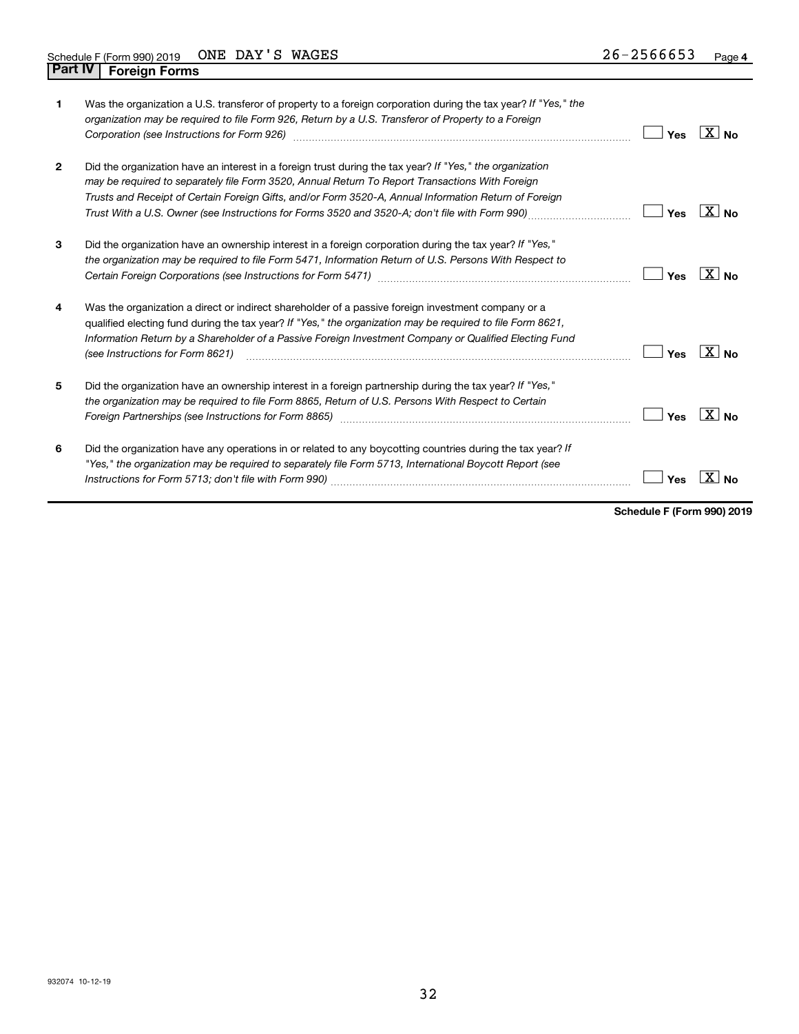Schedule F (Form 990) 2019 ONE DAY'S WAGES 26-2566653 Page 4

## Part IV Foreign Forms

| | | |
|---|---|---|
| 1 | Was the organization a U.S. transferor of property to a foreign corporation during the tax year? *If "Yes," the organization may be required to file Form 926, Return by a U.S. Transferor of Property to a Foreign Corporation (see Instructions for Form 926)* | [ ] Yes [X] No |
| 2 | Did the organization have an interest in a foreign trust during the tax year? *If "Yes," the organization may be required to separately file Form 3520, Annual Return To Report Transactions With Foreign Trusts and Receipt of Certain Foreign Gifts, and/or Form 3520-A, Annual Information Return of Foreign Trust With a U.S. Owner (see Instructions for Forms 3520 and 3520-A; don't file with Form 990)* | [ ] Yes [X] No |
| 3 | Did the organization have an ownership interest in a foreign corporation during the tax year? *If "Yes," the organization may be required to file Form 5471, Information Return of U.S. Persons With Respect to Certain Foreign Corporations (see Instructions for Form 5471)* | [ ] Yes [X] No |
| 4 | Was the organization a direct or indirect shareholder of a passive foreign investment company or a qualified electing fund during the tax year? *If "Yes," the organization may be required to file Form 8621, Information Return by a Shareholder of a Passive Foreign Investment Company or Qualified Electing Fund (see Instructions for Form 8621)* | [ ] Yes [X] No |
| 5 | Did the organization have an ownership interest in a foreign partnership during the tax year? *If "Yes," the organization may be required to file Form 8865, Return of U.S. Persons With Respect to Certain Foreign Partnerships (see Instructions for Form 8865)* | [ ] Yes [X] No |
| 6 | Did the organization have any operations in or related to any boycotting countries during the tax year? *If "Yes," the organization may be required to separately file Form 5713, International Boycott Report (see Instructions for Form 5713; don't file with Form 990)* | [ ] Yes [X] No |

**Schedule F (Form 990) 2019**

932074 10-12-19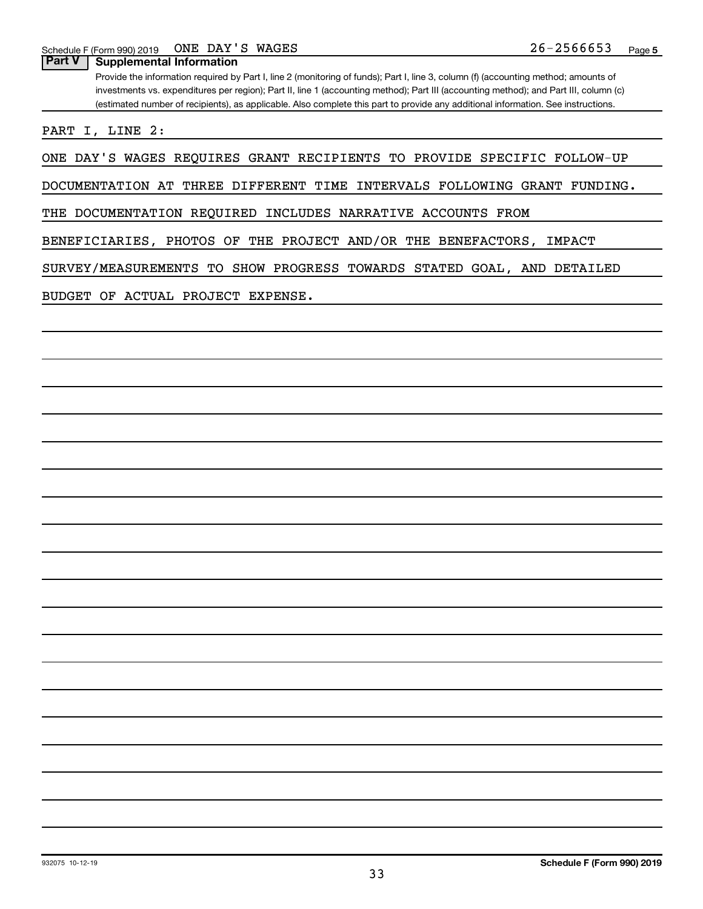Schedule F (Form 990) 2019 ONE DAY'S WAGES 26-2566653 Page 5

**Part V | Supplemental Information**

Provide the information required by Part I, line 2 (monitoring of funds); Part I, line 3, column (f) (accounting method; amounts of investments vs. expenditures per region); Part II, line 1 (accounting method); Part III (accounting method); and Part III, column (c) (estimated number of recipients), as applicable. Also complete this part to provide any additional information. See instructions.

PART I, LINE 2:

ONE DAY'S WAGES REQUIRES GRANT RECIPIENTS TO PROVIDE SPECIFIC FOLLOW-UP DOCUMENTATION AT THREE DIFFERENT TIME INTERVALS FOLLOWING GRANT FUNDING. THE DOCUMENTATION REQUIRED INCLUDES NARRATIVE ACCOUNTS FROM BENEFICIARIES, PHOTOS OF THE PROJECT AND/OR THE BENEFACTORS, IMPACT SURVEY/MEASUREMENTS TO SHOW PROGRESS TOWARDS STATED GOAL, AND DETAILED BUDGET OF ACTUAL PROJECT EXPENSE.

932075 10-12-19 **Schedule F (Form 990) 2019**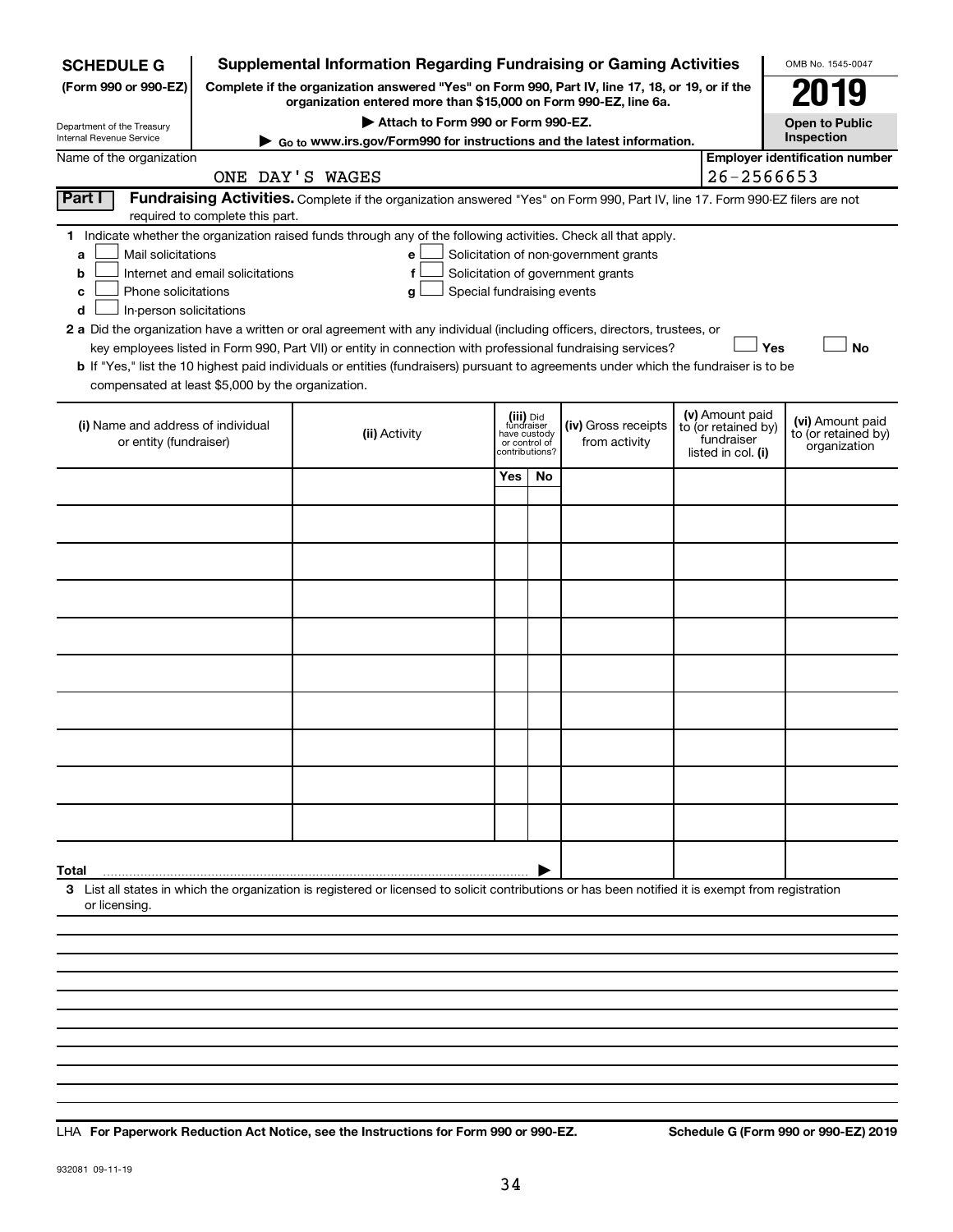**SCHEDULE G** (Form 990 or 990-EZ)

Department of the Treasury
Internal Revenue Service

# Supplemental Information Regarding Fundraising or Gaming Activities

**Complete if the organization answered "Yes" on Form 990, Part IV, line 17, 18, or 19, or if the organization entered more than $15,000 on Form 990-EZ, line 6a.**

▶ Attach to Form 990 or Form 990-EZ.

▶ Go to www.irs.gov/Form990 for instructions and the latest information.

OMB No. 1545-0047

**2019**

**Open to Public Inspection**

Name of the organization: ONE DAY'S WAGES

Employer identification number: 26-2566653

**Part I** **Fundraising Activities.** Complete if the organization answered "Yes" on Form 990, Part IV, line 17. Form 990-EZ filers are not required to complete this part.

**1** Indicate whether the organization raised funds through any of the following activities. Check all that apply.

- **a** ☐ Mail solicitations
- **b** ☐ Internet and email solicitations
- **c** ☐ Phone solicitations
- **d** ☐ In-person solicitations
- **e** ☐ Solicitation of non-government grants
- **f** ☐ Solicitation of government grants
- **g** ☐ Special fundraising events

**2 a** Did the organization have a written or oral agreement with any individual (including officers, directors, trustees, or key employees listed in Form 990, Part VII) or entity in connection with professional fundraising services? ☐ Yes ☐ No

**b** If "Yes," list the 10 highest paid individuals or entities (fundraisers) pursuant to agreements under which the fundraiser is to be compensated at least $5,000 by the organization.

| (i) Name and address of individual or entity (fundraiser) | (ii) Activity | (iii) Did fundraiser have custody or control of contributions? Yes | No | (iv) Gross receipts from activity | (v) Amount paid to (or retained by) fundraiser listed in col. (i) | (vi) Amount paid to (or retained by) organization |
|---|---|---|---|---|---|---|
| | | | | | | |
| | | | | | | |
| | | | | | | |
| | | | | | | |
| | | | | | | |
| | | | | | | |
| | | | | | | |
| | | | | | | |
| | | | | | | |
| | | | | | | |
| **Total** ▶ | | | | | | |

**3** List all states in which the organization is registered or licensed to solicit contributions or has been notified it is exempt from registration or licensing.

LHA **For Paperwork Reduction Act Notice, see the Instructions for Form 990 or 990-EZ.** **Schedule G (Form 990 or 990-EZ) 2019**

932081 09-11-19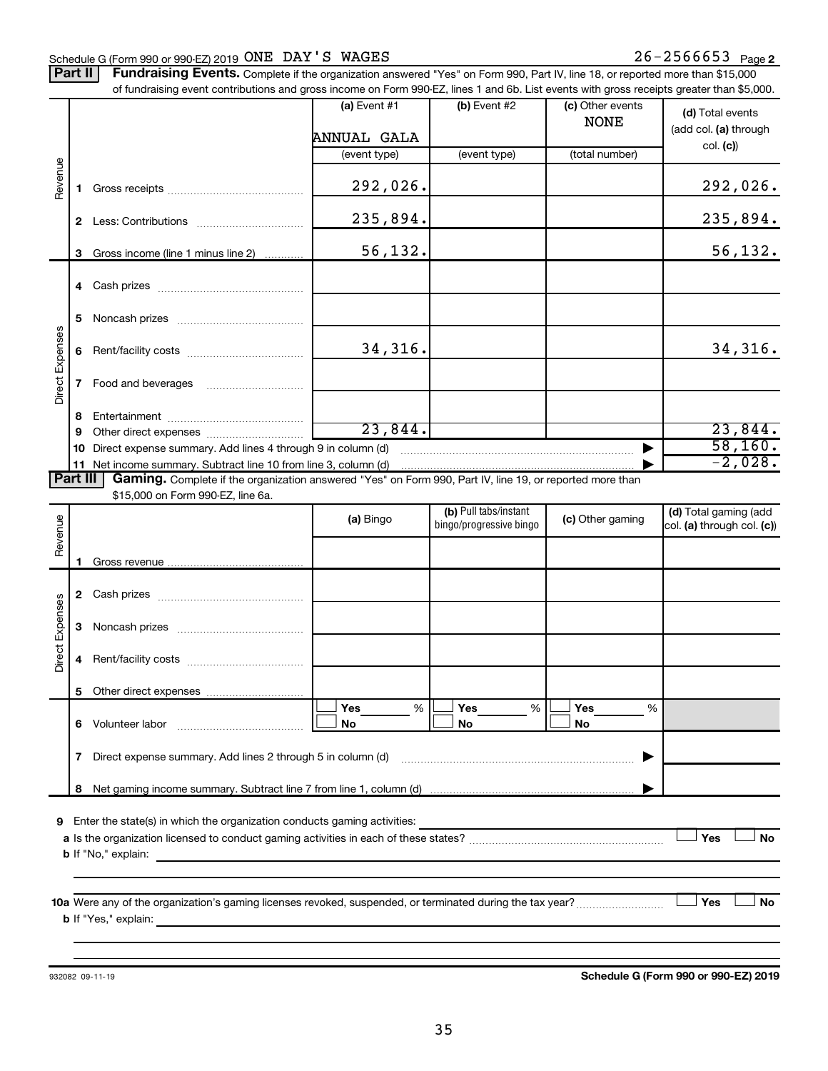Schedule G (Form 990 or 990-EZ) 2019 ONE DAY'S WAGES 26-2566653 Page 2

**Part II** **Fundraising Events.** Complete if the organization answered "Yes" on Form 990, Part IV, line 18, or reported more than $15,000 of fundraising event contributions and gross income on Form 990-EZ, lines 1 and 6b. List events with gross receipts greater than $5,000.

| | | (a) Event #1 | (b) Event #2 | (c) Other events | (d) Total events (add col. (a) through col. (c)) |
|---|---|---|---|---|---|
| | | ANNUAL GALA | | NONE | |
| | | (event type) | (event type) | (total number) | |
| Revenue | 1 Gross receipts | 292,026. | | | 292,026. |
| | 2 Less: Contributions | 235,894. | | | 235,894. |
| | 3 Gross income (line 1 minus line 2) | 56,132. | | | 56,132. |
| Direct Expenses | 4 Cash prizes | | | | |
| | 5 Noncash prizes | | | | |
| | 6 Rent/facility costs | 34,316. | | | 34,316. |
| | 7 Food and beverages | | | | |
| | 8 Entertainment | | | | |
| | 9 Other direct expenses | 23,844. | | | 23,844. |
| | 10 Direct expense summary. Add lines 4 through 9 in column (d) | | | ▶ | 58,160. |
| | 11 Net income summary. Subtract line 10 from line 3, column (d) | | | ▶ | -2,028. |

**Part III** **Gaming.** Complete if the organization answered "Yes" on Form 990, Part IV, line 19, or reported more than $15,000 on Form 990-EZ, line 6a.

| | | (a) Bingo | (b) Pull tabs/instant bingo/progressive bingo | (c) Other gaming | (d) Total gaming (add col. (a) through col. (c)) |
|---|---|---|---|---|---|
| Revenue | 1 Gross revenue | | | | |
| Direct Expenses | 2 Cash prizes | | | | |
| | 3 Noncash prizes | | | | |
| | 4 Rent/facility costs | | | | |
| | 5 Other direct expenses | | | | |
| | 6 Volunteer labor | ☐ Yes ___ % ☐ No | ☐ Yes ___ % ☐ No | ☐ Yes ___ % ☐ No | |
| | 7 Direct expense summary. Add lines 2 through 5 in column (d) | | | ▶ | |
| | 8 Net gaming income summary. Subtract line 7 from line 1, column (d) | | | ▶ | |

9 Enter the state(s) in which the organization conducts gaming activities:

a Is the organization licensed to conduct gaming activities in each of these states? ☐ Yes ☐ No

b If "No," explain:

10a Were any of the organization's gaming licenses revoked, suspended, or terminated during the tax year? ☐ Yes ☐ No

b If "Yes," explain:

932082 09-11-19 **Schedule G (Form 990 or 990-EZ) 2019**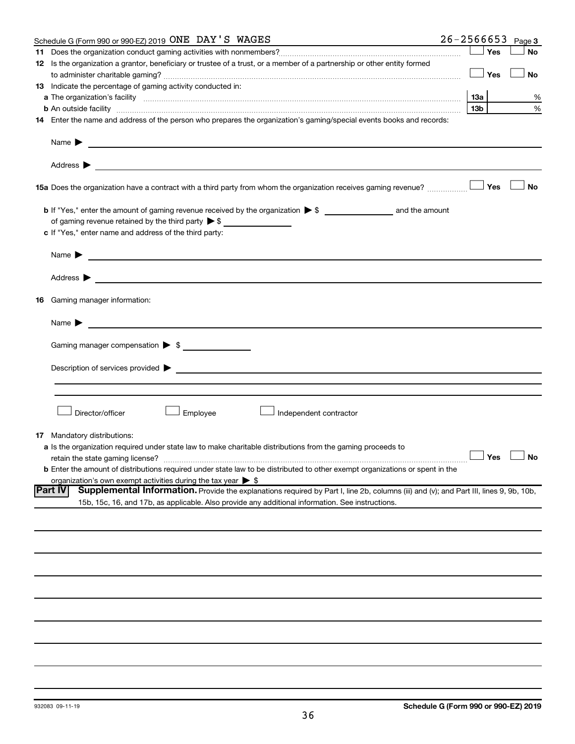Schedule G (Form 990 or 990-EZ) 2019 ONE DAY'S WAGES 26-2566653 Page 3

**11** Does the organization conduct gaming activities with nonmembers? ☐ Yes ☐ No

**12** Is the organization a grantor, beneficiary or trustee of a trust, or a member of a partnership or other entity formed to administer charitable gaming? ☐ Yes ☐ No

**13** Indicate the percentage of gaming activity conducted in:

**a** The organization's facility **13a** %

**b** An outside facility **13b** %

**14** Enter the name and address of the person who prepares the organization's gaming/special events books and records:

Name ▶

Address ▶

**15a** Does the organization have a contract with a third party from whom the organization receives gaming revenue? ☐ Yes ☐ No

**b** If "Yes," enter the amount of gaming revenue received by the organization ▶ $ ________ and the amount of gaming revenue retained by the third party ▶ $ ________

**c** If "Yes," enter name and address of the third party:

Name ▶

Address ▶

**16** Gaming manager information:

Name ▶

Gaming manager compensation ▶ $

Description of services provided ▶

☐ Director/officer ☐ Employee ☐ Independent contractor

**17** Mandatory distributions:

**a** Is the organization required under state law to make charitable distributions from the gaming proceeds to retain the state gaming license? ☐ Yes ☐ No

**b** Enter the amount of distributions required under state law to be distributed to other exempt organizations or spent in the organization's own exempt activities during the tax year ▶ $

**Part IV** **Supplemental Information.** Provide the explanations required by Part I, line 2b, columns (iii) and (v); and Part III, lines 9, 9b, 10b, 15b, 15c, 16, and 17b, as applicable. Also provide any additional information. See instructions.

932083 09-11-19 **Schedule G (Form 990 or 990-EZ) 2019**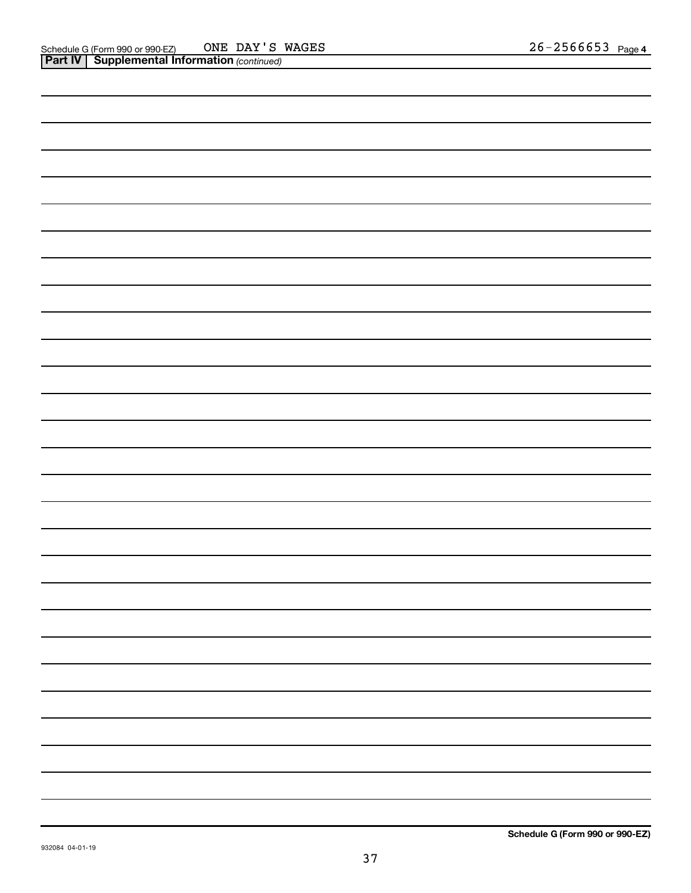Schedule G (Form 990 or 990-EZ) ONE DAY'S WAGES 26-2566653 Page **4**

**Part IV** **Supplemental Information** *(continued)*

**Schedule G (Form 990 or 990-EZ)**

932084 04-01-19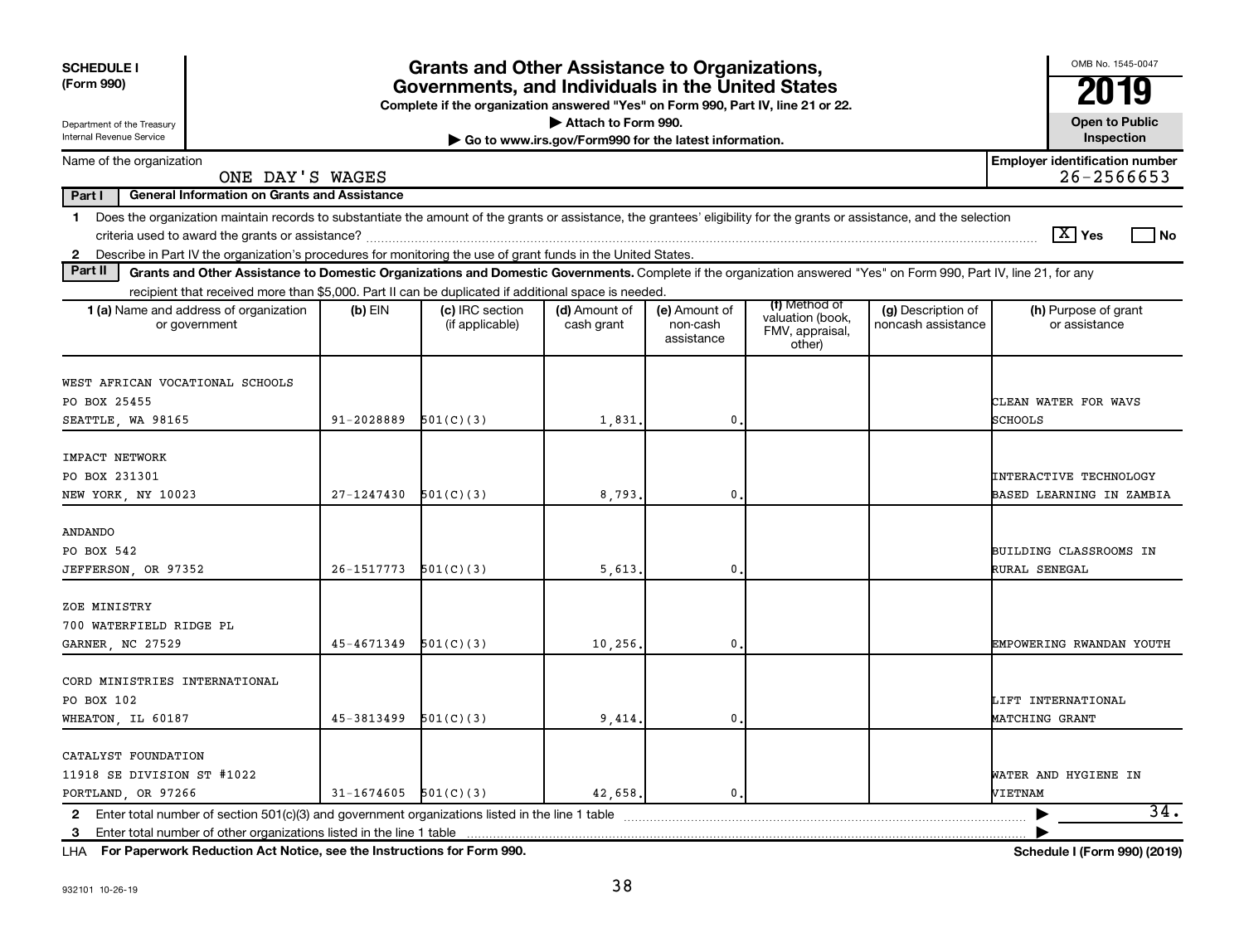**SCHEDULE I (Form 990)**

Department of the Treasury
Internal Revenue Service

# Grants and Other Assistance to Organizations, Governments, and Individuals in the United States

**Complete if the organization answered "Yes" on Form 990, Part IV, line 21 or 22.**
**▶ Attach to Form 990.**
**▶ Go to www.irs.gov/Form990 for the latest information.**

OMB No. 1545-0047
**2019**
**Open to Public Inspection**

Name of the organization: ONE DAY'S WAGES
Employer identification number: 26-2566653

**Part I — General Information on Grants and Assistance**

1 Does the organization maintain records to substantiate the amount of the grants or assistance, the grantees' eligibility for the grants or assistance, and the selection criteria used to award the grants or assistance? [X] Yes [ ] No

2 Describe in Part IV the organization's procedures for monitoring the use of grant funds in the United States.

**Part II — Grants and Other Assistance to Domestic Organizations and Domestic Governments.** Complete if the organization answered "Yes" on Form 990, Part IV, line 21, for any recipient that received more than $5,000. Part II can be duplicated if additional space is needed.

| 1 (a) Name and address of organization or government | (b) EIN | (c) IRC section (if applicable) | (d) Amount of cash grant | (e) Amount of non-cash assistance | (f) Method of valuation (book, FMV, appraisal, other) | (g) Description of noncash assistance | (h) Purpose of grant or assistance |
|---|---|---|---|---|---|---|---|
| WEST AFRICAN VOCATIONAL SCHOOLS<br>PO BOX 25455<br>SEATTLE, WA 98165 | 91-2028889 | 501(C)(3) | 1,831. | 0. | | | CLEAN WATER FOR WAVS SCHOOLS |
| IMPACT NETWORK<br>PO BOX 231301<br>NEW YORK, NY 10023 | 27-1247430 | 501(C)(3) | 8,793. | 0. | | | INTERACTIVE TECHNOLOGY BASED LEARNING IN ZAMBIA |
| ANDANDO<br>PO BOX 542<br>JEFFERSON, OR 97352 | 26-1517773 | 501(C)(3) | 5,613. | 0. | | | BUILDING CLASSROOMS IN RURAL SENEGAL |
| ZOE MINISTRY<br>700 WATERFIELD RIDGE PL<br>GARNER, NC 27529 | 45-4671349 | 501(C)(3) | 10,256. | 0. | | | EMPOWERING RWANDAN YOUTH |
| CORD MINISTRIES INTERNATIONAL<br>PO BOX 102<br>WHEATON, IL 60187 | 45-3813499 | 501(C)(3) | 9,414. | 0. | | | LIFT INTERNATIONAL MATCHING GRANT |
| CATALYST FOUNDATION<br>11918 SE DIVISION ST #1022<br>PORTLAND, OR 97266 | 31-1674605 | 501(C)(3) | 42,658. | 0. | | | WATER AND HYGIENE IN VIETNAM |

2 Enter total number of section 501(c)(3) and government organizations listed in the line 1 table ▶ 34.

3 Enter total number of other organizations listed in the line 1 table ▶

LHA **For Paperwork Reduction Act Notice, see the Instructions for Form 990.** **Schedule I (Form 990) (2019)**

932101 10-26-19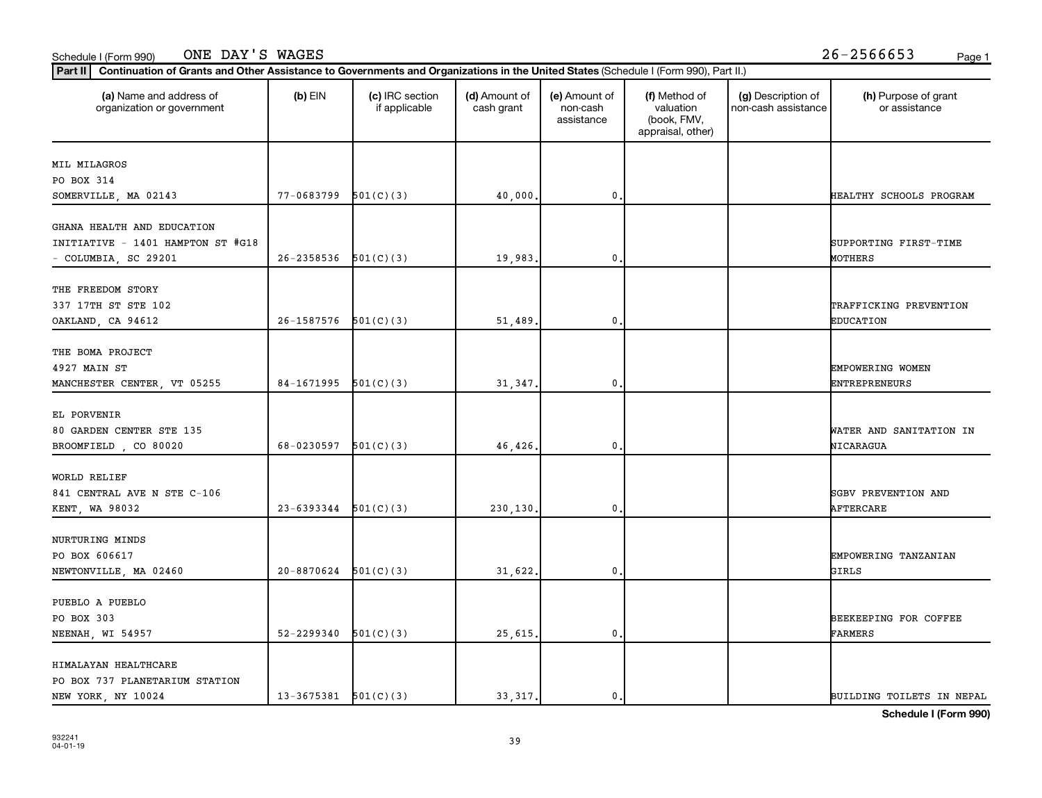Schedule I (Form 990) ONE DAY'S WAGES 26-2566653

**Part II** **Continuation of Grants and Other Assistance to Governments and Organizations in the United States** (Schedule I (Form 990), Part II.)

| (a) Name and address of organization or government | (b) EIN | (c) IRC section if applicable | (d) Amount of cash grant | (e) Amount of non-cash assistance | (f) Method of valuation (book, FMV, appraisal, other) | (g) Description of non-cash assistance | (h) Purpose of grant or assistance |
|---|---|---|---|---|---|---|---|
| MIL MILAGROS<br>PO BOX 314<br>SOMERVILLE, MA 02143 | 77-0683799 | 501(C)(3) | 40,000. | 0. | | | HEALTHY SCHOOLS PROGRAM |
| GHANA HEALTH AND EDUCATION INITIATIVE - 1401 HAMPTON ST #G18 - COLUMBIA, SC 29201 | 26-2358536 | 501(C)(3) | 19,983. | 0. | | | SUPPORTING FIRST-TIME MOTHERS |
| THE FREEDOM STORY<br>337 17TH ST STE 102<br>OAKLAND, CA 94612 | 26-1587576 | 501(C)(3) | 51,489. | 0. | | | TRAFFICKING PREVENTION EDUCATION |
| THE BOMA PROJECT<br>4927 MAIN ST<br>MANCHESTER CENTER, VT 05255 | 84-1671995 | 501(C)(3) | 31,347. | 0. | | | EMPOWERING WOMEN ENTREPRENEURS |
| EL PORVENIR<br>80 GARDEN CENTER STE 135<br>BROOMFIELD , CO 80020 | 68-0230597 | 501(C)(3) | 46,426. | 0. | | | WATER AND SANITATION IN NICARAGUA |
| WORLD RELIEF<br>841 CENTRAL AVE N STE C-106<br>KENT, WA 98032 | 23-6393344 | 501(C)(3) | 230,130. | 0. | | | SGBV PREVENTION AND AFTERCARE |
| NURTURING MINDS<br>PO BOX 606617<br>NEWTONVILLE, MA 02460 | 20-8870624 | 501(C)(3) | 31,622. | 0. | | | EMPOWERING TANZANIAN GIRLS |
| PUEBLO A PUEBLO<br>PO BOX 303<br>NEENAH, WI 54957 | 52-2299340 | 501(C)(3) | 25,615. | 0. | | | BEEKEEPING FOR COFFEE FARMERS |
| HIMALAYAN HEALTHCARE<br>PO BOX 737 PLANETARIUM STATION<br>NEW YORK, NY 10024 | 13-3675381 | 501(C)(3) | 33,317. | 0. | | | BUILDING TOILETS IN NEPAL |

**Schedule I (Form 990)**

932241
04-01-19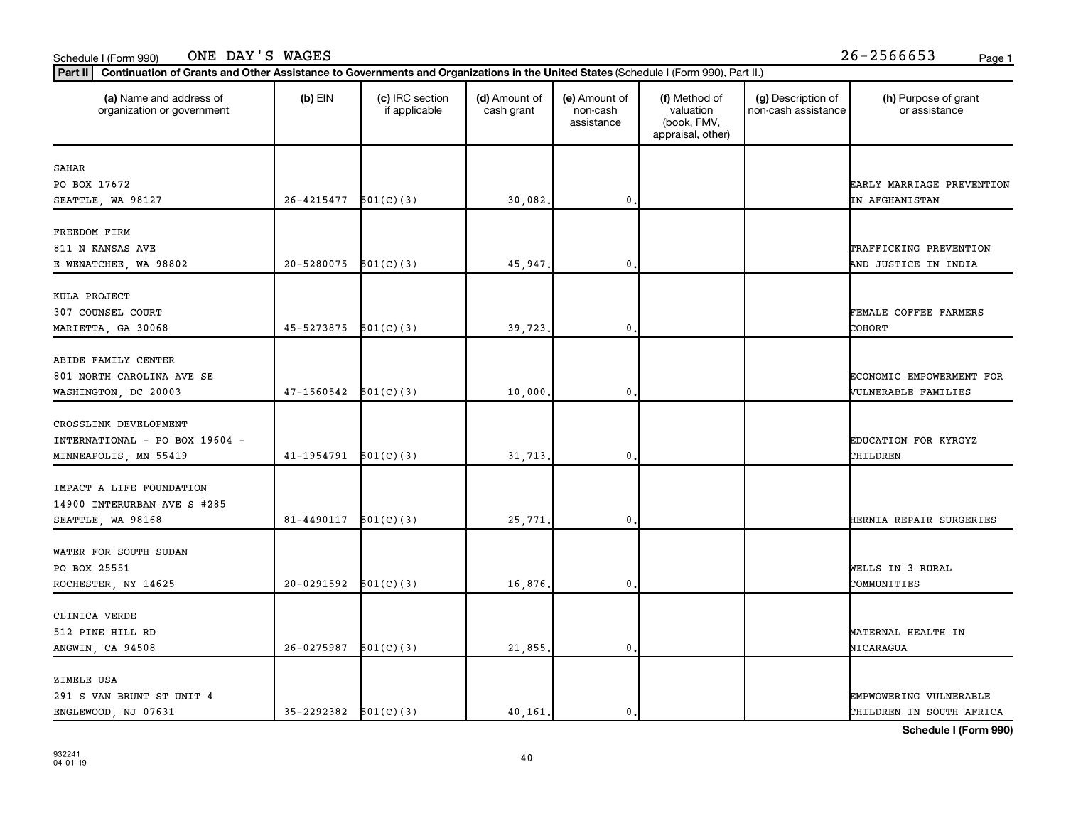Schedule I (Form 990) ONE DAY'S WAGES 26-2566653

**Part II Continuation of Grants and Other Assistance to Governments and Organizations in the United States** (Schedule I (Form 990), Part II.)

| (a) Name and address of organization or government | (b) EIN | (c) IRC section if applicable | (d) Amount of cash grant | (e) Amount of non-cash assistance | (f) Method of valuation (book, FMV, appraisal, other) | (g) Description of non-cash assistance | (h) Purpose of grant or assistance |
|---|---|---|---|---|---|---|---|
| SAHAR<br>PO BOX 17672<br>SEATTLE, WA 98127 | 26-4215477 | 501(C)(3) | 30,082. | 0. | | | EARLY MARRIAGE PREVENTION IN AFGHANISTAN |
| FREEDOM FIRM<br>811 N KANSAS AVE<br>E WENATCHEE, WA 98802 | 20-5280075 | 501(C)(3) | 45,947. | 0. | | | TRAFFICKING PREVENTION AND JUSTICE IN INDIA |
| KULA PROJECT<br>307 COUNSEL COURT<br>MARIETTA, GA 30068 | 45-5273875 | 501(C)(3) | 39,723. | 0. | | | FEMALE COFFEE FARMERS COHORT |
| ABIDE FAMILY CENTER<br>801 NORTH CAROLINA AVE SE<br>WASHINGTON, DC 20003 | 47-1560542 | 501(C)(3) | 10,000. | 0. | | | ECONOMIC EMPOWERMENT FOR VULNERABLE FAMILIES |
| CROSSLINK DEVELOPMENT<br>INTERNATIONAL - PO BOX 19604 -<br>MINNEAPOLIS, MN 55419 | 41-1954791 | 501(C)(3) | 31,713. | 0. | | | EDUCATION FOR KYRGYZ CHILDREN |
| IMPACT A LIFE FOUNDATION<br>14900 INTERURBAN AVE S #285<br>SEATTLE, WA 98168 | 81-4490117 | 501(C)(3) | 25,771. | 0. | | | HERNIA REPAIR SURGERIES |
| WATER FOR SOUTH SUDAN<br>PO BOX 25551<br>ROCHESTER, NY 14625 | 20-0291592 | 501(C)(3) | 16,876. | 0. | | | WELLS IN 3 RURAL COMMUNITIES |
| CLINICA VERDE<br>512 PINE HILL RD<br>ANGWIN, CA 94508 | 26-0275987 | 501(C)(3) | 21,855. | 0. | | | MATERNAL HEALTH IN NICARAGUA |
| ZIMELE USA<br>291 S VAN BRUNT ST UNIT 4<br>ENGLEWOOD, NJ 07631 | 35-2292382 | 501(C)(3) | 40,161. | 0. | | | EMPWOWERING VULNERABLE CHILDREN IN SOUTH AFRICA |

**Schedule I (Form 990)**

932241
04-01-19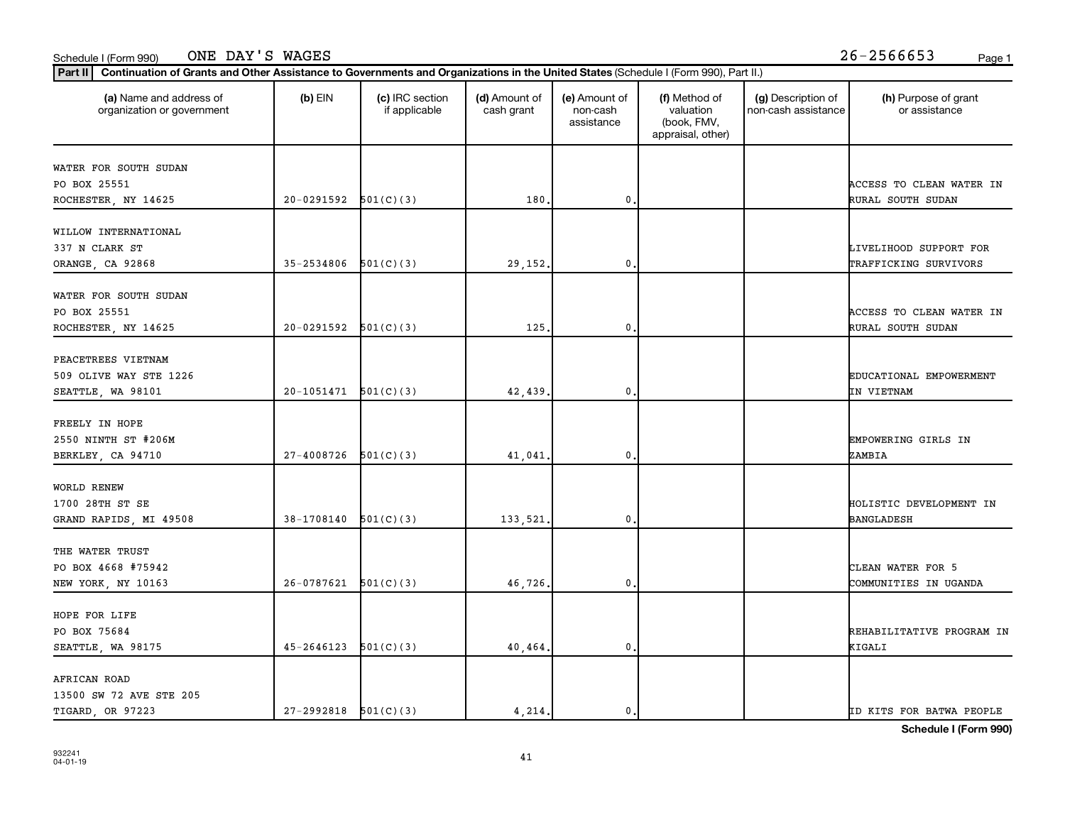Schedule I (Form 990) ONE DAY'S WAGES 26-2566653

**Part II** **Continuation of Grants and Other Assistance to Governments and Organizations in the United States** (Schedule I (Form 990), Part II.)

| (a) Name and address of organization or government | (b) EIN | (c) IRC section if applicable | (d) Amount of cash grant | (e) Amount of non-cash assistance | (f) Method of valuation (book, FMV, appraisal, other) | (g) Description of non-cash assistance | (h) Purpose of grant or assistance |
|---|---|---|---|---|---|---|---|
| WATER FOR SOUTH SUDAN<br>PO BOX 25551<br>ROCHESTER, NY 14625 | 20-0291592 | 501(C)(3) | 180. | 0. | | | ACCESS TO CLEAN WATER IN RURAL SOUTH SUDAN |
| WILLOW INTERNATIONAL<br>337 N CLARK ST<br>ORANGE, CA 92868 | 35-2534806 | 501(C)(3) | 29,152. | 0. | | | LIVELIHOOD SUPPORT FOR TRAFFICKING SURVIVORS |
| WATER FOR SOUTH SUDAN<br>PO BOX 25551<br>ROCHESTER, NY 14625 | 20-0291592 | 501(C)(3) | 125. | 0. | | | ACCESS TO CLEAN WATER IN RURAL SOUTH SUDAN |
| PEACETREES VIETNAM<br>509 OLIVE WAY STE 1226<br>SEATTLE, WA 98101 | 20-1051471 | 501(C)(3) | 42,439. | 0. | | | EDUCATIONAL EMPOWERMENT IN VIETNAM |
| FREELY IN HOPE<br>2550 NINTH ST #206M<br>BERKLEY, CA 94710 | 27-4008726 | 501(C)(3) | 41,041. | 0. | | | EMPOWERING GIRLS IN ZAMBIA |
| WORLD RENEW<br>1700 28TH ST SE<br>GRAND RAPIDS, MI 49508 | 38-1708140 | 501(C)(3) | 133,521. | 0. | | | HOLISTIC DEVELOPMENT IN BANGLADESH |
| THE WATER TRUST<br>PO BOX 4668 #75942<br>NEW YORK, NY 10163 | 26-0787621 | 501(C)(3) | 46,726. | 0. | | | CLEAN WATER FOR 5 COMMUNITIES IN UGANDA |
| HOPE FOR LIFE<br>PO BOX 75684<br>SEATTLE, WA 98175 | 45-2646123 | 501(C)(3) | 40,464. | 0. | | | REHABILITATIVE PROGRAM IN KIGALI |
| AFRICAN ROAD<br>13500 SW 72 AVE STE 205<br>TIGARD, OR 97223 | 27-2992818 | 501(C)(3) | 4,214. | 0. | | | ID KITS FOR BATWA PEOPLE |

**Schedule I (Form 990)**

932241
04-01-19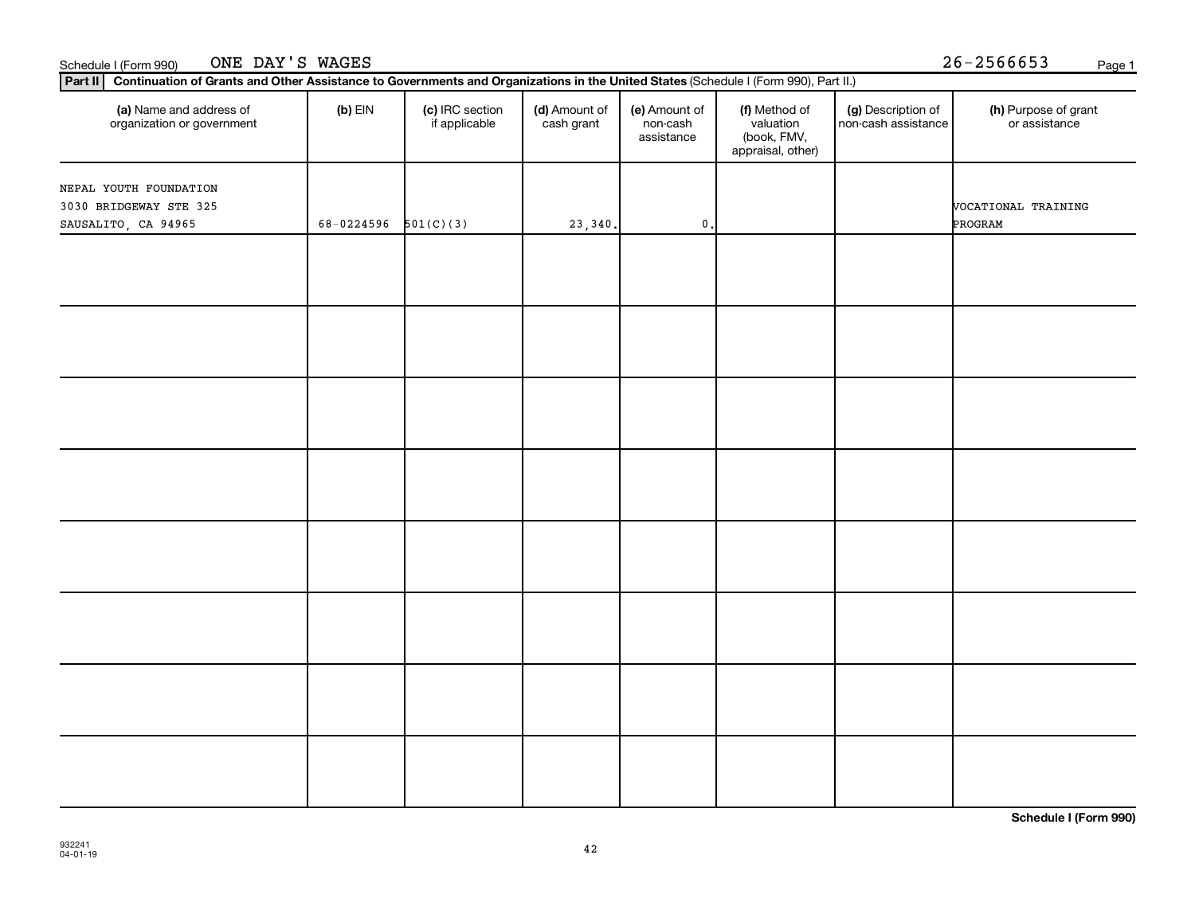Schedule I (Form 990) ONE DAY'S WAGES 26-2566653 Page 1

**Part II** **Continuation of Grants and Other Assistance to Governments and Organizations in the United States** (Schedule I (Form 990), Part II.)

| (a) Name and address of organization or government | (b) EIN | (c) IRC section if applicable | (d) Amount of cash grant | (e) Amount of non-cash assistance | (f) Method of valuation (book, FMV, appraisal, other) | (g) Description of non-cash assistance | (h) Purpose of grant or assistance |
|---|---|---|---|---|---|---|---|
| NEPAL YOUTH FOUNDATION<br>3030 BRIDGEWAY STE 325<br>SAUSALITO, CA 94965 | 68-0224596 | 501(C)(3) | 23,340. | 0. | | | VOCATIONAL TRAINING PROGRAM |
| | | | | | | | |
| | | | | | | | |
| | | | | | | | |
| | | | | | | | |
| | | | | | | | |
| | | | | | | | |
| | | | | | | | |
| | | | | | | | |

**Schedule I (Form 990)**

932241
04-01-19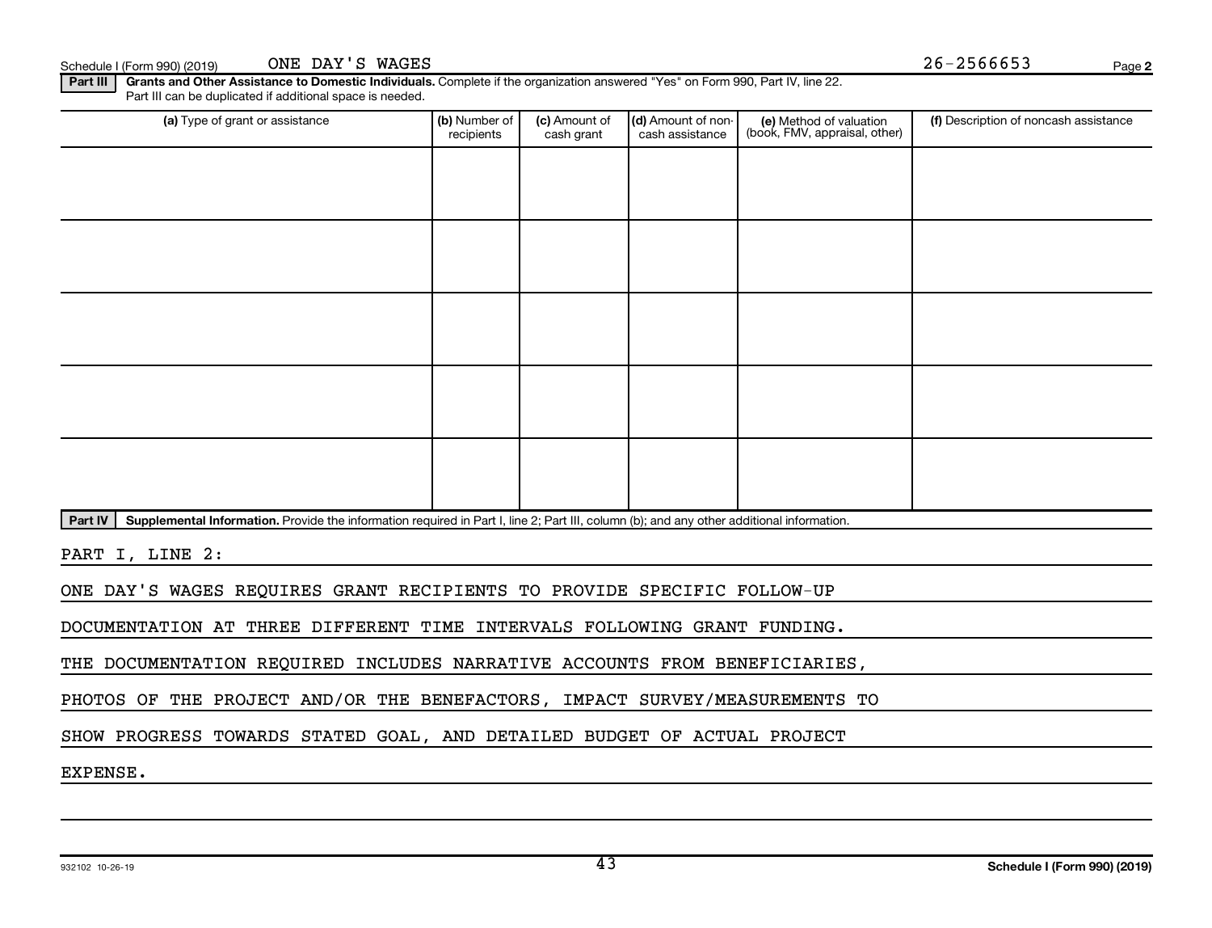Schedule I (Form 990) (2019) ONE DAY'S WAGES 26-2566653 Page 2

**Part III** **Grants and Other Assistance to Domestic Individuals.** Complete if the organization answered "Yes" on Form 990, Part IV, line 22. Part III can be duplicated if additional space is needed.

| (a) Type of grant or assistance | (b) Number of recipients | (c) Amount of cash grant | (d) Amount of non-cash assistance | (e) Method of valuation (book, FMV, appraisal, other) | (f) Description of noncash assistance |
|---|---|---|---|---|---|
| | | | | | |
| | | | | | |
| | | | | | |
| | | | | | |
| | | | | | |

**Part IV** **Supplemental Information.** Provide the information required in Part I, line 2; Part III, column (b); and any other additional information.

PART I, LINE 2:

ONE DAY'S WAGES REQUIRES GRANT RECIPIENTS TO PROVIDE SPECIFIC FOLLOW-UP DOCUMENTATION AT THREE DIFFERENT TIME INTERVALS FOLLOWING GRANT FUNDING. THE DOCUMENTATION REQUIRED INCLUDES NARRATIVE ACCOUNTS FROM BENEFICIARIES, PHOTOS OF THE PROJECT AND/OR THE BENEFACTORS, IMPACT SURVEY/MEASUREMENTS TO SHOW PROGRESS TOWARDS STATED GOAL, AND DETAILED BUDGET OF ACTUAL PROJECT EXPENSE.

932102 10-26-19 **Schedule I (Form 990) (2019)**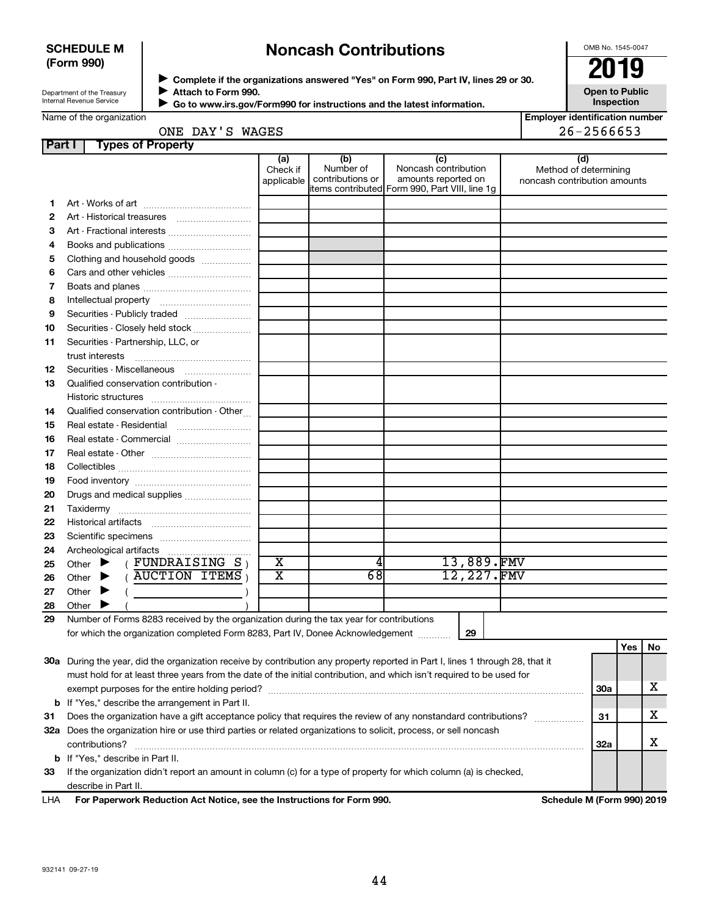**SCHEDULE M (Form 990)**

Department of the Treasury
Internal Revenue Service

# Noncash Contributions

▶ Complete if the organizations answered "Yes" on Form 990, Part IV, lines 29 or 30.
▶ Attach to Form 990.
▶ Go to www.irs.gov/Form990 for instructions and the latest information.

OMB No. 1545-0047

**2019**

**Open to Public Inspection**

Name of the organization: ONE DAY'S WAGES

Employer identification number: 26-2566653

## Part I Types of Property

| | | (a) Check if applicable | (b) Number of contributions or items contributed | (c) Noncash contribution amounts reported on Form 990, Part VIII, line 1g | (d) Method of determining noncash contribution amounts |
|---|---|---|---|---|---|
| 1 | Art - Works of art | | | | |
| 2 | Art - Historical treasures | | | | |
| 3 | Art - Fractional interests | | | | |
| 4 | Books and publications | | | | |
| 5 | Clothing and household goods | | | | |
| 6 | Cars and other vehicles | | | | |
| 7 | Boats and planes | | | | |
| 8 | Intellectual property | | | | |
| 9 | Securities - Publicly traded | | | | |
| 10 | Securities - Closely held stock | | | | |
| 11 | Securities - Partnership, LLC, or trust interests | | | | |
| 12 | Securities - Miscellaneous | | | | |
| 13 | Qualified conservation contribution - Historic structures | | | | |
| 14 | Qualified conservation contribution - Other | | | | |
| 15 | Real estate - Residential | | | | |
| 16 | Real estate - Commercial | | | | |
| 17 | Real estate - Other | | | | |
| 18 | Collectibles | | | | |
| 19 | Food inventory | | | | |
| 20 | Drugs and medical supplies | | | | |
| 21 | Taxidermy | | | | |
| 22 | Historical artifacts | | | | |
| 23 | Scientific specimens | | | | |
| 24 | Archeological artifacts | | | | |
| 25 | Other ▶ ( FUNDRAISING S ) | X | 4 | 13,889. | FMV |
| 26 | Other ▶ ( AUCTION ITEMS ) | X | 68 | 12,227. | FMV |
| 27 | Other ▶ ( ) | | | | |
| 28 | Other ▶ ( ) | | | | |

**29** Number of Forms 8283 received by the organization during the tax year for contributions for which the organization completed Form 8283, Part IV, Donee Acknowledgement ..... **29**

| | | | Yes | No |
|---|---|---|---|---|
| 30a | During the year, did the organization receive by contribution any property reported in Part I, lines 1 through 28, that it must hold for at least three years from the date of the initial contribution, and which isn't required to be used for exempt purposes for the entire holding period? | 30a | | X |
| b | If "Yes," describe the arrangement in Part II. | | | |
| 31 | Does the organization have a gift acceptance policy that requires the review of any nonstandard contributions? | 31 | | X |
| 32a | Does the organization hire or use third parties or related organizations to solicit, process, or sell noncash contributions? | 32a | | X |
| b | If "Yes," describe in Part II. | | | |
| 33 | If the organization didn't report an amount in column (c) for a type of property for which column (a) is checked, describe in Part II. | | | |

LHA **For Paperwork Reduction Act Notice, see the Instructions for Form 990.** **Schedule M (Form 990) 2019**

932141 09-27-19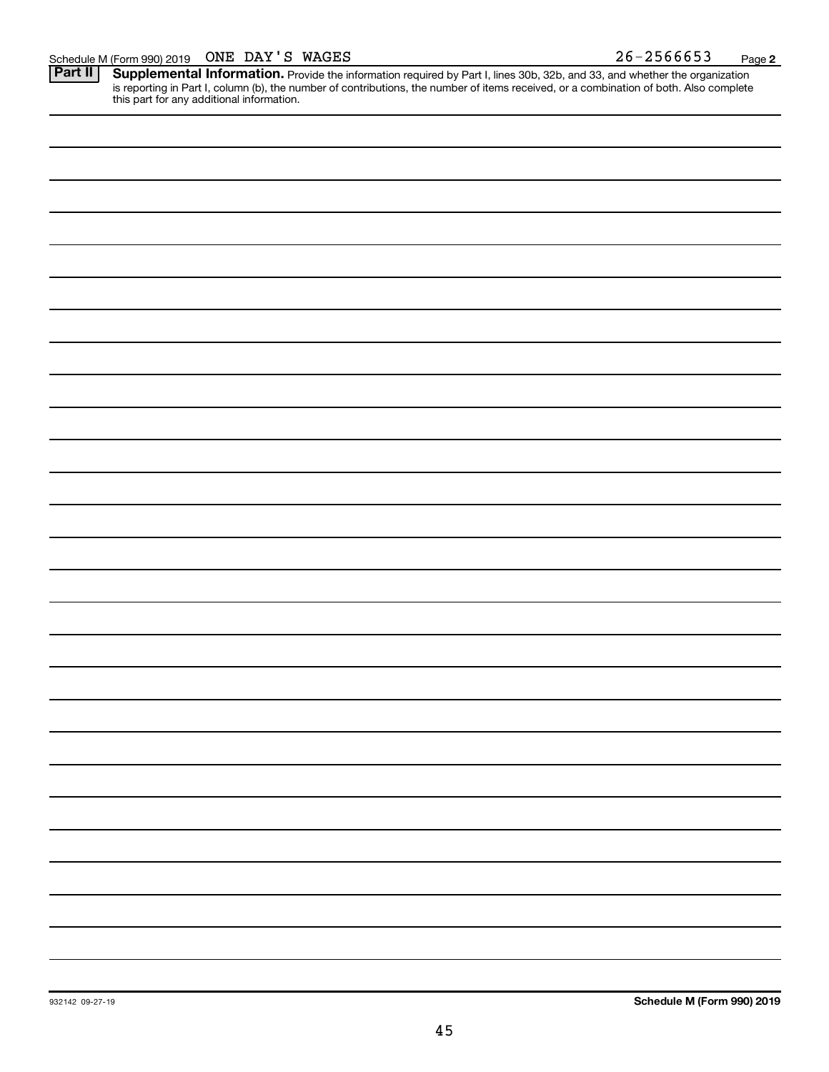Schedule M (Form 990) 2019 ONE DAY'S WAGES 26-2566653 Page 2

**Part II** **Supplemental Information.** Provide the information required by Part I, lines 30b, 32b, and 33, and whether the organization is reporting in Part I, column (b), the number of contributions, the number of items received, or a combination of both. Also complete this part for any additional information.

932142 09-27-19 **Schedule M (Form 990) 2019**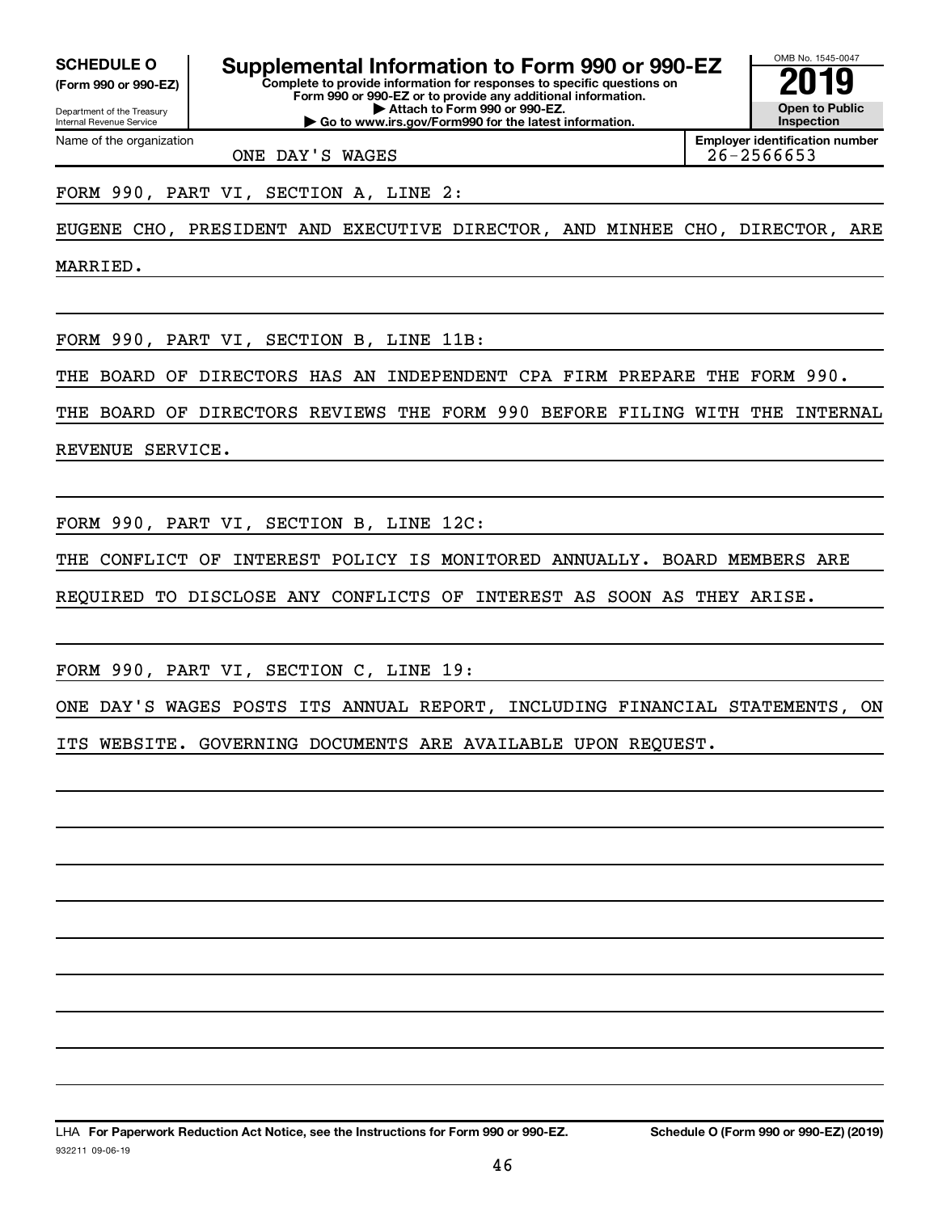**SCHEDULE O**
**(Form 990 or 990-EZ)**

Department of the Treasury
Internal Revenue Service

# Supplemental Information to Form 990 or 990-EZ

**Complete to provide information for responses to specific questions on Form 990 or 990-EZ or to provide any additional information.**
**▶ Attach to Form 990 or 990-EZ.**
**▶ Go to www.irs.gov/Form990 for the latest information.**

OMB No. 1545-0047
**2019**
**Open to Public Inspection**

Name of the organization: ONE DAY'S WAGES
**Employer identification number:** 26-2566653

FORM 990, PART VI, SECTION A, LINE 2:

EUGENE CHO, PRESIDENT AND EXECUTIVE DIRECTOR, AND MINHEE CHO, DIRECTOR, ARE MARRIED.

FORM 990, PART VI, SECTION B, LINE 11B:

THE BOARD OF DIRECTORS HAS AN INDEPENDENT CPA FIRM PREPARE THE FORM 990. THE BOARD OF DIRECTORS REVIEWS THE FORM 990 BEFORE FILING WITH THE INTERNAL REVENUE SERVICE.

FORM 990, PART VI, SECTION B, LINE 12C:

THE CONFLICT OF INTEREST POLICY IS MONITORED ANNUALLY. BOARD MEMBERS ARE REQUIRED TO DISCLOSE ANY CONFLICTS OF INTEREST AS SOON AS THEY ARISE.

FORM 990, PART VI, SECTION C, LINE 19:

ONE DAY'S WAGES POSTS ITS ANNUAL REPORT, INCLUDING FINANCIAL STATEMENTS, ON ITS WEBSITE. GOVERNING DOCUMENTS ARE AVAILABLE UPON REQUEST.

932211 09-06-19 LHA **For Paperwork Reduction Act Notice, see the Instructions for Form 990 or 990-EZ.** **Schedule O (Form 990 or 990-EZ) (2019)**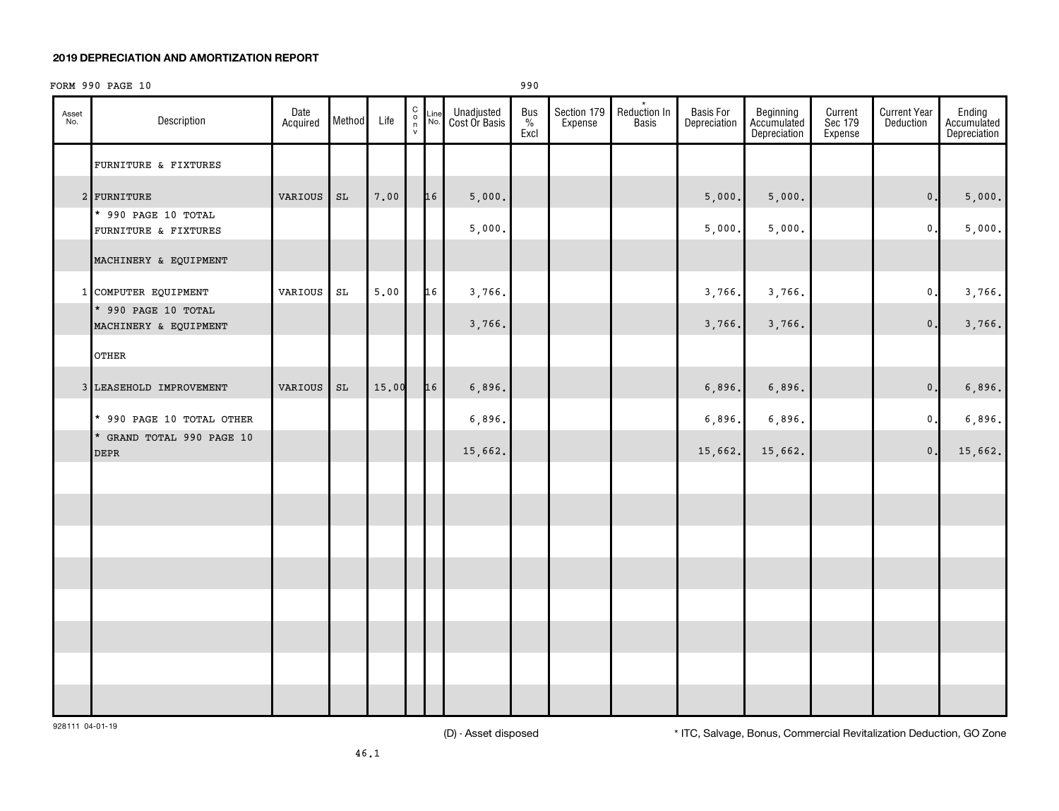## 2019 DEPRECIATION AND AMORTIZATION REPORT

FORM 990 PAGE 10 990

| Asset No. | Description | Date Acquired | Method | Life | C o n v | Line No. | Unadjusted Cost Or Basis | Bus % Excl | Section 179 Expense | * Reduction In Basis | Basis For Depreciation | Beginning Accumulated Depreciation | Current Sec 179 Expense | Current Year Deduction | Ending Accumulated Depreciation |
|---|---|---|---|---|---|---|---|---|---|---|---|---|---|---|---|
| | FURNITURE & FIXTURES | | | | | | | | | | | | | | |
| 2 | FURNITURE | VARIOUS | SL | 7.00 | | 16 | 5,000. | | | | 5,000. | 5,000. | | 0. | 5,000. |
| | * 990 PAGE 10 TOTAL FURNITURE & FIXTURES | | | | | | 5,000. | | | | 5,000. | 5,000. | | 0. | 5,000. |
| | MACHINERY & EQUIPMENT | | | | | | | | | | | | | | |
| 1 | COMPUTER EQUIPMENT | VARIOUS | SL | 5.00 | | 16 | 3,766. | | | | 3,766. | 3,766. | | 0. | 3,766. |
| | * 990 PAGE 10 TOTAL MACHINERY & EQUIPMENT | | | | | | 3,766. | | | | 3,766. | 3,766. | | 0. | 3,766. |
| | OTHER | | | | | | | | | | | | | | |
| 3 | LEASEHOLD IMPROVEMENT | VARIOUS | SL | 15.00 | | 16 | 6,896. | | | | 6,896. | 6,896. | | 0. | 6,896. |
| | * 990 PAGE 10 TOTAL OTHER | | | | | | 6,896. | | | | 6,896. | 6,896. | | 0. | 6,896. |
| | * GRAND TOTAL 990 PAGE 10 DEPR | | | | | | 15,662. | | | | 15,662. | 15,662. | | 0. | 15,662. |

928111 04-01-19

(D) - Asset disposed

* ITC, Salvage, Bonus, Commercial Revitalization Deduction, GO Zone

46.1